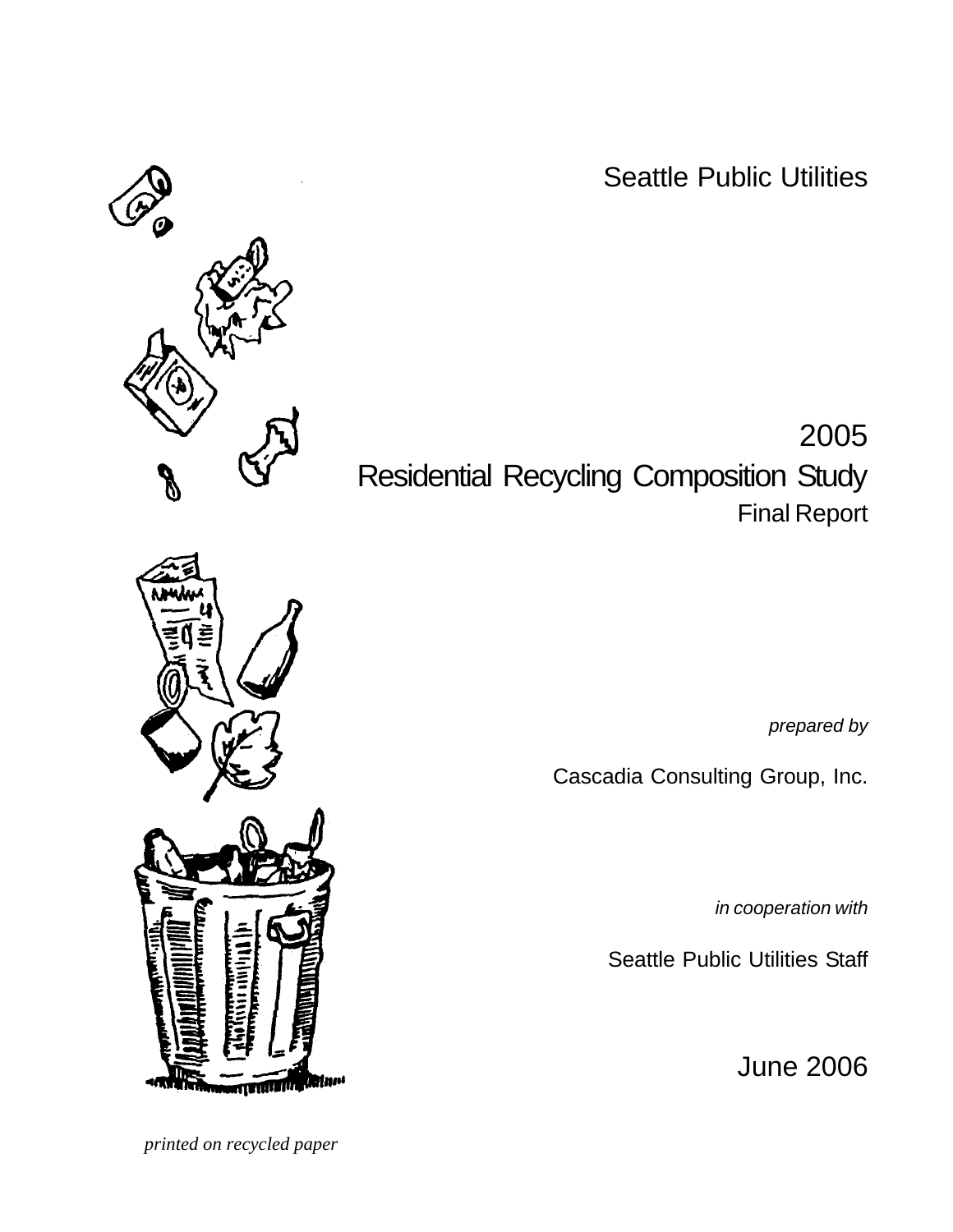Seattle Public Utilities

# 2005
# Residential Recycling Composition Study

## Final Report

*prepared by*

Cascadia Consulting Group, Inc.

*in cooperation with*

Seattle Public Utilities Staff

June 2006

*printed on recycled paper*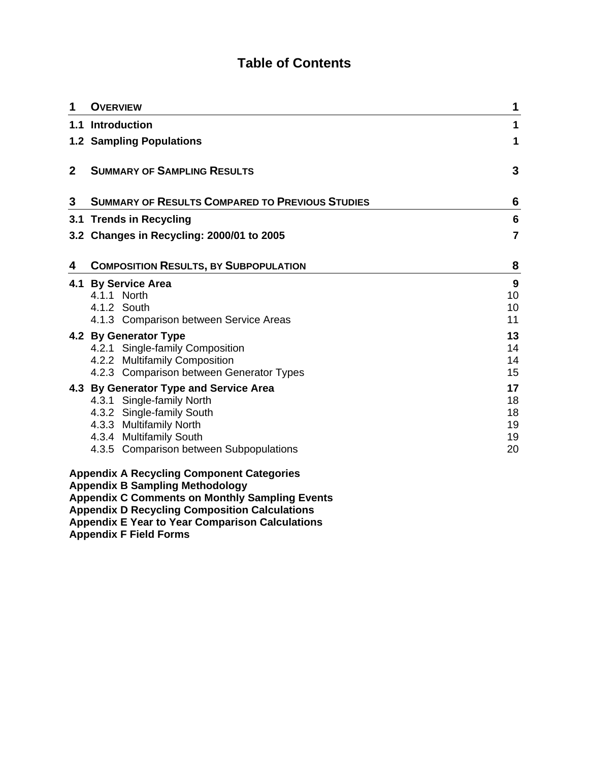# Table of Contents

| | | |
|---|---|---|
| **1** | **OVERVIEW** | **1** |
| **1.1** | **Introduction** | **1** |
| **1.2** | **Sampling Populations** | **1** |
| **2** | **SUMMARY OF SAMPLING RESULTS** | **3** |
| **3** | **SUMMARY OF RESULTS COMPARED TO PREVIOUS STUDIES** | **6** |
| **3.1** | **Trends in Recycling** | **6** |
| **3.2** | **Changes in Recycling: 2000/01 to 2005** | **7** |
| **4** | **COMPOSITION RESULTS, BY SUBPOPULATION** | **8** |
| **4.1** | **By Service Area** | **9** |
| | 4.1.1 North | 10 |
| | 4.1.2 South | 10 |
| | 4.1.3 Comparison between Service Areas | 11 |
| **4.2** | **By Generator Type** | **13** |
| | 4.2.1 Single-family Composition | 14 |
| | 4.2.2 Multifamily Composition | 14 |
| | 4.2.3 Comparison between Generator Types | 15 |
| **4.3** | **By Generator Type and Service Area** | **17** |
| | 4.3.1 Single-family North | 18 |
| | 4.3.2 Single-family South | 18 |
| | 4.3.3 Multifamily North | 19 |
| | 4.3.4 Multifamily South | 19 |
| | 4.3.5 Comparison between Subpopulations | 20 |

**Appendix A Recycling Component Categories**
**Appendix B Sampling Methodology**
**Appendix C Comments on Monthly Sampling Events**
**Appendix D Recycling Composition Calculations**
**Appendix E Year to Year Comparison Calculations**
**Appendix F Field Forms**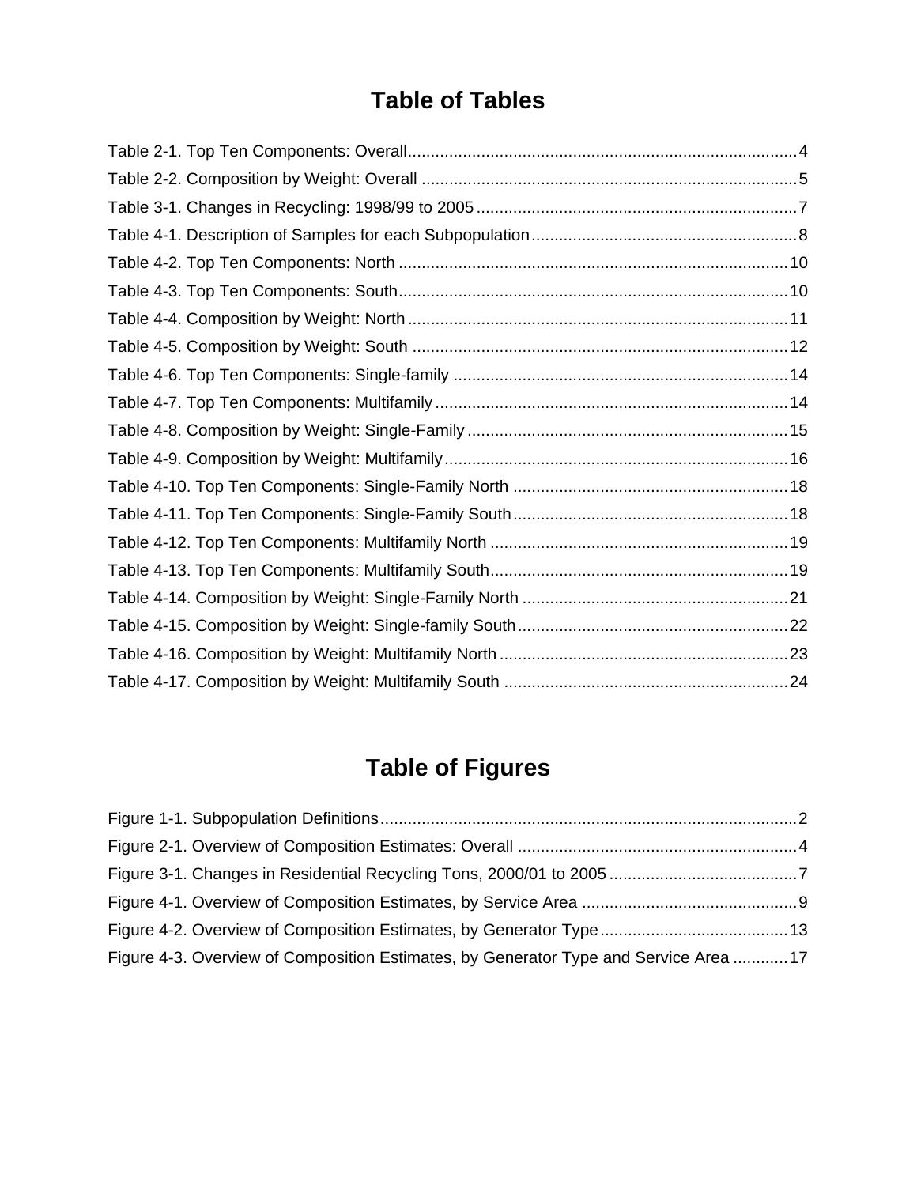# Table of Tables

Table 2-1. Top Ten Components: Overall.....4
Table 2-2. Composition by Weight: Overall.....5
Table 3-1. Changes in Recycling: 1998/99 to 2005.....7
Table 4-1. Description of Samples for each Subpopulation.....8
Table 4-2. Top Ten Components: North.....10
Table 4-3. Top Ten Components: South.....10
Table 4-4. Composition by Weight: North.....11
Table 4-5. Composition by Weight: South.....12
Table 4-6. Top Ten Components: Single-family.....14
Table 4-7. Top Ten Components: Multifamily.....14
Table 4-8. Composition by Weight: Single-Family.....15
Table 4-9. Composition by Weight: Multifamily.....16
Table 4-10. Top Ten Components: Single-Family North.....18
Table 4-11. Top Ten Components: Single-Family South.....18
Table 4-12. Top Ten Components: Multifamily North.....19
Table 4-13. Top Ten Components: Multifamily South.....19
Table 4-14. Composition by Weight: Single-Family North.....21
Table 4-15. Composition by Weight: Single-family South.....22
Table 4-16. Composition by Weight: Multifamily North.....23
Table 4-17. Composition by Weight: Multifamily South.....24

# Table of Figures

Figure 1-1. Subpopulation Definitions.....2
Figure 2-1. Overview of Composition Estimates: Overall.....4
Figure 3-1. Changes in Residential Recycling Tons, 2000/01 to 2005.....7
Figure 4-1. Overview of Composition Estimates, by Service Area.....9
Figure 4-2. Overview of Composition Estimates, by Generator Type.....13
Figure 4-3. Overview of Composition Estimates, by Generator Type and Service Area.....17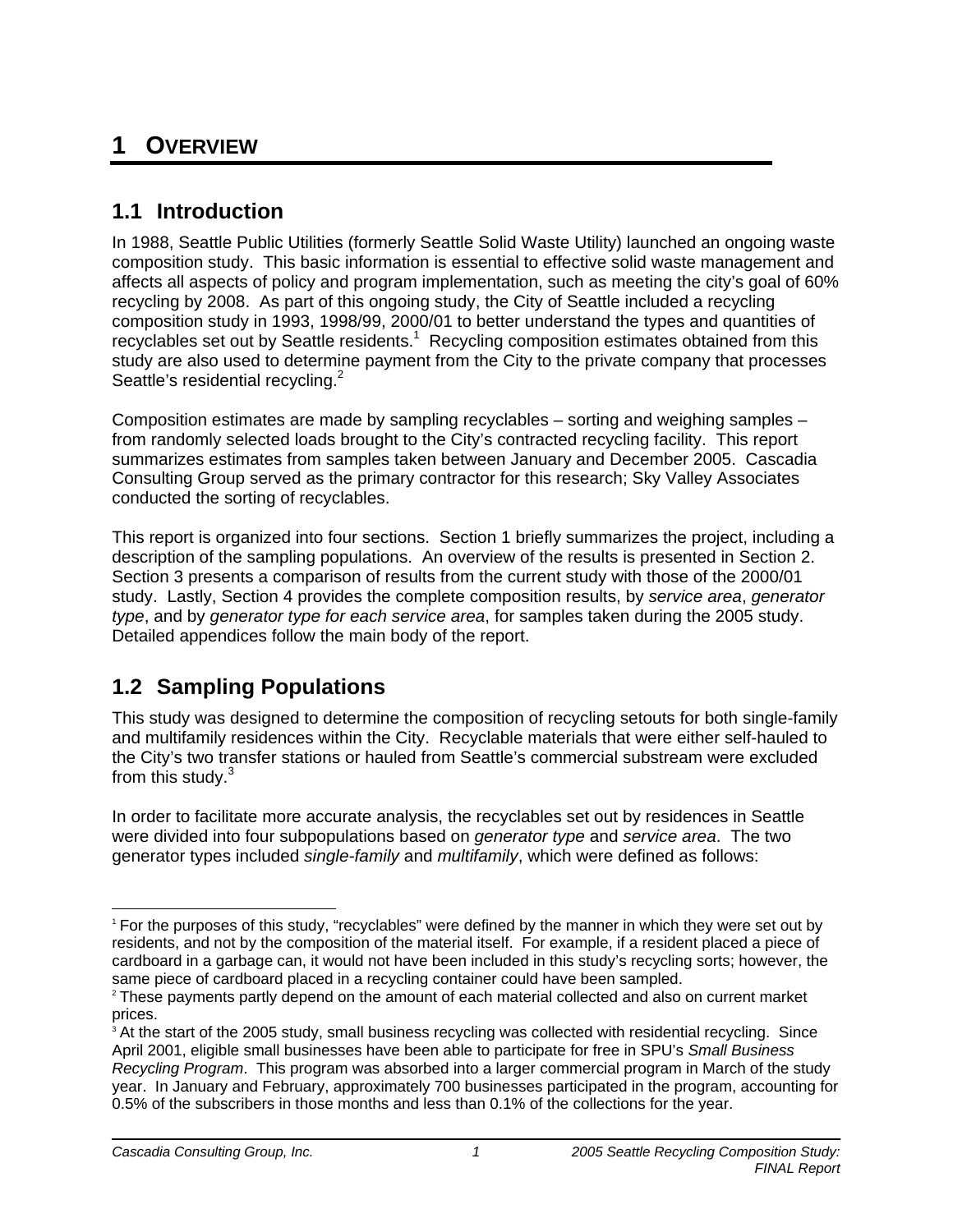# 1 OVERVIEW

## 1.1 Introduction

In 1988, Seattle Public Utilities (formerly Seattle Solid Waste Utility) launched an ongoing waste composition study. This basic information is essential to effective solid waste management and affects all aspects of policy and program implementation, such as meeting the city's goal of 60% recycling by 2008. As part of this ongoing study, the City of Seattle included a recycling composition study in 1993, 1998/99, 2000/01 to better understand the types and quantities of recyclables set out by Seattle residents.[1] Recycling composition estimates obtained from this study are also used to determine payment from the City to the private company that processes Seattle's residential recycling.[2]

Composition estimates are made by sampling recyclables – sorting and weighing samples – from randomly selected loads brought to the City's contracted recycling facility. This report summarizes estimates from samples taken between January and December 2005. Cascadia Consulting Group served as the primary contractor for this research; Sky Valley Associates conducted the sorting of recyclables.

This report is organized into four sections. Section 1 briefly summarizes the project, including a description of the sampling populations. An overview of the results is presented in Section 2. Section 3 presents a comparison of results from the current study with those of the 2000/01 study. Lastly, Section 4 provides the complete composition results, by *service area*, *generator type*, and by *generator type for each service area*, for samples taken during the 2005 study. Detailed appendices follow the main body of the report.

## 1.2 Sampling Populations

This study was designed to determine the composition of recycling setouts for both single-family and multifamily residences within the City. Recyclable materials that were either self-hauled to the City's two transfer stations or hauled from Seattle's commercial substream were excluded from this study.[3]

In order to facilitate more accurate analysis, the recyclables set out by residences in Seattle were divided into four subpopulations based on *generator type* and *service area*. The two generator types included *single-family* and *multifamily*, which were defined as follows:

---

[1] For the purposes of this study, "recyclables" were defined by the manner in which they were set out by residents, and not by the composition of the material itself. For example, if a resident placed a piece of cardboard in a garbage can, it would not have been included in this study's recycling sorts; however, the same piece of cardboard placed in a recycling container could have been sampled.

[2] These payments partly depend on the amount of each material collected and also on current market prices.

[3] At the start of the 2005 study, small business recycling was collected with residential recycling. Since April 2001, eligible small businesses have been able to participate for free in SPU's *Small Business Recycling Program*. This program was absorbed into a larger commercial program in March of the study year. In January and February, approximately 700 businesses participated in the program, accounting for 0.5% of the subscribers in those months and less than 0.1% of the collections for the year.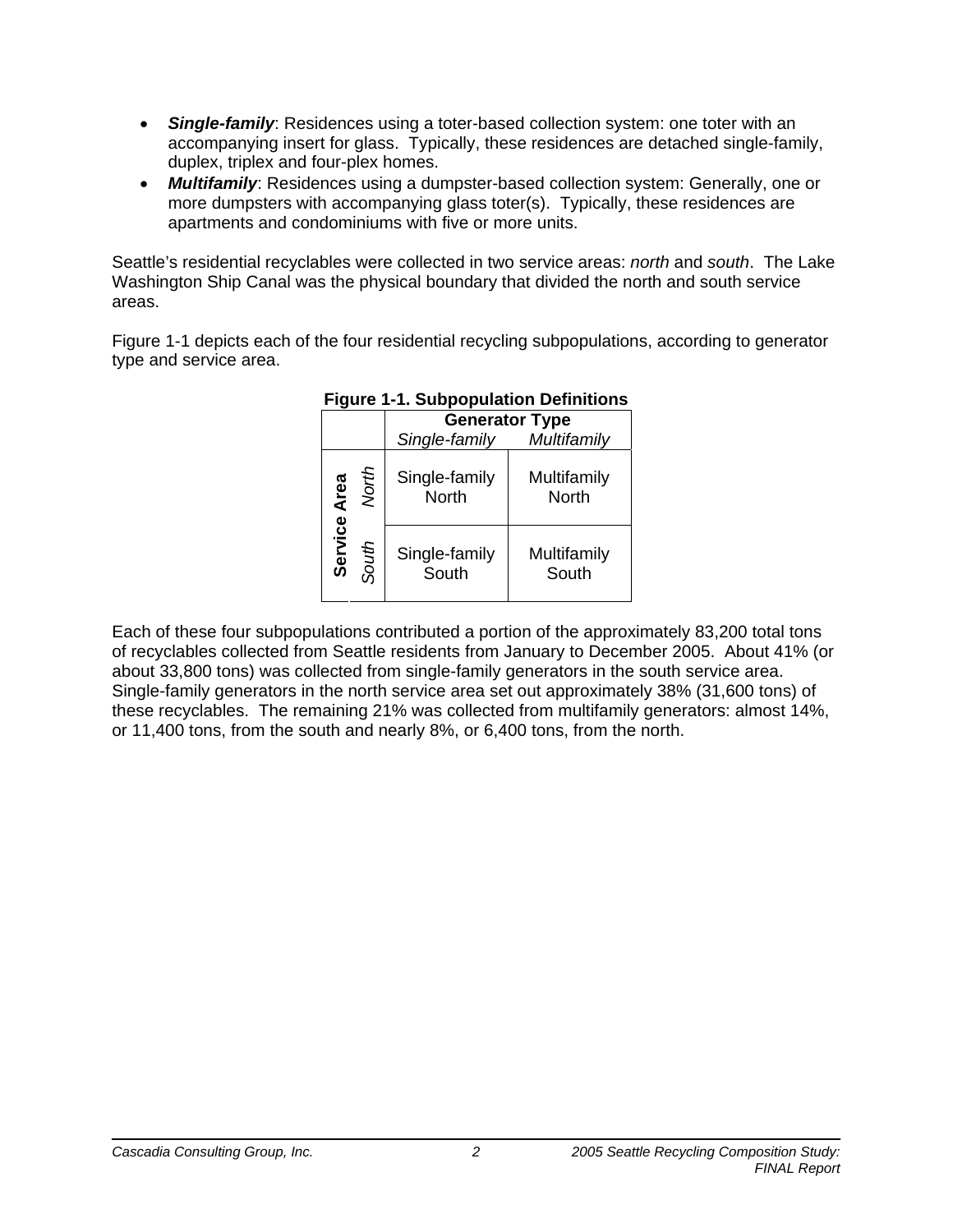- ***Single-family***: Residences using a toter-based collection system: one toter with an accompanying insert for glass. Typically, these residences are detached single-family, duplex, triplex and four-plex homes.
- ***Multifamily***: Residences using a dumpster-based collection system: Generally, one or more dumpsters with accompanying glass toter(s). Typically, these residences are apartments and condominiums with five or more units.

Seattle's residential recyclables were collected in two service areas: *north* and *south*. The Lake Washington Ship Canal was the physical boundary that divided the north and south service areas.

Figure 1-1 depicts each of the four residential recycling subpopulations, according to generator type and service area.

**Figure 1-1. Subpopulation Definitions**

| | | **Generator Type** | |
|---|---|---|---|
| | | *Single-family* | *Multifamily* |
| **Service Area** | *North* | Single-family North | Multifamily North |
| | *South* | Single-family South | Multifamily South |

Each of these four subpopulations contributed a portion of the approximately 83,200 total tons of recyclables collected from Seattle residents from January to December 2005. About 41% (or about 33,800 tons) was collected from single-family generators in the south service area. Single-family generators in the north service area set out approximately 38% (31,600 tons) of these recyclables. The remaining 21% was collected from multifamily generators: almost 14%, or 11,400 tons, from the south and nearly 8%, or 6,400 tons, from the north.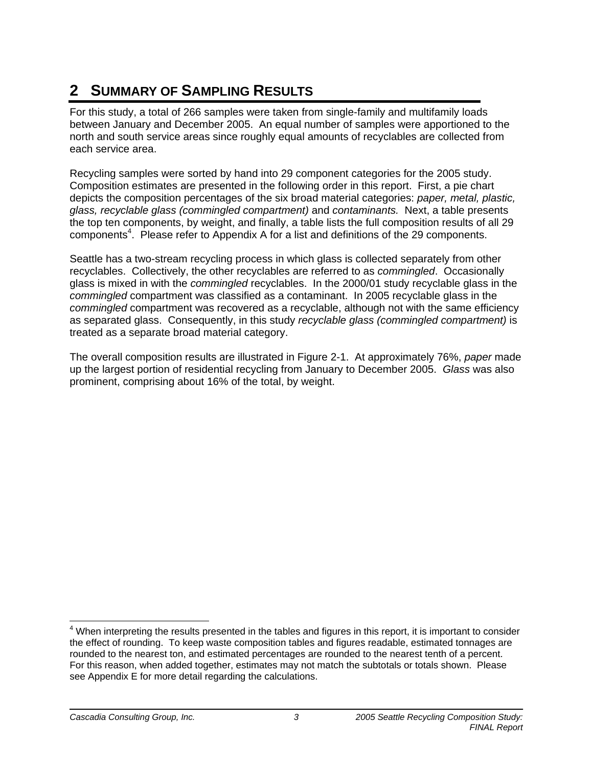# 2 SUMMARY OF SAMPLING RESULTS

For this study, a total of 266 samples were taken from single-family and multifamily loads between January and December 2005. An equal number of samples were apportioned to the north and south service areas since roughly equal amounts of recyclables are collected from each service area.

Recycling samples were sorted by hand into 29 component categories for the 2005 study. Composition estimates are presented in the following order in this report. First, a pie chart depicts the composition percentages of the six broad material categories: *paper, metal, plastic, glass, recyclable glass (commingled compartment)* and *contaminants.* Next, a table presents the top ten components, by weight, and finally, a table lists the full composition results of all 29 components[4]. Please refer to Appendix A for a list and definitions of the 29 components.

Seattle has a two-stream recycling process in which glass is collected separately from other recyclables. Collectively, the other recyclables are referred to as *commingled*. Occasionally glass is mixed in with the *commingled* recyclables. In the 2000/01 study recyclable glass in the *commingled* compartment was classified as a contaminant. In 2005 recyclable glass in the *commingled* compartment was recovered as a recyclable, although not with the same efficiency as separated glass. Consequently, in this study *recyclable glass (commingled compartment)* is treated as a separate broad material category.

The overall composition results are illustrated in Figure 2-1. At approximately 76%, *paper* made up the largest portion of residential recycling from January to December 2005. *Glass* was also prominent, comprising about 16% of the total, by weight.

[4] When interpreting the results presented in the tables and figures in this report, it is important to consider the effect of rounding. To keep waste composition tables and figures readable, estimated tonnages are rounded to the nearest ton, and estimated percentages are rounded to the nearest tenth of a percent. For this reason, when added together, estimates may not match the subtotals or totals shown. Please see Appendix E for more detail regarding the calculations.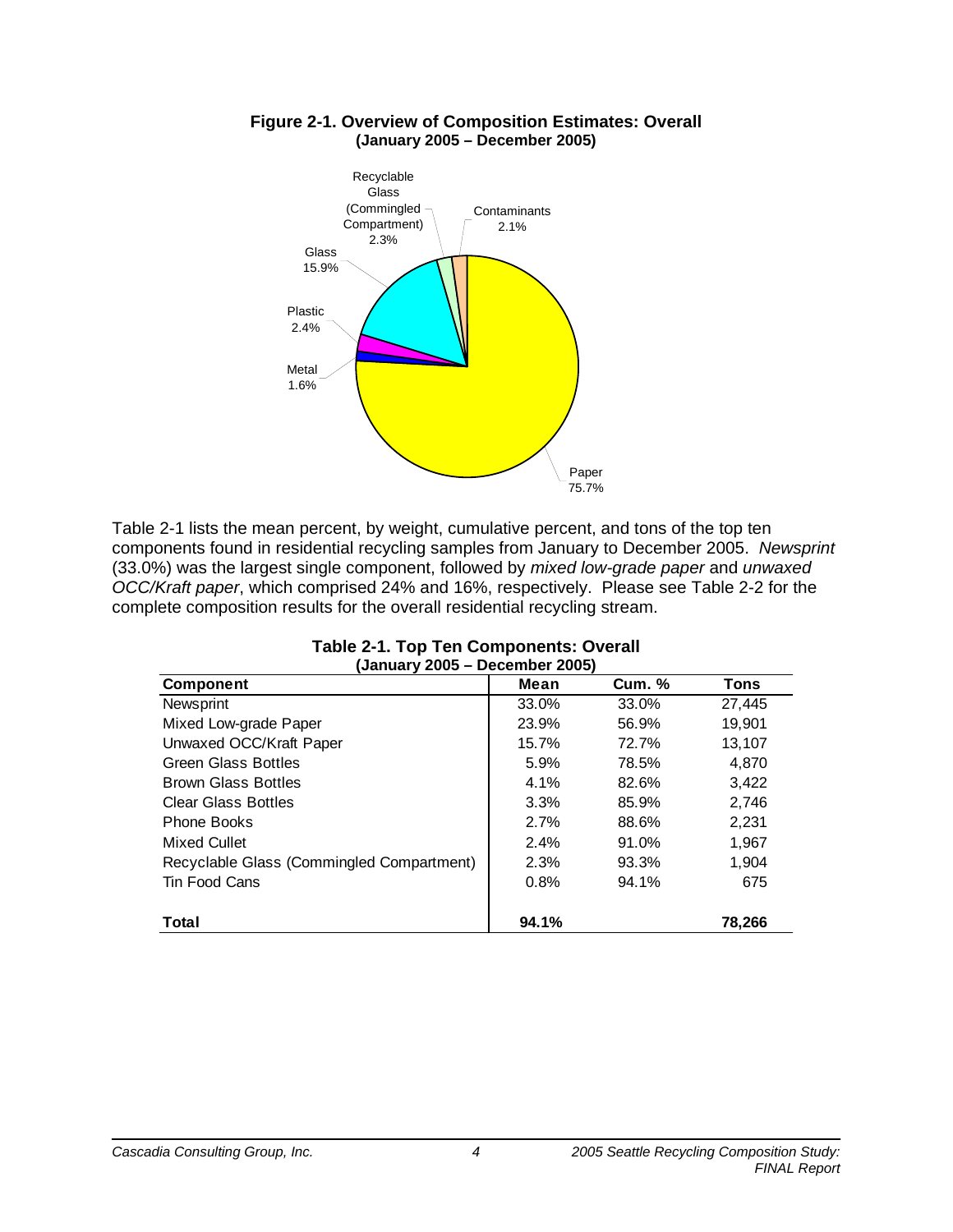**Figure 2-1. Overview of Composition Estimates: Overall**
**(January 2005 – December 2005)**

Recyclable Glass (Commingled Compartment) 2.3%

Contaminants 2.1%

Glass 15.9%

Plastic 2.4%

Metal 1.6%

Paper 75.7%

Table 2-1 lists the mean percent, by weight, cumulative percent, and tons of the top ten components found in residential recycling samples from January to December 2005. *Newsprint* (33.0%) was the largest single component, followed by *mixed low-grade paper* and *unwaxed OCC/Kraft paper*, which comprised 24% and 16%, respectively. Please see Table 2-2 for the complete composition results for the overall residential recycling stream.

**Table 2-1. Top Ten Components: Overall**
**(January 2005 – December 2005)**

| Component | Mean | Cum. % | Tons |
|---|---|---|---|
| Newsprint | 33.0% | 33.0% | 27,445 |
| Mixed Low-grade Paper | 23.9% | 56.9% | 19,901 |
| Unwaxed OCC/Kraft Paper | 15.7% | 72.7% | 13,107 |
| Green Glass Bottles | 5.9% | 78.5% | 4,870 |
| Brown Glass Bottles | 4.1% | 82.6% | 3,422 |
| Clear Glass Bottles | 3.3% | 85.9% | 2,746 |
| Phone Books | 2.7% | 88.6% | 2,231 |
| Mixed Cullet | 2.4% | 91.0% | 1,967 |
| Recyclable Glass (Commingled Compartment) | 2.3% | 93.3% | 1,904 |
| Tin Food Cans | 0.8% | 94.1% | 675 |
| **Total** | **94.1%** | | **78,266** |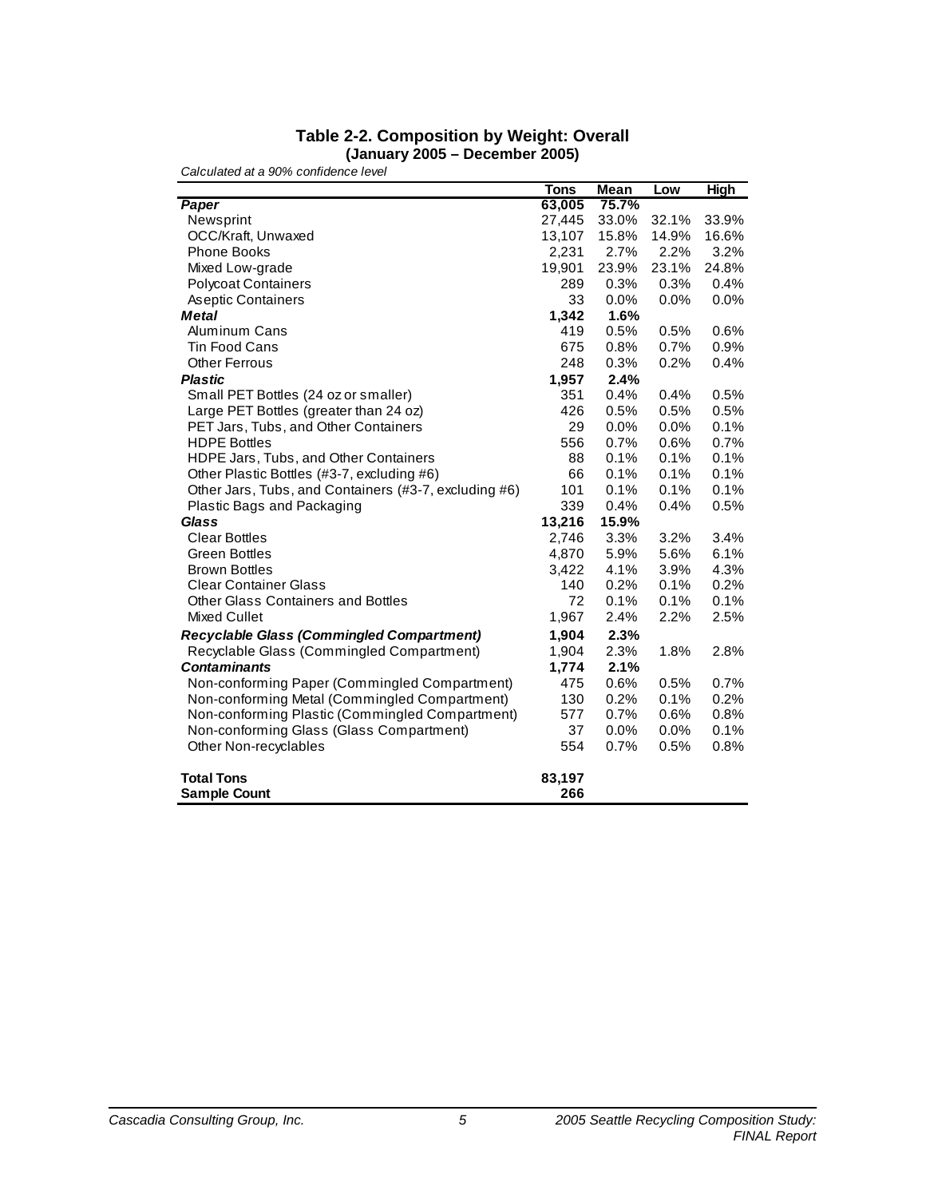**Table 2-2. Composition by Weight: Overall**
**(January 2005 – December 2005)**

*Calculated at a 90% confidence level*

| | Tons | Mean | Low | High |
|---|---|---|---|---|
| ***Paper*** | **63,005** | **75.7%** | | |
| Newsprint | 27,445 | 33.0% | 32.1% | 33.9% |
| OCC/Kraft, Unwaxed | 13,107 | 15.8% | 14.9% | 16.6% |
| Phone Books | 2,231 | 2.7% | 2.2% | 3.2% |
| Mixed Low-grade | 19,901 | 23.9% | 23.1% | 24.8% |
| Polycoat Containers | 289 | 0.3% | 0.3% | 0.4% |
| Aseptic Containers | 33 | 0.0% | 0.0% | 0.0% |
| ***Metal*** | **1,342** | **1.6%** | | |
| Aluminum Cans | 419 | 0.5% | 0.5% | 0.6% |
| Tin Food Cans | 675 | 0.8% | 0.7% | 0.9% |
| Other Ferrous | 248 | 0.3% | 0.2% | 0.4% |
| ***Plastic*** | **1,957** | **2.4%** | | |
| Small PET Bottles (24 oz or smaller) | 351 | 0.4% | 0.4% | 0.5% |
| Large PET Bottles (greater than 24 oz) | 426 | 0.5% | 0.5% | 0.5% |
| PET Jars, Tubs, and Other Containers | 29 | 0.0% | 0.0% | 0.1% |
| HDPE Bottles | 556 | 0.7% | 0.6% | 0.7% |
| HDPE Jars, Tubs, and Other Containers | 88 | 0.1% | 0.1% | 0.1% |
| Other Plastic Bottles (#3-7, excluding #6) | 66 | 0.1% | 0.1% | 0.1% |
| Other Jars, Tubs, and Containers (#3-7, excluding #6) | 101 | 0.1% | 0.1% | 0.1% |
| Plastic Bags and Packaging | 339 | 0.4% | 0.4% | 0.5% |
| ***Glass*** | **13,216** | **15.9%** | | |
| Clear Bottles | 2,746 | 3.3% | 3.2% | 3.4% |
| Green Bottles | 4,870 | 5.9% | 5.6% | 6.1% |
| Brown Bottles | 3,422 | 4.1% | 3.9% | 4.3% |
| Clear Container Glass | 140 | 0.2% | 0.1% | 0.2% |
| Other Glass Containers and Bottles | 72 | 0.1% | 0.1% | 0.1% |
| Mixed Cullet | 1,967 | 2.4% | 2.2% | 2.5% |
| ***Recyclable Glass (Commingled Compartment)*** | **1,904** | **2.3%** | | |
| Recyclable Glass (Commingled Compartment) | 1,904 | 2.3% | 1.8% | 2.8% |
| ***Contaminants*** | **1,774** | **2.1%** | | |
| Non-conforming Paper (Commingled Compartment) | 475 | 0.6% | 0.5% | 0.7% |
| Non-conforming Metal (Commingled Compartment) | 130 | 0.2% | 0.1% | 0.2% |
| Non-conforming Plastic (Commingled Compartment) | 577 | 0.7% | 0.6% | 0.8% |
| Non-conforming Glass (Glass Compartment) | 37 | 0.0% | 0.0% | 0.1% |
| Other Non-recyclables | 554 | 0.7% | 0.5% | 0.8% |
| **Total Tons** | **83,197** | | | |
| **Sample Count** | **266** | | | |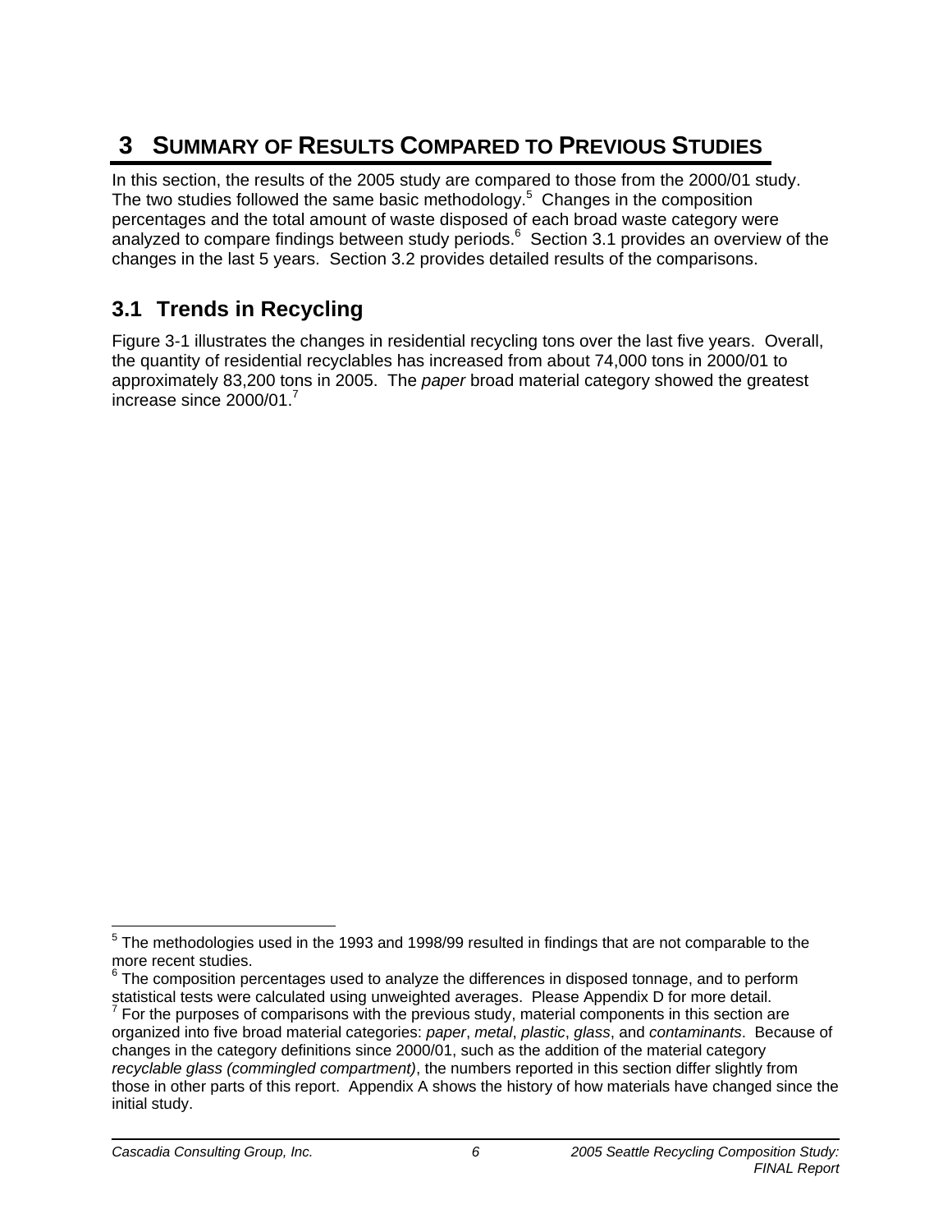# 3 SUMMARY OF RESULTS COMPARED TO PREVIOUS STUDIES

In this section, the results of the 2005 study are compared to those from the 2000/01 study. The two studies followed the same basic methodology.[5] Changes in the composition percentages and the total amount of waste disposed of each broad waste category were analyzed to compare findings between study periods.[6] Section 3.1 provides an overview of the changes in the last 5 years. Section 3.2 provides detailed results of the comparisons.

## 3.1 Trends in Recycling

Figure 3-1 illustrates the changes in residential recycling tons over the last five years. Overall, the quantity of residential recyclables has increased from about 74,000 tons in 2000/01 to approximately 83,200 tons in 2005. The *paper* broad material category showed the greatest increase since 2000/01.[7]

---

[5] The methodologies used in the 1993 and 1998/99 resulted in findings that are not comparable to the more recent studies.

[6] The composition percentages used to analyze the differences in disposed tonnage, and to perform statistical tests were calculated using unweighted averages. Please Appendix D for more detail.

[7] For the purposes of comparisons with the previous study, material components in this section are organized into five broad material categories: *paper*, *metal*, *plastic*, *glass*, and *contaminants*. Because of changes in the category definitions since 2000/01, such as the addition of the material category *recyclable glass (commingled compartment)*, the numbers reported in this section differ slightly from those in other parts of this report. Appendix A shows the history of how materials have changed since the initial study.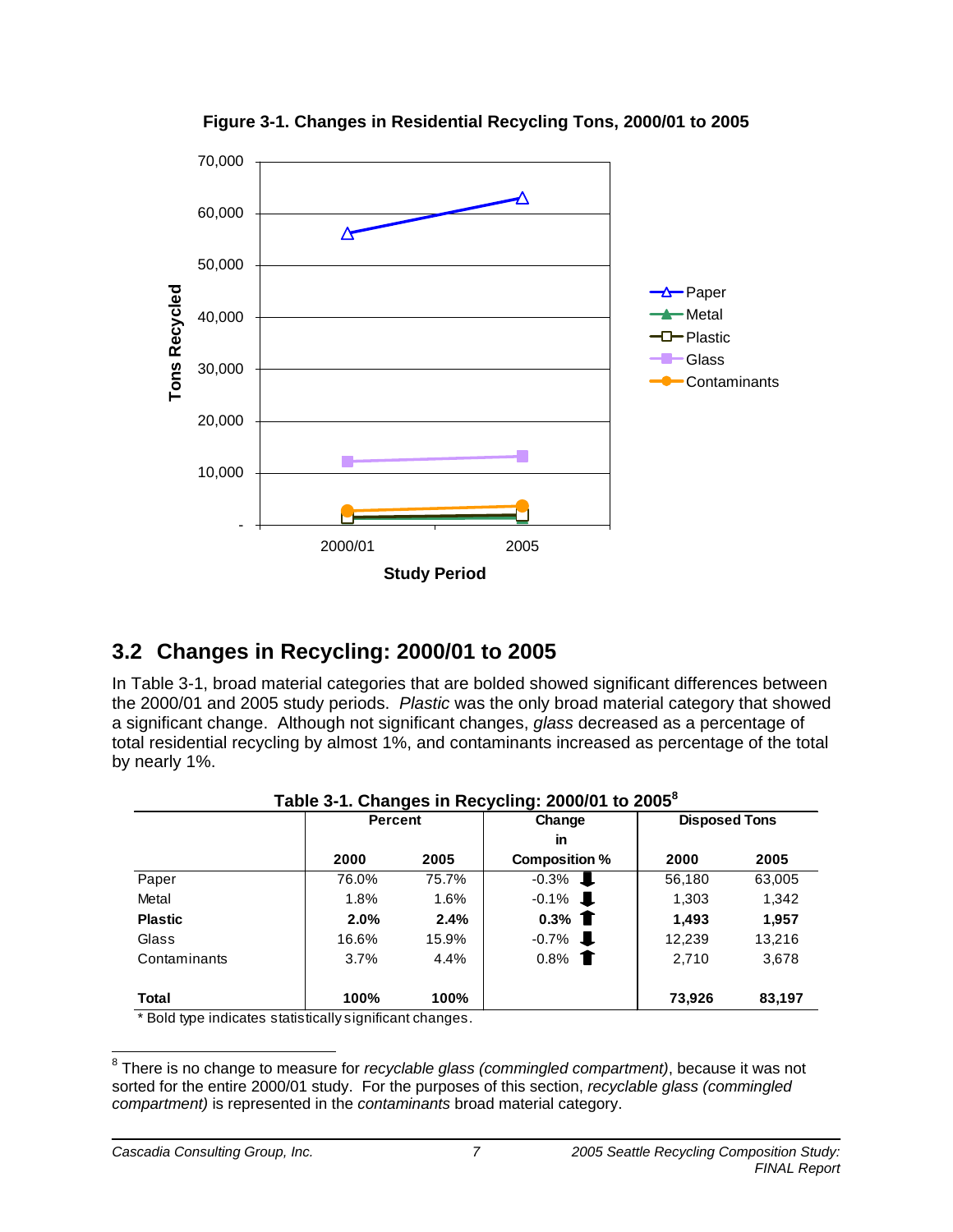**Figure 3-1. Changes in Residential Recycling Tons, 2000/01 to 2005**

## 3.2 Changes in Recycling: 2000/01 to 2005

In Table 3-1, broad material categories that are bolded showed significant differences between the 2000/01 and 2005 study periods. *Plastic* was the only broad material category that showed a significant change. Although not significant changes, *glass* decreased as a percentage of total residential recycling by almost 1%, and contaminants increased as percentage of the total by nearly 1%.

**Table 3-1. Changes in Recycling: 2000/01 to 2005**[8]

| | Percent | | Change in Composition % | Disposed Tons | |
|---|---|---|---|---|---|
| | **2000** | **2005** | | **2000** | **2005** |
| Paper | 76.0% | 75.7% | -0.3% ⬇ | 56,180 | 63,005 |
| Metal | 1.8% | 1.6% | -0.1% ⬇ | 1,303 | 1,342 |
| **Plastic** | **2.0%** | **2.4%** | **0.3%** ⬆ | **1,493** | **1,957** |
| Glass | 16.6% | 15.9% | -0.7% ⬇ | 12,239 | 13,216 |
| Contaminants | 3.7% | 4.4% | 0.8% ⬆ | 2,710 | 3,678 |
| **Total** | **100%** | **100%** | | **73,926** | **83,197** |

\* Bold type indicates statistically significant changes.

[8] There is no change to measure for *recyclable glass (commingled compartment)*, because it was not sorted for the entire 2000/01 study. For the purposes of this section, *recyclable glass (commingled compartment)* is represented in the *contaminants* broad material category.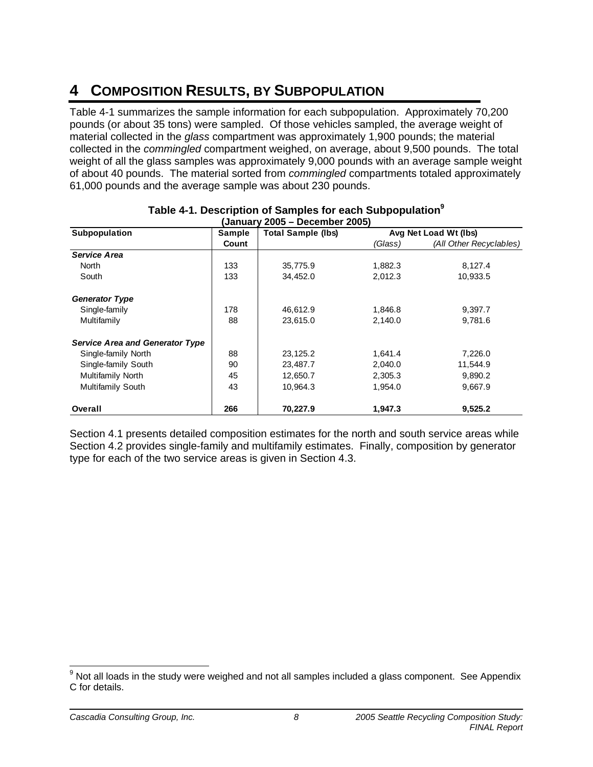# 4 COMPOSITION RESULTS, BY SUBPOPULATION

Table 4-1 summarizes the sample information for each subpopulation. Approximately 70,200 pounds (or about 35 tons) were sampled. Of those vehicles sampled, the average weight of material collected in the *glass* compartment was approximately 1,900 pounds; the material collected in the *commingled* compartment weighed, on average, about 9,500 pounds. The total weight of all the glass samples was approximately 9,000 pounds with an average sample weight of about 40 pounds. The material sorted from *commingled* compartments totaled approximately 61,000 pounds and the average sample was about 230 pounds.

**Table 4-1. Description of Samples for each Subpopulation[9]**
**(January 2005 – December 2005)**

| Subpopulation | Sample Count | Total Sample (lbs) | Avg Net Load Wt (lbs) *(Glass)* | Avg Net Load Wt (lbs) *(All Other Recyclables)* |
|---|---|---|---|---|
| ***Service Area*** | | | | |
| North | 133 | 35,775.9 | 1,882.3 | 8,127.4 |
| South | 133 | 34,452.0 | 2,012.3 | 10,933.5 |
| ***Generator Type*** | | | | |
| Single-family | 178 | 46,612.9 | 1,846.8 | 9,397.7 |
| Multifamily | 88 | 23,615.0 | 2,140.0 | 9,781.6 |
| ***Service Area and Generator Type*** | | | | |
| Single-family North | 88 | 23,125.2 | 1,641.4 | 7,226.0 |
| Single-family South | 90 | 23,487.7 | 2,040.0 | 11,544.9 |
| Multifamily North | 45 | 12,650.7 | 2,305.3 | 9,890.2 |
| Multifamily South | 43 | 10,964.3 | 1,954.0 | 9,667.9 |
| **Overall** | **266** | **70,227.9** | **1,947.3** | **9,525.2** |

Section 4.1 presents detailed composition estimates for the north and south service areas while Section 4.2 provides single-family and multifamily estimates. Finally, composition by generator type for each of the two service areas is given in Section 4.3.

[9] Not all loads in the study were weighed and not all samples included a glass component. See Appendix C for details.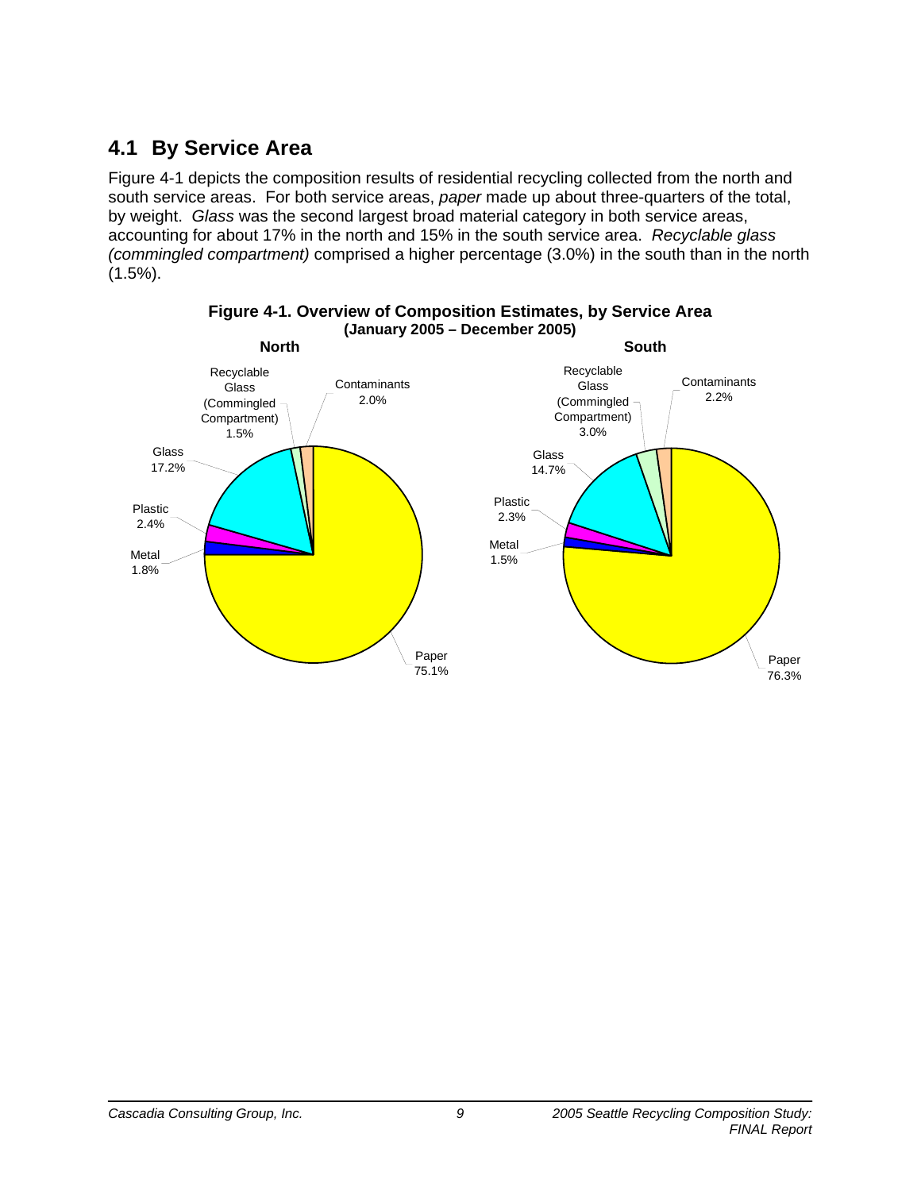## 4.1 By Service Area

Figure 4-1 depicts the composition results of residential recycling collected from the north and south service areas. For both service areas, *paper* made up about three-quarters of the total, by weight. *Glass* was the second largest broad material category in both service areas, accounting for about 17% in the north and 15% in the south service area. *Recyclable glass (commingled compartment)* comprised a higher percentage (3.0%) in the south than in the north (1.5%).

**Figure 4-1. Overview of Composition Estimates, by Service Area**
**(January 2005 – December 2005)**

**North**

| Material | Percent |
|---|---|
| Paper | 75.1% |
| Glass | 17.2% |
| Plastic | 2.4% |
| Contaminants | 2.0% |
| Metal | 1.8% |
| Recyclable Glass (Commingled Compartment) | 1.5% |

**South**

| Material | Percent |
|---|---|
| Paper | 76.3% |
| Glass | 14.7% |
| Recyclable Glass (Commingled Compartment) | 3.0% |
| Plastic | 2.3% |
| Contaminants | 2.2% |
| Metal | 1.5% |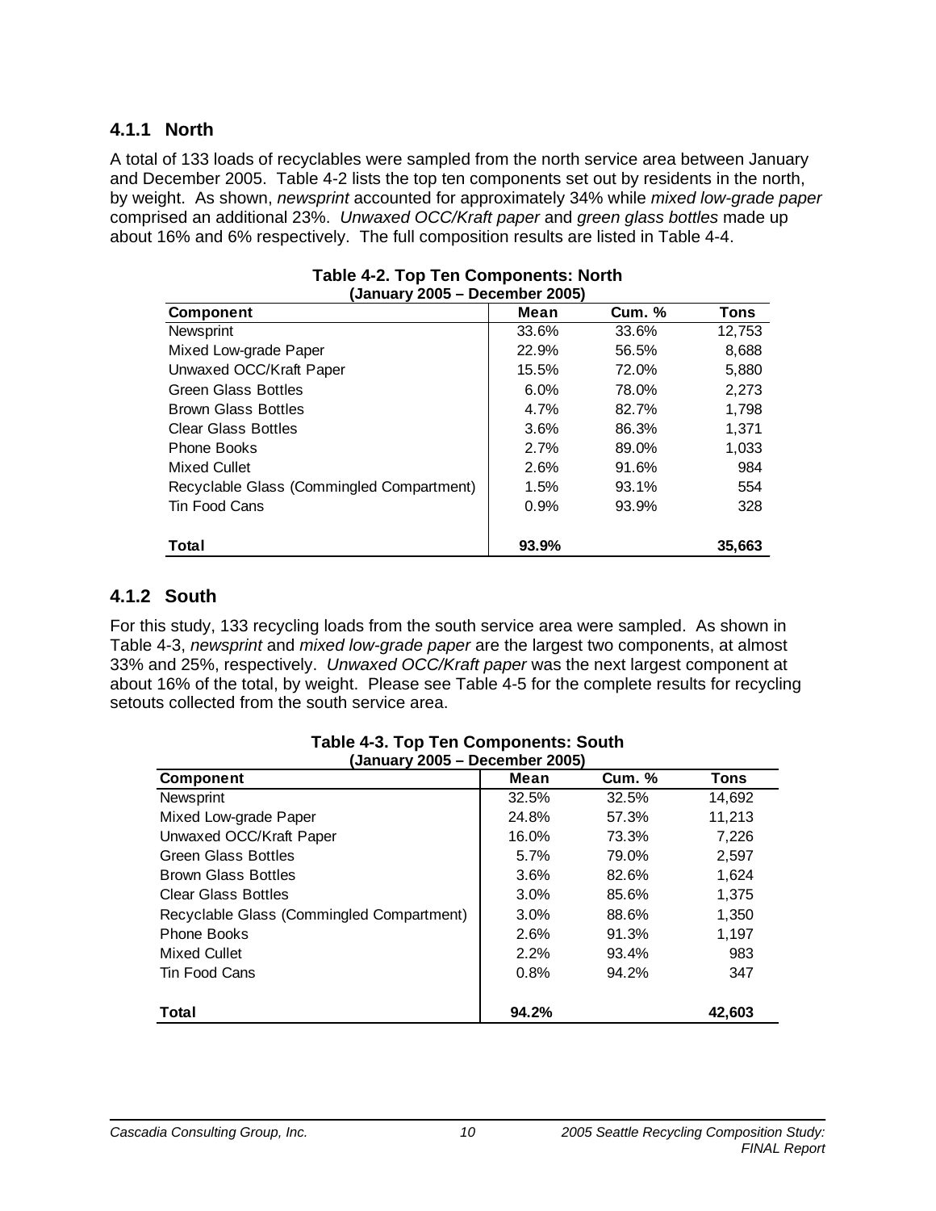### 4.1.1 North

A total of 133 loads of recyclables were sampled from the north service area between January and December 2005. Table 4-2 lists the top ten components set out by residents in the north, by weight. As shown, *newsprint* accounted for approximately 34% while *mixed low-grade paper* comprised an additional 23%. *Unwaxed OCC/Kraft paper* and *green glass bottles* made up about 16% and 6% respectively. The full composition results are listed in Table 4-4.

**Table 4-2. Top Ten Components: North**
**(January 2005 – December 2005)**

| Component | Mean | Cum. % | Tons |
|---|---|---|---|
| Newsprint | 33.6% | 33.6% | 12,753 |
| Mixed Low-grade Paper | 22.9% | 56.5% | 8,688 |
| Unwaxed OCC/Kraft Paper | 15.5% | 72.0% | 5,880 |
| Green Glass Bottles | 6.0% | 78.0% | 2,273 |
| Brown Glass Bottles | 4.7% | 82.7% | 1,798 |
| Clear Glass Bottles | 3.6% | 86.3% | 1,371 |
| Phone Books | 2.7% | 89.0% | 1,033 |
| Mixed Cullet | 2.6% | 91.6% | 984 |
| Recyclable Glass (Commingled Compartment) | 1.5% | 93.1% | 554 |
| Tin Food Cans | 0.9% | 93.9% | 328 |
| **Total** | **93.9%** | | **35,663** |

### 4.1.2 South

For this study, 133 recycling loads from the south service area were sampled. As shown in Table 4-3, *newsprint* and *mixed low-grade paper* are the largest two components, at almost 33% and 25%, respectively. *Unwaxed OCC/Kraft paper* was the next largest component at about 16% of the total, by weight. Please see Table 4-5 for the complete results for recycling setouts collected from the south service area.

**Table 4-3. Top Ten Components: South**
**(January 2005 – December 2005)**

| Component | Mean | Cum. % | Tons |
|---|---|---|---|
| Newsprint | 32.5% | 32.5% | 14,692 |
| Mixed Low-grade Paper | 24.8% | 57.3% | 11,213 |
| Unwaxed OCC/Kraft Paper | 16.0% | 73.3% | 7,226 |
| Green Glass Bottles | 5.7% | 79.0% | 2,597 |
| Brown Glass Bottles | 3.6% | 82.6% | 1,624 |
| Clear Glass Bottles | 3.0% | 85.6% | 1,375 |
| Recyclable Glass (Commingled Compartment) | 3.0% | 88.6% | 1,350 |
| Phone Books | 2.6% | 91.3% | 1,197 |
| Mixed Cullet | 2.2% | 93.4% | 983 |
| Tin Food Cans | 0.8% | 94.2% | 347 |
| **Total** | **94.2%** | | **42,603** |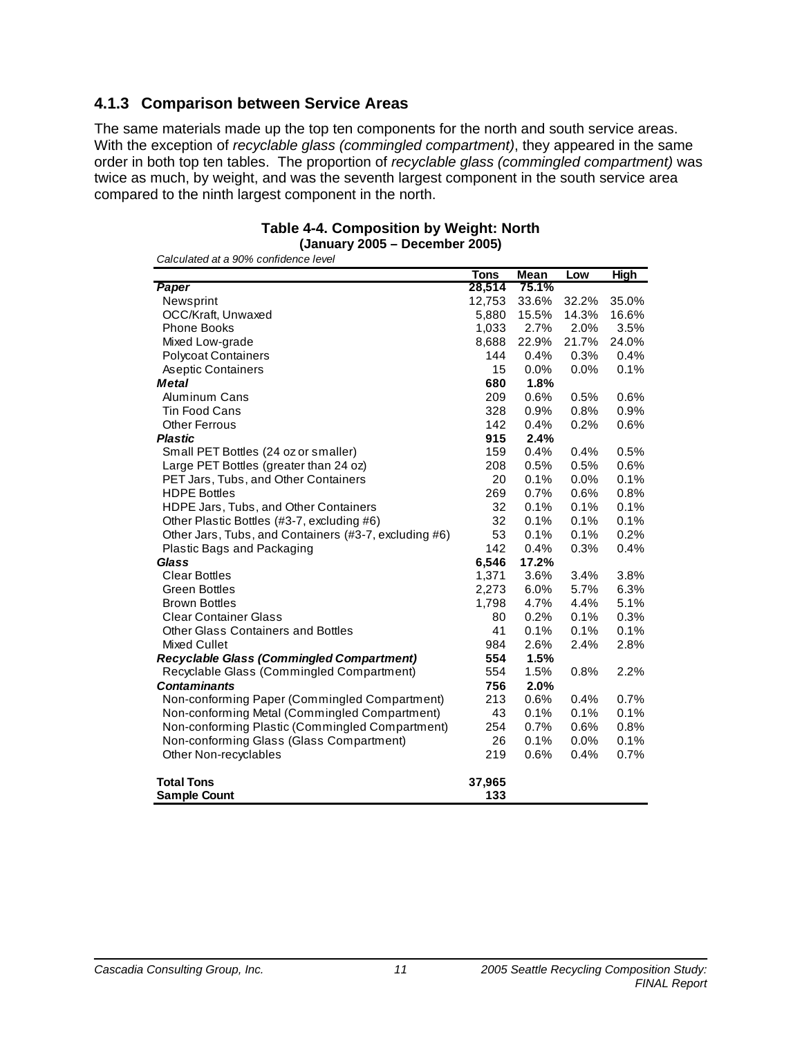### 4.1.3 Comparison between Service Areas

The same materials made up the top ten components for the north and south service areas. With the exception of *recyclable glass (commingled compartment)*, they appeared in the same order in both top ten tables. The proportion of *recyclable glass (commingled compartment)* was twice as much, by weight, and was the seventh largest component in the south service area compared to the ninth largest component in the north.

**Table 4-4. Composition by Weight: North**
**(January 2005 – December 2005)**

*Calculated at a 90% confidence level*

| | Tons | Mean | Low | High |
|---|---|---|---|---|
| ***Paper*** | **28,514** | **75.1%** | | |
| Newsprint | 12,753 | 33.6% | 32.2% | 35.0% |
| OCC/Kraft, Unwaxed | 5,880 | 15.5% | 14.3% | 16.6% |
| Phone Books | 1,033 | 2.7% | 2.0% | 3.5% |
| Mixed Low-grade | 8,688 | 22.9% | 21.7% | 24.0% |
| Polycoat Containers | 144 | 0.4% | 0.3% | 0.4% |
| Aseptic Containers | 15 | 0.0% | 0.0% | 0.1% |
| ***Metal*** | **680** | **1.8%** | | |
| Aluminum Cans | 209 | 0.6% | 0.5% | 0.6% |
| Tin Food Cans | 328 | 0.9% | 0.8% | 0.9% |
| Other Ferrous | 142 | 0.4% | 0.2% | 0.6% |
| ***Plastic*** | **915** | **2.4%** | | |
| Small PET Bottles (24 oz or smaller) | 159 | 0.4% | 0.4% | 0.5% |
| Large PET Bottles (greater than 24 oz) | 208 | 0.5% | 0.5% | 0.6% |
| PET Jars, Tubs, and Other Containers | 20 | 0.1% | 0.0% | 0.1% |
| HDPE Bottles | 269 | 0.7% | 0.6% | 0.8% |
| HDPE Jars, Tubs, and Other Containers | 32 | 0.1% | 0.1% | 0.1% |
| Other Plastic Bottles (#3-7, excluding #6) | 32 | 0.1% | 0.1% | 0.1% |
| Other Jars, Tubs, and Containers (#3-7, excluding #6) | 53 | 0.1% | 0.1% | 0.2% |
| Plastic Bags and Packaging | 142 | 0.4% | 0.3% | 0.4% |
| ***Glass*** | **6,546** | **17.2%** | | |
| Clear Bottles | 1,371 | 3.6% | 3.4% | 3.8% |
| Green Bottles | 2,273 | 6.0% | 5.7% | 6.3% |
| Brown Bottles | 1,798 | 4.7% | 4.4% | 5.1% |
| Clear Container Glass | 80 | 0.2% | 0.1% | 0.3% |
| Other Glass Containers and Bottles | 41 | 0.1% | 0.1% | 0.1% |
| Mixed Cullet | 984 | 2.6% | 2.4% | 2.8% |
| ***Recyclable Glass (Commingled Compartment)*** | **554** | **1.5%** | | |
| Recyclable Glass (Commingled Compartment) | 554 | 1.5% | 0.8% | 2.2% |
| ***Contaminants*** | **756** | **2.0%** | | |
| Non-conforming Paper (Commingled Compartment) | 213 | 0.6% | 0.4% | 0.7% |
| Non-conforming Metal (Commingled Compartment) | 43 | 0.1% | 0.1% | 0.1% |
| Non-conforming Plastic (Commingled Compartment) | 254 | 0.7% | 0.6% | 0.8% |
| Non-conforming Glass (Glass Compartment) | 26 | 0.1% | 0.0% | 0.1% |
| Other Non-recyclables | 219 | 0.6% | 0.4% | 0.7% |
| | | | | |
| **Total Tons** | **37,965** | | | |
| **Sample Count** | **133** | | | |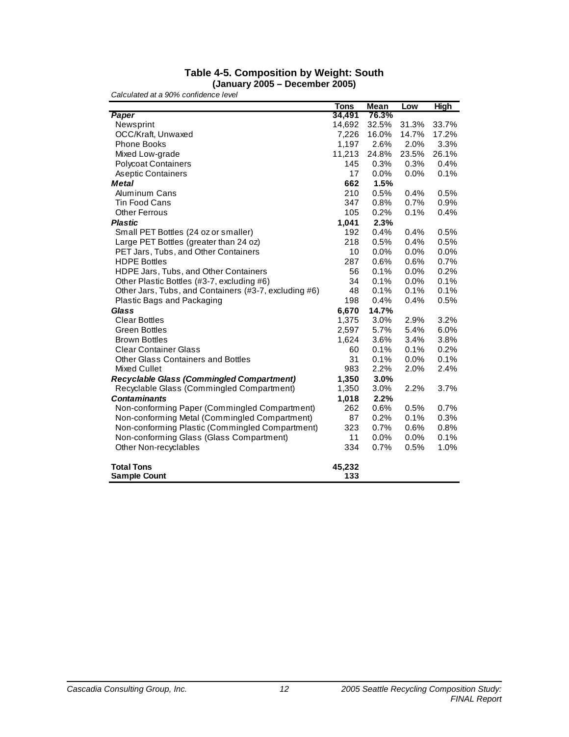### Table 4-5. Composition by Weight: South
**(January 2005 – December 2005)**

*Calculated at a 90% confidence level*

| | Tons | Mean | Low | High |
|---|---|---|---|---|
| ***Paper*** | **34,491** | **76.3%** | | |
| Newsprint | 14,692 | 32.5% | 31.3% | 33.7% |
| OCC/Kraft, Unwaxed | 7,226 | 16.0% | 14.7% | 17.2% |
| Phone Books | 1,197 | 2.6% | 2.0% | 3.3% |
| Mixed Low-grade | 11,213 | 24.8% | 23.5% | 26.1% |
| Polycoat Containers | 145 | 0.3% | 0.3% | 0.4% |
| Aseptic Containers | 17 | 0.0% | 0.0% | 0.1% |
| ***Metal*** | **662** | **1.5%** | | |
| Aluminum Cans | 210 | 0.5% | 0.4% | 0.5% |
| Tin Food Cans | 347 | 0.8% | 0.7% | 0.9% |
| Other Ferrous | 105 | 0.2% | 0.1% | 0.4% |
| ***Plastic*** | **1,041** | **2.3%** | | |
| Small PET Bottles (24 oz or smaller) | 192 | 0.4% | 0.4% | 0.5% |
| Large PET Bottles (greater than 24 oz) | 218 | 0.5% | 0.4% | 0.5% |
| PET Jars, Tubs, and Other Containers | 10 | 0.0% | 0.0% | 0.0% |
| HDPE Bottles | 287 | 0.6% | 0.6% | 0.7% |
| HDPE Jars, Tubs, and Other Containers | 56 | 0.1% | 0.0% | 0.2% |
| Other Plastic Bottles (#3-7, excluding #6) | 34 | 0.1% | 0.0% | 0.1% |
| Other Jars, Tubs, and Containers (#3-7, excluding #6) | 48 | 0.1% | 0.1% | 0.1% |
| Plastic Bags and Packaging | 198 | 0.4% | 0.4% | 0.5% |
| ***Glass*** | **6,670** | **14.7%** | | |
| Clear Bottles | 1,375 | 3.0% | 2.9% | 3.2% |
| Green Bottles | 2,597 | 5.7% | 5.4% | 6.0% |
| Brown Bottles | 1,624 | 3.6% | 3.4% | 3.8% |
| Clear Container Glass | 60 | 0.1% | 0.1% | 0.2% |
| Other Glass Containers and Bottles | 31 | 0.1% | 0.0% | 0.1% |
| Mixed Cullet | 983 | 2.2% | 2.0% | 2.4% |
| ***Recyclable Glass (Commingled Compartment)*** | **1,350** | **3.0%** | | |
| Recyclable Glass (Commingled Compartment) | 1,350 | 3.0% | 2.2% | 3.7% |
| ***Contaminants*** | **1,018** | **2.2%** | | |
| Non-conforming Paper (Commingled Compartment) | 262 | 0.6% | 0.5% | 0.7% |
| Non-conforming Metal (Commingled Compartment) | 87 | 0.2% | 0.1% | 0.3% |
| Non-conforming Plastic (Commingled Compartment) | 323 | 0.7% | 0.6% | 0.8% |
| Non-conforming Glass (Glass Compartment) | 11 | 0.0% | 0.0% | 0.1% |
| Other Non-recyclables | 334 | 0.7% | 0.5% | 1.0% |
| **Total Tons** | **45,232** | | | |
| **Sample Count** | **133** | | | |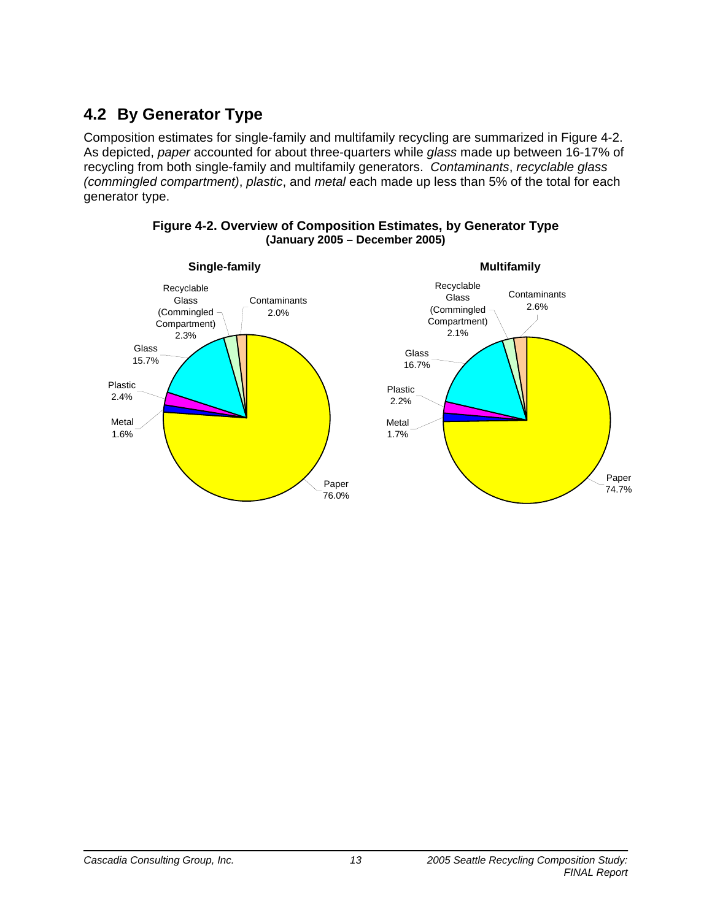## 4.2 By Generator Type

Composition estimates for single-family and multifamily recycling are summarized in Figure 4-2. As depicted, *paper* accounted for about three-quarters while *glass* made up between 16-17% of recycling from both single-family and multifamily generators. *Contaminants*, *recyclable glass (commingled compartment)*, *plastic*, and *metal* each made up less than 5% of the total for each generator type.

**Figure 4-2. Overview of Composition Estimates, by Generator Type (January 2005 – December 2005)**

**Single-family**

Recyclable Glass (Commingled Compartment) 2.3%
Contaminants 2.0%
Glass 15.7%
Plastic 2.4%
Metal 1.6%
Paper 76.0%

**Multifamily**

Recyclable Glass (Commingled Compartment) 2.1%
Contaminants 2.6%
Glass 16.7%
Plastic 2.2%
Metal 1.7%
Paper 74.7%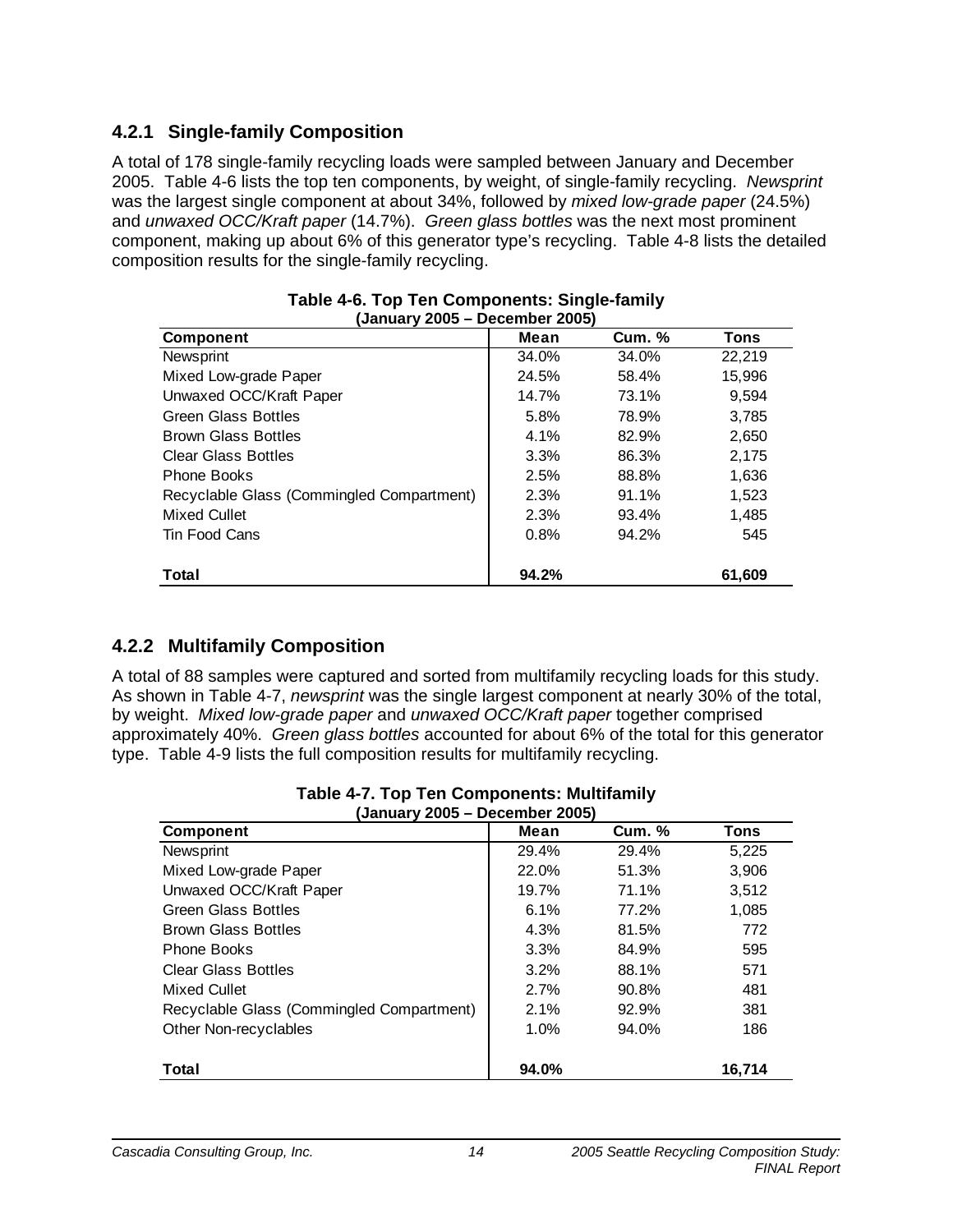### 4.2.1 Single-family Composition

A total of 178 single-family recycling loads were sampled between January and December 2005. Table 4-6 lists the top ten components, by weight, of single-family recycling. *Newsprint* was the largest single component at about 34%, followed by *mixed low-grade paper* (24.5%) and *unwaxed OCC/Kraft paper* (14.7%). *Green glass bottles* was the next most prominent component, making up about 6% of this generator type's recycling. Table 4-8 lists the detailed composition results for the single-family recycling.

**Table 4-6. Top Ten Components: Single-family**
**(January 2005 – December 2005)**

| Component | Mean | Cum. % | Tons |
|---|---|---|---|
| Newsprint | 34.0% | 34.0% | 22,219 |
| Mixed Low-grade Paper | 24.5% | 58.4% | 15,996 |
| Unwaxed OCC/Kraft Paper | 14.7% | 73.1% | 9,594 |
| Green Glass Bottles | 5.8% | 78.9% | 3,785 |
| Brown Glass Bottles | 4.1% | 82.9% | 2,650 |
| Clear Glass Bottles | 3.3% | 86.3% | 2,175 |
| Phone Books | 2.5% | 88.8% | 1,636 |
| Recyclable Glass (Commingled Compartment) | 2.3% | 91.1% | 1,523 |
| Mixed Cullet | 2.3% | 93.4% | 1,485 |
| Tin Food Cans | 0.8% | 94.2% | 545 |
| **Total** | **94.2%** | | **61,609** |

### 4.2.2 Multifamily Composition

A total of 88 samples were captured and sorted from multifamily recycling loads for this study. As shown in Table 4-7, *newsprint* was the single largest component at nearly 30% of the total, by weight. *Mixed low-grade paper* and *unwaxed OCC/Kraft paper* together comprised approximately 40%. *Green glass bottles* accounted for about 6% of the total for this generator type. Table 4-9 lists the full composition results for multifamily recycling.

**Table 4-7. Top Ten Components: Multifamily**
**(January 2005 – December 2005)**

| Component | Mean | Cum. % | Tons |
|---|---|---|---|
| Newsprint | 29.4% | 29.4% | 5,225 |
| Mixed Low-grade Paper | 22.0% | 51.3% | 3,906 |
| Unwaxed OCC/Kraft Paper | 19.7% | 71.1% | 3,512 |
| Green Glass Bottles | 6.1% | 77.2% | 1,085 |
| Brown Glass Bottles | 4.3% | 81.5% | 772 |
| Phone Books | 3.3% | 84.9% | 595 |
| Clear Glass Bottles | 3.2% | 88.1% | 571 |
| Mixed Cullet | 2.7% | 90.8% | 481 |
| Recyclable Glass (Commingled Compartment) | 2.1% | 92.9% | 381 |
| Other Non-recyclables | 1.0% | 94.0% | 186 |
| **Total** | **94.0%** | | **16,714** |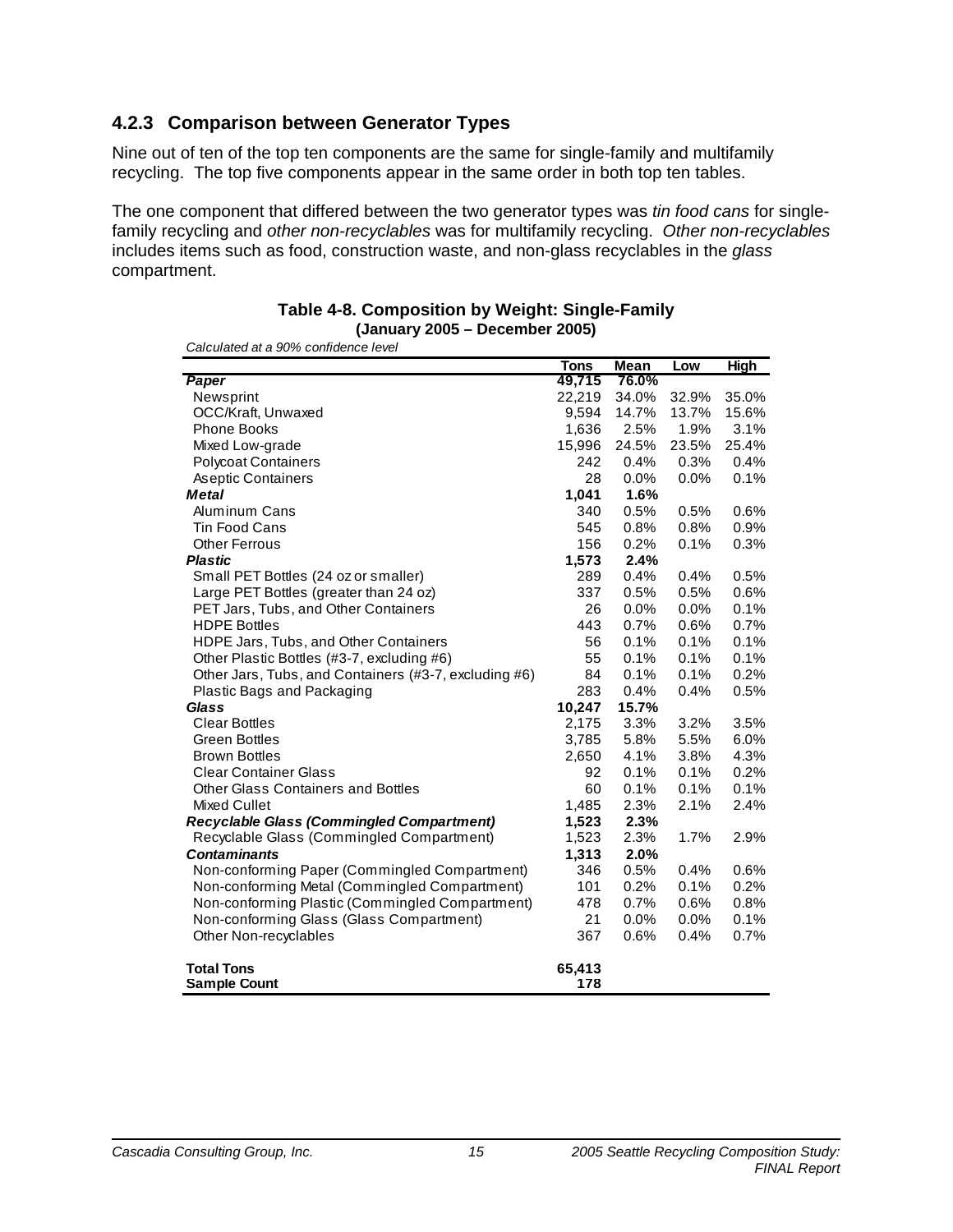### 4.2.3 Comparison between Generator Types

Nine out of ten of the top ten components are the same for single-family and multifamily recycling. The top five components appear in the same order in both top ten tables.

The one component that differed between the two generator types was *tin food cans* for single-family recycling and *other non-recyclables* was for multifamily recycling. *Other non-recyclables* includes items such as food, construction waste, and non-glass recyclables in the *glass* compartment.

**Table 4-8. Composition by Weight: Single-Family**
**(January 2005 – December 2005)**

*Calculated at a 90% confidence level*

| | Tons | Mean | Low | High |
|---|---|---|---|---|
| ***Paper*** | **49,715** | **76.0%** | | |
| Newsprint | 22,219 | 34.0% | 32.9% | 35.0% |
| OCC/Kraft, Unwaxed | 9,594 | 14.7% | 13.7% | 15.6% |
| Phone Books | 1,636 | 2.5% | 1.9% | 3.1% |
| Mixed Low-grade | 15,996 | 24.5% | 23.5% | 25.4% |
| Polycoat Containers | 242 | 0.4% | 0.3% | 0.4% |
| Aseptic Containers | 28 | 0.0% | 0.0% | 0.1% |
| ***Metal*** | **1,041** | **1.6%** | | |
| Aluminum Cans | 340 | 0.5% | 0.5% | 0.6% |
| Tin Food Cans | 545 | 0.8% | 0.8% | 0.9% |
| Other Ferrous | 156 | 0.2% | 0.1% | 0.3% |
| ***Plastic*** | **1,573** | **2.4%** | | |
| Small PET Bottles (24 oz or smaller) | 289 | 0.4% | 0.4% | 0.5% |
| Large PET Bottles (greater than 24 oz) | 337 | 0.5% | 0.5% | 0.6% |
| PET Jars, Tubs, and Other Containers | 26 | 0.0% | 0.0% | 0.1% |
| HDPE Bottles | 443 | 0.7% | 0.6% | 0.7% |
| HDPE Jars, Tubs, and Other Containers | 56 | 0.1% | 0.1% | 0.1% |
| Other Plastic Bottles (#3-7, excluding #6) | 55 | 0.1% | 0.1% | 0.1% |
| Other Jars, Tubs, and Containers (#3-7, excluding #6) | 84 | 0.1% | 0.1% | 0.2% |
| Plastic Bags and Packaging | 283 | 0.4% | 0.4% | 0.5% |
| ***Glass*** | **10,247** | **15.7%** | | |
| Clear Bottles | 2,175 | 3.3% | 3.2% | 3.5% |
| Green Bottles | 3,785 | 5.8% | 5.5% | 6.0% |
| Brown Bottles | 2,650 | 4.1% | 3.8% | 4.3% |
| Clear Container Glass | 92 | 0.1% | 0.1% | 0.2% |
| Other Glass Containers and Bottles | 60 | 0.1% | 0.1% | 0.1% |
| Mixed Cullet | 1,485 | 2.3% | 2.1% | 2.4% |
| ***Recyclable Glass (Commingled Compartment)*** | **1,523** | **2.3%** | | |
| Recyclable Glass (Commingled Compartment) | 1,523 | 2.3% | 1.7% | 2.9% |
| ***Contaminants*** | **1,313** | **2.0%** | | |
| Non-conforming Paper (Commingled Compartment) | 346 | 0.5% | 0.4% | 0.6% |
| Non-conforming Metal (Commingled Compartment) | 101 | 0.2% | 0.1% | 0.2% |
| Non-conforming Plastic (Commingled Compartment) | 478 | 0.7% | 0.6% | 0.8% |
| Non-conforming Glass (Glass Compartment) | 21 | 0.0% | 0.0% | 0.1% |
| Other Non-recyclables | 367 | 0.6% | 0.4% | 0.7% |
| | | | | |
| **Total Tons** | **65,413** | | | |
| **Sample Count** | **178** | | | |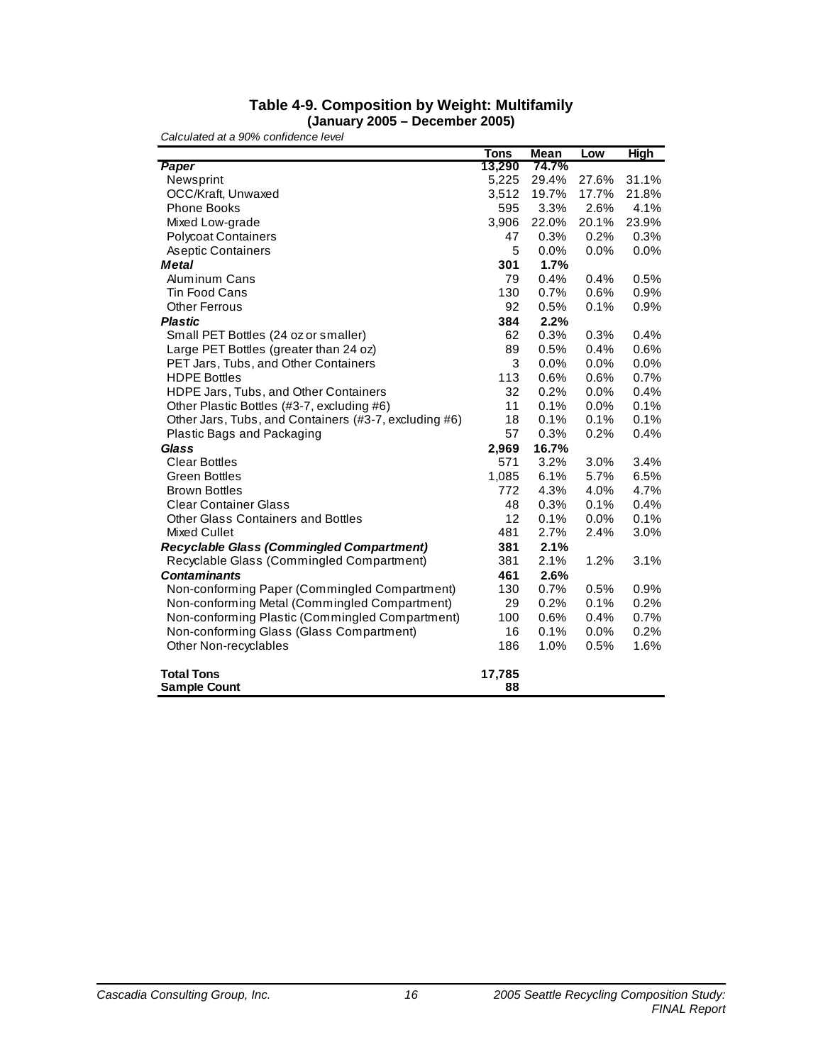**Table 4-9. Composition by Weight: Multifamily**
**(January 2005 – December 2005)**

*Calculated at a 90% confidence level*

| | Tons | Mean | Low | High |
|---|---|---|---|---|
| ***Paper*** | **13,290** | **74.7%** | | |
| Newsprint | 5,225 | 29.4% | 27.6% | 31.1% |
| OCC/Kraft, Unwaxed | 3,512 | 19.7% | 17.7% | 21.8% |
| Phone Books | 595 | 3.3% | 2.6% | 4.1% |
| Mixed Low-grade | 3,906 | 22.0% | 20.1% | 23.9% |
| Polycoat Containers | 47 | 0.3% | 0.2% | 0.3% |
| Aseptic Containers | 5 | 0.0% | 0.0% | 0.0% |
| ***Metal*** | **301** | **1.7%** | | |
| Aluminum Cans | 79 | 0.4% | 0.4% | 0.5% |
| Tin Food Cans | 130 | 0.7% | 0.6% | 0.9% |
| Other Ferrous | 92 | 0.5% | 0.1% | 0.9% |
| ***Plastic*** | **384** | **2.2%** | | |
| Small PET Bottles (24 oz or smaller) | 62 | 0.3% | 0.3% | 0.4% |
| Large PET Bottles (greater than 24 oz) | 89 | 0.5% | 0.4% | 0.6% |
| PET Jars, Tubs, and Other Containers | 3 | 0.0% | 0.0% | 0.0% |
| HDPE Bottles | 113 | 0.6% | 0.6% | 0.7% |
| HDPE Jars, Tubs, and Other Containers | 32 | 0.2% | 0.0% | 0.4% |
| Other Plastic Bottles (#3-7, excluding #6) | 11 | 0.1% | 0.0% | 0.1% |
| Other Jars, Tubs, and Containers (#3-7, excluding #6) | 18 | 0.1% | 0.1% | 0.1% |
| Plastic Bags and Packaging | 57 | 0.3% | 0.2% | 0.4% |
| ***Glass*** | **2,969** | **16.7%** | | |
| Clear Bottles | 571 | 3.2% | 3.0% | 3.4% |
| Green Bottles | 1,085 | 6.1% | 5.7% | 6.5% |
| Brown Bottles | 772 | 4.3% | 4.0% | 4.7% |
| Clear Container Glass | 48 | 0.3% | 0.1% | 0.4% |
| Other Glass Containers and Bottles | 12 | 0.1% | 0.0% | 0.1% |
| Mixed Cullet | 481 | 2.7% | 2.4% | 3.0% |
| ***Recyclable Glass (Commingled Compartment)*** | **381** | **2.1%** | | |
| Recyclable Glass (Commingled Compartment) | 381 | 2.1% | 1.2% | 3.1% |
| ***Contaminants*** | **461** | **2.6%** | | |
| Non-conforming Paper (Commingled Compartment) | 130 | 0.7% | 0.5% | 0.9% |
| Non-conforming Metal (Commingled Compartment) | 29 | 0.2% | 0.1% | 0.2% |
| Non-conforming Plastic (Commingled Compartment) | 100 | 0.6% | 0.4% | 0.7% |
| Non-conforming Glass (Glass Compartment) | 16 | 0.1% | 0.0% | 0.2% |
| Other Non-recyclables | 186 | 1.0% | 0.5% | 1.6% |
| **Total Tons** | **17,785** | | | |
| **Sample Count** | **88** | | | |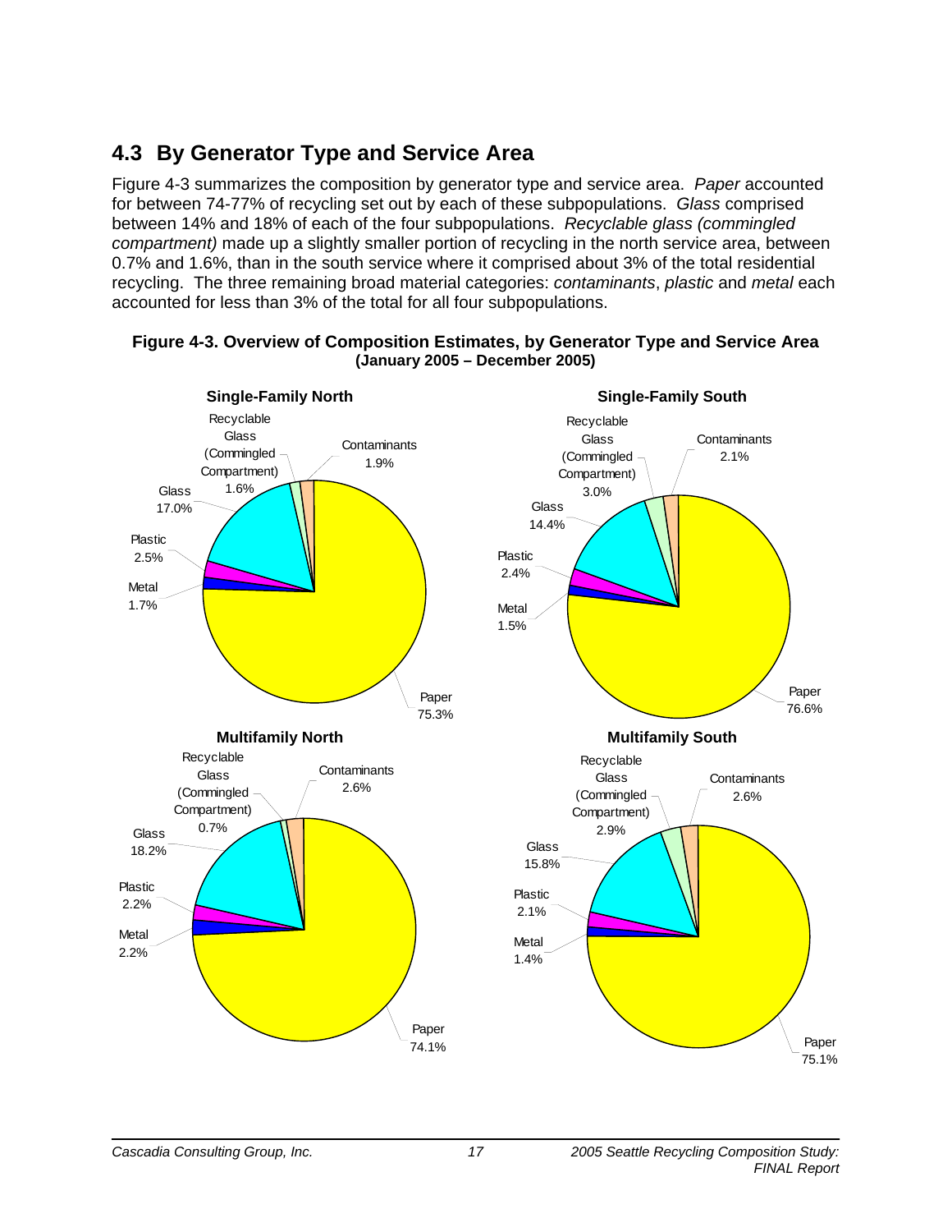## 4.3 By Generator Type and Service Area

Figure 4-3 summarizes the composition by generator type and service area. *Paper* accounted for between 74-77% of recycling set out by each of these subpopulations. *Glass* comprised between 14% and 18% of each of the four subpopulations. *Recyclable glass (commingled compartment)* made up a slightly smaller portion of recycling in the north service area, between 0.7% and 1.6%, than in the south service where it comprised about 3% of the total residential recycling. The three remaining broad material categories: *contaminants*, *plastic* and *metal* each accounted for less than 3% of the total for all four subpopulations.

**Figure 4-3. Overview of Composition Estimates, by Generator Type and Service Area (January 2005 – December 2005)**

**Single-Family North**

| Material | Percent |
|---|---|
| Paper | 75.3% |
| Glass | 17.0% |
| Plastic | 2.5% |
| Contaminants | 1.9% |
| Metal | 1.7% |
| Recyclable Glass (Commingled Compartment) | 1.6% |

**Single-Family South**

| Material | Percent |
|---|---|
| Paper | 76.6% |
| Glass | 14.4% |
| Recyclable Glass (Commingled Compartment) | 3.0% |
| Plastic | 2.4% |
| Contaminants | 2.1% |
| Metal | 1.5% |

**Multifamily North**

| Material | Percent |
|---|---|
| Paper | 74.1% |
| Glass | 18.2% |
| Contaminants | 2.6% |
| Plastic | 2.2% |
| Metal | 2.2% |
| Recyclable Glass (Commingled Compartment) | 0.7% |

**Multifamily South**

| Material | Percent |
|---|---|
| Paper | 75.1% |
| Glass | 15.8% |
| Recyclable Glass (Commingled Compartment) | 2.9% |
| Contaminants | 2.6% |
| Plastic | 2.1% |
| Metal | 1.4% |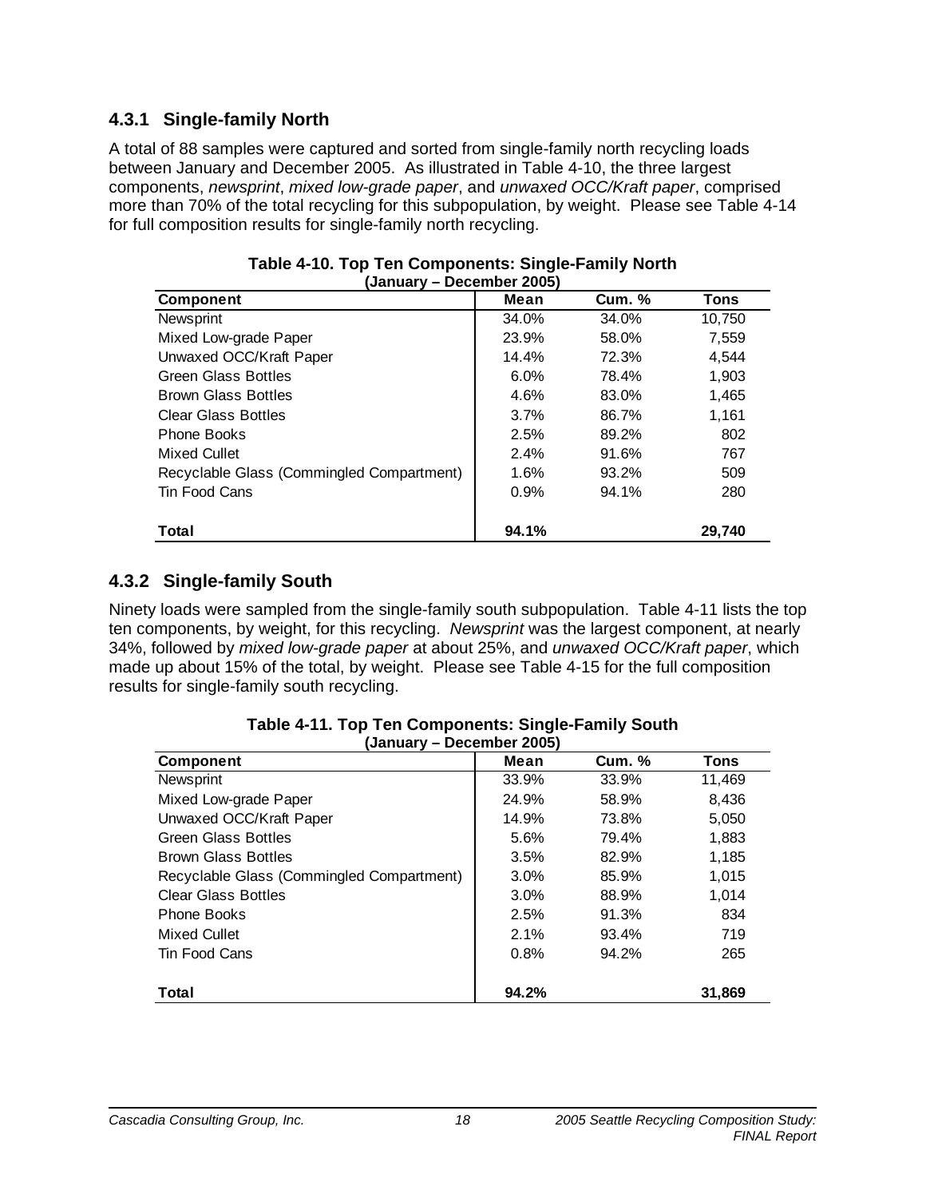### 4.3.1 Single-family North

A total of 88 samples were captured and sorted from single-family north recycling loads between January and December 2005. As illustrated in Table 4-10, the three largest components, *newsprint*, *mixed low-grade paper*, and *unwaxed OCC/Kraft paper*, comprised more than 70% of the total recycling for this subpopulation, by weight. Please see Table 4-14 for full composition results for single-family north recycling.

**Table 4-10. Top Ten Components: Single-Family North**
**(January – December 2005)**

| Component | Mean | Cum. % | Tons |
|---|---|---|---|
| Newsprint | 34.0% | 34.0% | 10,750 |
| Mixed Low-grade Paper | 23.9% | 58.0% | 7,559 |
| Unwaxed OCC/Kraft Paper | 14.4% | 72.3% | 4,544 |
| Green Glass Bottles | 6.0% | 78.4% | 1,903 |
| Brown Glass Bottles | 4.6% | 83.0% | 1,465 |
| Clear Glass Bottles | 3.7% | 86.7% | 1,161 |
| Phone Books | 2.5% | 89.2% | 802 |
| Mixed Cullet | 2.4% | 91.6% | 767 |
| Recyclable Glass (Commingled Compartment) | 1.6% | 93.2% | 509 |
| Tin Food Cans | 0.9% | 94.1% | 280 |
| **Total** | **94.1%** | | **29,740** |

### 4.3.2 Single-family South

Ninety loads were sampled from the single-family south subpopulation. Table 4-11 lists the top ten components, by weight, for this recycling. *Newsprint* was the largest component, at nearly 34%, followed by *mixed low-grade paper* at about 25%, and *unwaxed OCC/Kraft paper*, which made up about 15% of the total, by weight. Please see Table 4-15 for the full composition results for single-family south recycling.

**Table 4-11. Top Ten Components: Single-Family South**
**(January – December 2005)**

| Component | Mean | Cum. % | Tons |
|---|---|---|---|
| Newsprint | 33.9% | 33.9% | 11,469 |
| Mixed Low-grade Paper | 24.9% | 58.9% | 8,436 |
| Unwaxed OCC/Kraft Paper | 14.9% | 73.8% | 5,050 |
| Green Glass Bottles | 5.6% | 79.4% | 1,883 |
| Brown Glass Bottles | 3.5% | 82.9% | 1,185 |
| Recyclable Glass (Commingled Compartment) | 3.0% | 85.9% | 1,015 |
| Clear Glass Bottles | 3.0% | 88.9% | 1,014 |
| Phone Books | 2.5% | 91.3% | 834 |
| Mixed Cullet | 2.1% | 93.4% | 719 |
| Tin Food Cans | 0.8% | 94.2% | 265 |
| **Total** | **94.2%** | | **31,869** |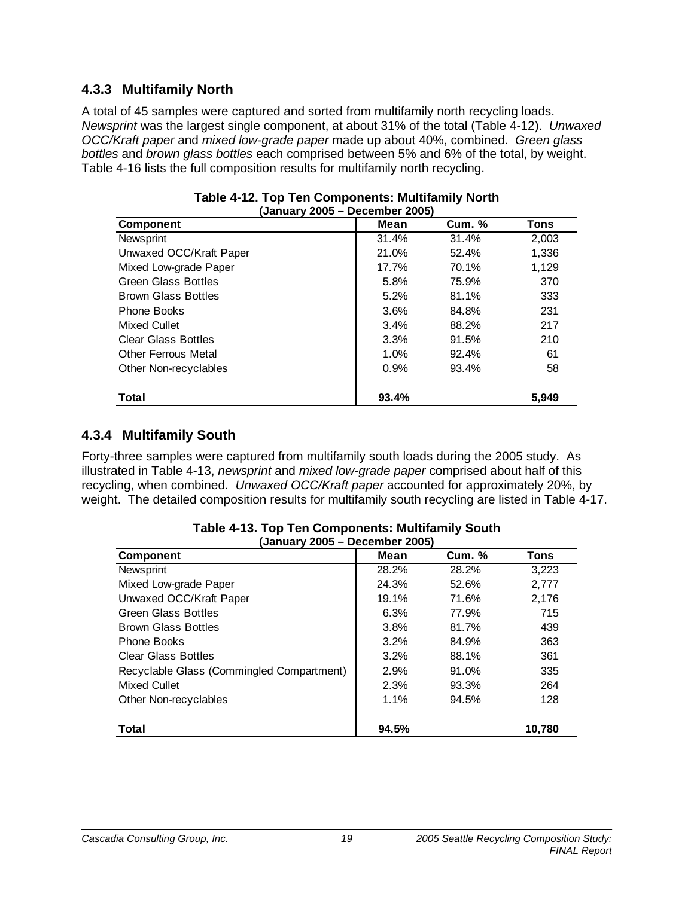### 4.3.3 Multifamily North

A total of 45 samples were captured and sorted from multifamily north recycling loads. *Newsprint* was the largest single component, at about 31% of the total (Table 4-12). *Unwaxed OCC/Kraft paper* and *mixed low-grade paper* made up about 40%, combined. *Green glass bottles* and *brown glass bottles* each comprised between 5% and 6% of the total, by weight. Table 4-16 lists the full composition results for multifamily north recycling.

**Table 4-12. Top Ten Components: Multifamily North (January 2005 – December 2005)**

| Component | Mean | Cum. % | Tons |
|---|---|---|---|
| Newsprint | 31.4% | 31.4% | 2,003 |
| Unwaxed OCC/Kraft Paper | 21.0% | 52.4% | 1,336 |
| Mixed Low-grade Paper | 17.7% | 70.1% | 1,129 |
| Green Glass Bottles | 5.8% | 75.9% | 370 |
| Brown Glass Bottles | 5.2% | 81.1% | 333 |
| Phone Books | 3.6% | 84.8% | 231 |
| Mixed Cullet | 3.4% | 88.2% | 217 |
| Clear Glass Bottles | 3.3% | 91.5% | 210 |
| Other Ferrous Metal | 1.0% | 92.4% | 61 |
| Other Non-recyclables | 0.9% | 93.4% | 58 |
| **Total** | **93.4%** | | **5,949** |

### 4.3.4 Multifamily South

Forty-three samples were captured from multifamily south loads during the 2005 study. As illustrated in Table 4-13, *newsprint* and *mixed low-grade paper* comprised about half of this recycling, when combined. *Unwaxed OCC/Kraft paper* accounted for approximately 20%, by weight. The detailed composition results for multifamily south recycling are listed in Table 4-17.

**Table 4-13. Top Ten Components: Multifamily South (January 2005 – December 2005)**

| Component | Mean | Cum. % | Tons |
|---|---|---|---|
| Newsprint | 28.2% | 28.2% | 3,223 |
| Mixed Low-grade Paper | 24.3% | 52.6% | 2,777 |
| Unwaxed OCC/Kraft Paper | 19.1% | 71.6% | 2,176 |
| Green Glass Bottles | 6.3% | 77.9% | 715 |
| Brown Glass Bottles | 3.8% | 81.7% | 439 |
| Phone Books | 3.2% | 84.9% | 363 |
| Clear Glass Bottles | 3.2% | 88.1% | 361 |
| Recyclable Glass (Commingled Compartment) | 2.9% | 91.0% | 335 |
| Mixed Cullet | 2.3% | 93.3% | 264 |
| Other Non-recyclables | 1.1% | 94.5% | 128 |
| **Total** | **94.5%** | | **10,780** |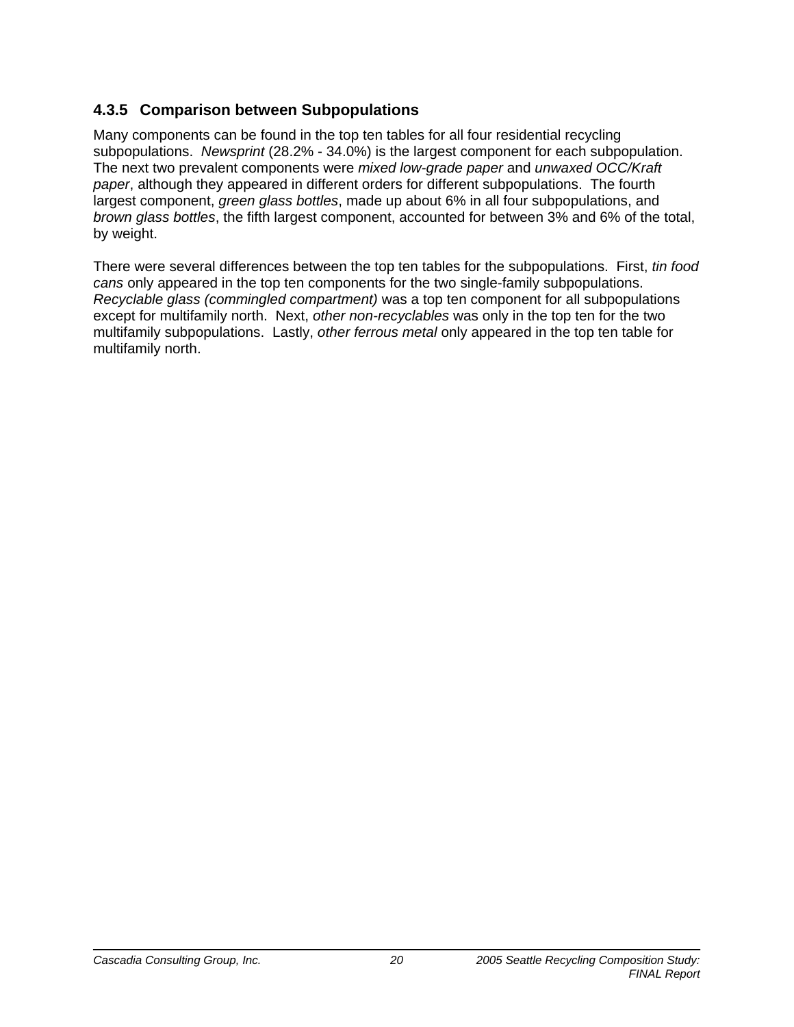### 4.3.5 Comparison between Subpopulations

Many components can be found in the top ten tables for all four residential recycling subpopulations. *Newsprint* (28.2% - 34.0%) is the largest component for each subpopulation. The next two prevalent components were *mixed low-grade paper* and *unwaxed OCC/Kraft paper*, although they appeared in different orders for different subpopulations. The fourth largest component, *green glass bottles*, made up about 6% in all four subpopulations, and *brown glass bottles*, the fifth largest component, accounted for between 3% and 6% of the total, by weight.

There were several differences between the top ten tables for the subpopulations. First, *tin food cans* only appeared in the top ten components for the two single-family subpopulations. *Recyclable glass (commingled compartment)* was a top ten component for all subpopulations except for multifamily north. Next, *other non-recyclables* was only in the top ten for the two multifamily subpopulations. Lastly, *other ferrous metal* only appeared in the top ten table for multifamily north.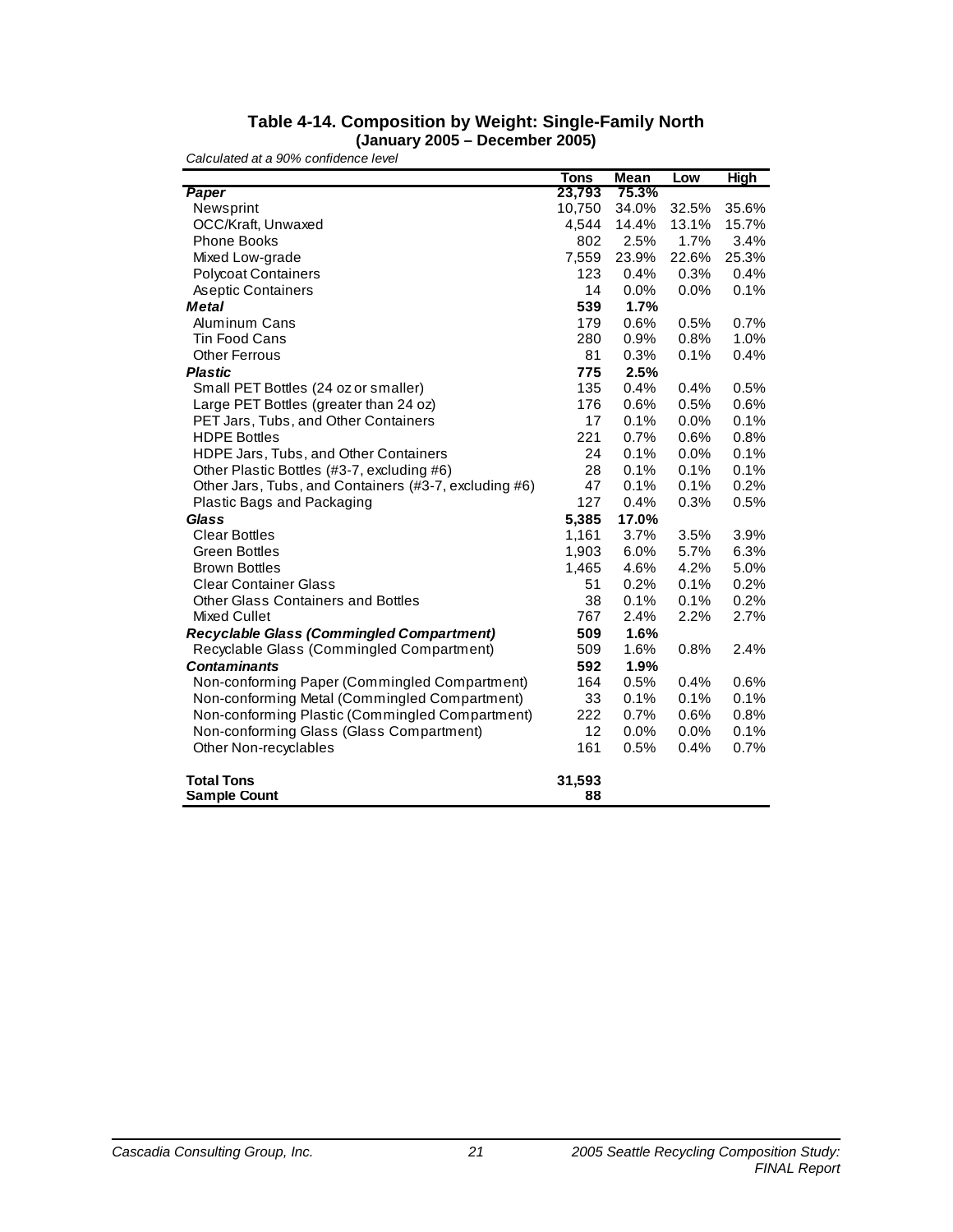# Table 4-14. Composition by Weight: Single-Family North
## (January 2005 – December 2005)

*Calculated at a 90% confidence level*

| | Tons | Mean | Low | High |
|---|---|---|---|---|
| ***Paper*** | **23,793** | **75.3%** | | |
| Newsprint | 10,750 | 34.0% | 32.5% | 35.6% |
| OCC/Kraft, Unwaxed | 4,544 | 14.4% | 13.1% | 15.7% |
| Phone Books | 802 | 2.5% | 1.7% | 3.4% |
| Mixed Low-grade | 7,559 | 23.9% | 22.6% | 25.3% |
| Polycoat Containers | 123 | 0.4% | 0.3% | 0.4% |
| Aseptic Containers | 14 | 0.0% | 0.0% | 0.1% |
| ***Metal*** | **539** | **1.7%** | | |
| Aluminum Cans | 179 | 0.6% | 0.5% | 0.7% |
| Tin Food Cans | 280 | 0.9% | 0.8% | 1.0% |
| Other Ferrous | 81 | 0.3% | 0.1% | 0.4% |
| ***Plastic*** | **775** | **2.5%** | | |
| Small PET Bottles (24 oz or smaller) | 135 | 0.4% | 0.4% | 0.5% |
| Large PET Bottles (greater than 24 oz) | 176 | 0.6% | 0.5% | 0.6% |
| PET Jars, Tubs, and Other Containers | 17 | 0.1% | 0.0% | 0.1% |
| HDPE Bottles | 221 | 0.7% | 0.6% | 0.8% |
| HDPE Jars, Tubs, and Other Containers | 24 | 0.1% | 0.0% | 0.1% |
| Other Plastic Bottles (#3-7, excluding #6) | 28 | 0.1% | 0.1% | 0.1% |
| Other Jars, Tubs, and Containers (#3-7, excluding #6) | 47 | 0.1% | 0.1% | 0.2% |
| Plastic Bags and Packaging | 127 | 0.4% | 0.3% | 0.5% |
| ***Glass*** | **5,385** | **17.0%** | | |
| Clear Bottles | 1,161 | 3.7% | 3.5% | 3.9% |
| Green Bottles | 1,903 | 6.0% | 5.7% | 6.3% |
| Brown Bottles | 1,465 | 4.6% | 4.2% | 5.0% |
| Clear Container Glass | 51 | 0.2% | 0.1% | 0.2% |
| Other Glass Containers and Bottles | 38 | 0.1% | 0.1% | 0.2% |
| Mixed Cullet | 767 | 2.4% | 2.2% | 2.7% |
| ***Recyclable Glass (Commingled Compartment)*** | **509** | **1.6%** | | |
| Recyclable Glass (Commingled Compartment) | 509 | 1.6% | 0.8% | 2.4% |
| ***Contaminants*** | **592** | **1.9%** | | |
| Non-conforming Paper (Commingled Compartment) | 164 | 0.5% | 0.4% | 0.6% |
| Non-conforming Metal (Commingled Compartment) | 33 | 0.1% | 0.1% | 0.1% |
| Non-conforming Plastic (Commingled Compartment) | 222 | 0.7% | 0.6% | 0.8% |
| Non-conforming Glass (Glass Compartment) | 12 | 0.0% | 0.0% | 0.1% |
| Other Non-recyclables | 161 | 0.5% | 0.4% | 0.7% |
| | | | | |
| **Total Tons** | **31,593** | | | |
| **Sample Count** | **88** | | | |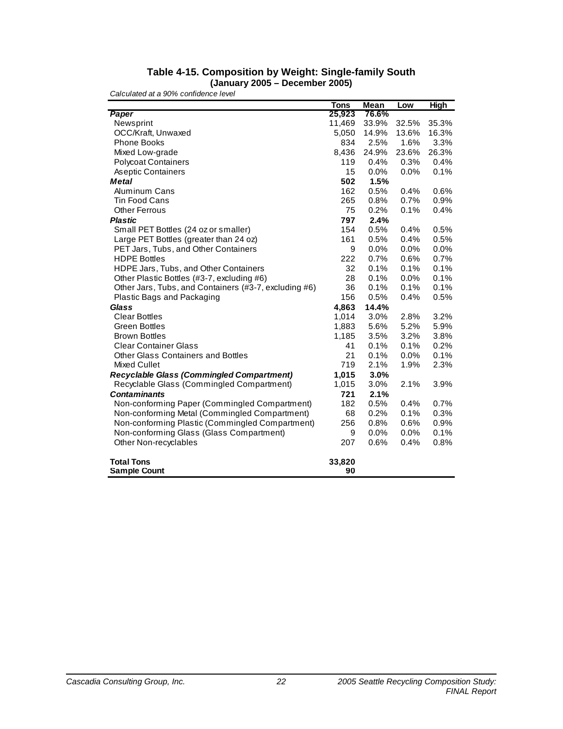**Table 4-15. Composition by Weight: Single-family South**
**(January 2005 – December 2005)**

*Calculated at a 90% confidence level*

| | Tons | Mean | Low | High |
|---|---|---|---|---|
| ***Paper*** | **25,923** | **76.6%** | | |
| Newsprint | 11,469 | 33.9% | 32.5% | 35.3% |
| OCC/Kraft, Unwaxed | 5,050 | 14.9% | 13.6% | 16.3% |
| Phone Books | 834 | 2.5% | 1.6% | 3.3% |
| Mixed Low-grade | 8,436 | 24.9% | 23.6% | 26.3% |
| Polycoat Containers | 119 | 0.4% | 0.3% | 0.4% |
| Aseptic Containers | 15 | 0.0% | 0.0% | 0.1% |
| ***Metal*** | **502** | **1.5%** | | |
| Aluminum Cans | 162 | 0.5% | 0.4% | 0.6% |
| Tin Food Cans | 265 | 0.8% | 0.7% | 0.9% |
| Other Ferrous | 75 | 0.2% | 0.1% | 0.4% |
| ***Plastic*** | **797** | **2.4%** | | |
| Small PET Bottles (24 oz or smaller) | 154 | 0.5% | 0.4% | 0.5% |
| Large PET Bottles (greater than 24 oz) | 161 | 0.5% | 0.4% | 0.5% |
| PET Jars, Tubs, and Other Containers | 9 | 0.0% | 0.0% | 0.0% |
| HDPE Bottles | 222 | 0.7% | 0.6% | 0.7% |
| HDPE Jars, Tubs, and Other Containers | 32 | 0.1% | 0.1% | 0.1% |
| Other Plastic Bottles (#3-7, excluding #6) | 28 | 0.1% | 0.0% | 0.1% |
| Other Jars, Tubs, and Containers (#3-7, excluding #6) | 36 | 0.1% | 0.1% | 0.1% |
| Plastic Bags and Packaging | 156 | 0.5% | 0.4% | 0.5% |
| ***Glass*** | **4,863** | **14.4%** | | |
| Clear Bottles | 1,014 | 3.0% | 2.8% | 3.2% |
| Green Bottles | 1,883 | 5.6% | 5.2% | 5.9% |
| Brown Bottles | 1,185 | 3.5% | 3.2% | 3.8% |
| Clear Container Glass | 41 | 0.1% | 0.1% | 0.2% |
| Other Glass Containers and Bottles | 21 | 0.1% | 0.0% | 0.1% |
| Mixed Cullet | 719 | 2.1% | 1.9% | 2.3% |
| ***Recyclable Glass (Commingled Compartment)*** | **1,015** | **3.0%** | | |
| Recyclable Glass (Commingled Compartment) | 1,015 | 3.0% | 2.1% | 3.9% |
| ***Contaminants*** | **721** | **2.1%** | | |
| Non-conforming Paper (Commingled Compartment) | 182 | 0.5% | 0.4% | 0.7% |
| Non-conforming Metal (Commingled Compartment) | 68 | 0.2% | 0.1% | 0.3% |
| Non-conforming Plastic (Commingled Compartment) | 256 | 0.8% | 0.6% | 0.9% |
| Non-conforming Glass (Glass Compartment) | 9 | 0.0% | 0.0% | 0.1% |
| Other Non-recyclables | 207 | 0.6% | 0.4% | 0.8% |
| **Total Tons** | **33,820** | | | |
| **Sample Count** | **90** | | | |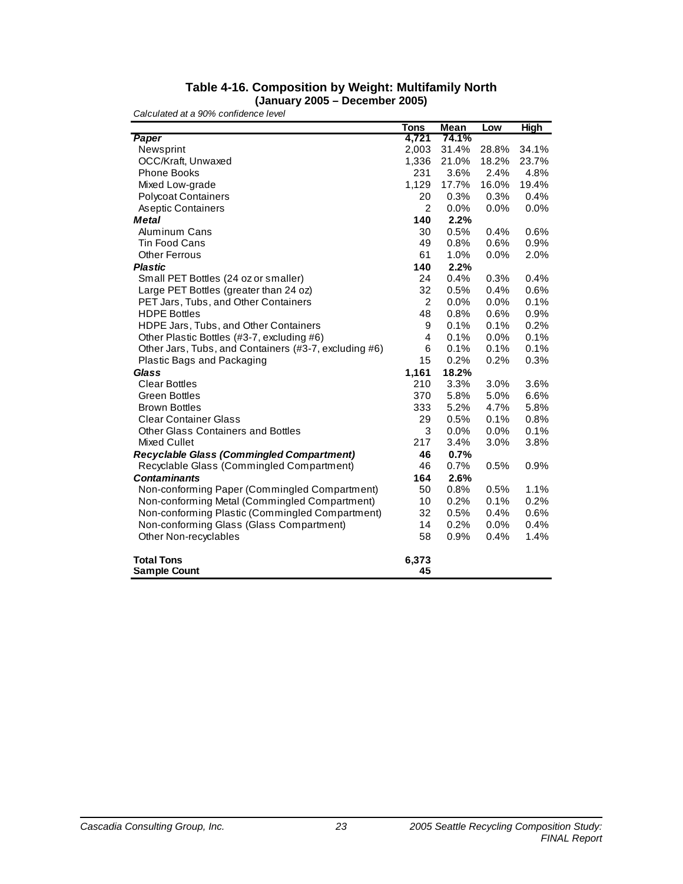**Table 4-16. Composition by Weight: Multifamily North**
**(January 2005 – December 2005)**

*Calculated at a 90% confidence level*

| | Tons | Mean | Low | High |
|---|---|---|---|---|
| ***Paper*** | **4,721** | **74.1%** | | |
| Newsprint | 2,003 | 31.4% | 28.8% | 34.1% |
| OCC/Kraft, Unwaxed | 1,336 | 21.0% | 18.2% | 23.7% |
| Phone Books | 231 | 3.6% | 2.4% | 4.8% |
| Mixed Low-grade | 1,129 | 17.7% | 16.0% | 19.4% |
| Polycoat Containers | 20 | 0.3% | 0.3% | 0.4% |
| Aseptic Containers | 2 | 0.0% | 0.0% | 0.0% |
| ***Metal*** | **140** | **2.2%** | | |
| Aluminum Cans | 30 | 0.5% | 0.4% | 0.6% |
| Tin Food Cans | 49 | 0.8% | 0.6% | 0.9% |
| Other Ferrous | 61 | 1.0% | 0.0% | 2.0% |
| ***Plastic*** | **140** | **2.2%** | | |
| Small PET Bottles (24 oz or smaller) | 24 | 0.4% | 0.3% | 0.4% |
| Large PET Bottles (greater than 24 oz) | 32 | 0.5% | 0.4% | 0.6% |
| PET Jars, Tubs, and Other Containers | 2 | 0.0% | 0.0% | 0.1% |
| HDPE Bottles | 48 | 0.8% | 0.6% | 0.9% |
| HDPE Jars, Tubs, and Other Containers | 9 | 0.1% | 0.1% | 0.2% |
| Other Plastic Bottles (#3-7, excluding #6) | 4 | 0.1% | 0.0% | 0.1% |
| Other Jars, Tubs, and Containers (#3-7, excluding #6) | 6 | 0.1% | 0.1% | 0.1% |
| Plastic Bags and Packaging | 15 | 0.2% | 0.2% | 0.3% |
| ***Glass*** | **1,161** | **18.2%** | | |
| Clear Bottles | 210 | 3.3% | 3.0% | 3.6% |
| Green Bottles | 370 | 5.8% | 5.0% | 6.6% |
| Brown Bottles | 333 | 5.2% | 4.7% | 5.8% |
| Clear Container Glass | 29 | 0.5% | 0.1% | 0.8% |
| Other Glass Containers and Bottles | 3 | 0.0% | 0.0% | 0.1% |
| Mixed Cullet | 217 | 3.4% | 3.0% | 3.8% |
| ***Recyclable Glass (Commingled Compartment)*** | **46** | **0.7%** | | |
| Recyclable Glass (Commingled Compartment) | 46 | 0.7% | 0.5% | 0.9% |
| ***Contaminants*** | **164** | **2.6%** | | |
| Non-conforming Paper (Commingled Compartment) | 50 | 0.8% | 0.5% | 1.1% |
| Non-conforming Metal (Commingled Compartment) | 10 | 0.2% | 0.1% | 0.2% |
| Non-conforming Plastic (Commingled Compartment) | 32 | 0.5% | 0.4% | 0.6% |
| Non-conforming Glass (Glass Compartment) | 14 | 0.2% | 0.0% | 0.4% |
| Other Non-recyclables | 58 | 0.9% | 0.4% | 1.4% |
| **Total Tons** | **6,373** | | | |
| **Sample Count** | **45** | | | |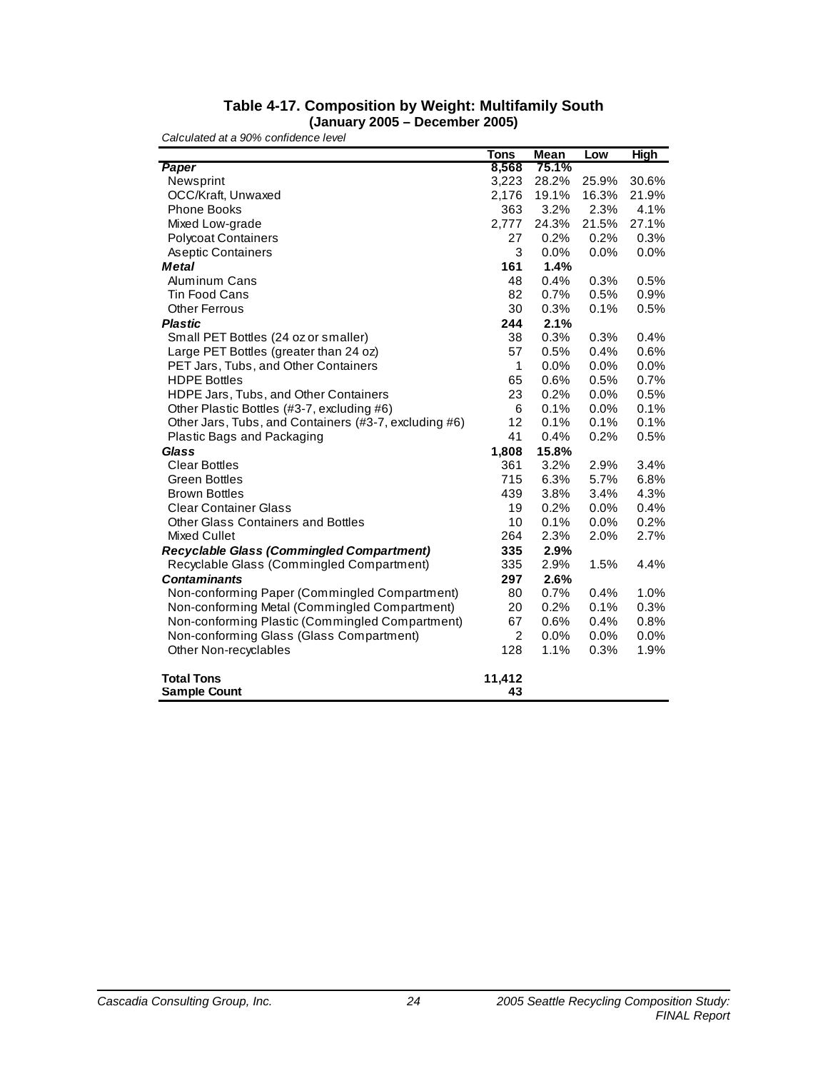**Table 4-17. Composition by Weight: Multifamily South**
**(January 2005 – December 2005)**

*Calculated at a 90% confidence level*

| | Tons | Mean | Low | High |
|---|---|---|---|---|
| ***Paper*** | **8,568** | **75.1%** | | |
| Newsprint | 3,223 | 28.2% | 25.9% | 30.6% |
| OCC/Kraft, Unwaxed | 2,176 | 19.1% | 16.3% | 21.9% |
| Phone Books | 363 | 3.2% | 2.3% | 4.1% |
| Mixed Low-grade | 2,777 | 24.3% | 21.5% | 27.1% |
| Polycoat Containers | 27 | 0.2% | 0.2% | 0.3% |
| Aseptic Containers | 3 | 0.0% | 0.0% | 0.0% |
| ***Metal*** | **161** | **1.4%** | | |
| Aluminum Cans | 48 | 0.4% | 0.3% | 0.5% |
| Tin Food Cans | 82 | 0.7% | 0.5% | 0.9% |
| Other Ferrous | 30 | 0.3% | 0.1% | 0.5% |
| ***Plastic*** | **244** | **2.1%** | | |
| Small PET Bottles (24 oz or smaller) | 38 | 0.3% | 0.3% | 0.4% |
| Large PET Bottles (greater than 24 oz) | 57 | 0.5% | 0.4% | 0.6% |
| PET Jars, Tubs, and Other Containers | 1 | 0.0% | 0.0% | 0.0% |
| HDPE Bottles | 65 | 0.6% | 0.5% | 0.7% |
| HDPE Jars, Tubs, and Other Containers | 23 | 0.2% | 0.0% | 0.5% |
| Other Plastic Bottles (#3-7, excluding #6) | 6 | 0.1% | 0.0% | 0.1% |
| Other Jars, Tubs, and Containers (#3-7, excluding #6) | 12 | 0.1% | 0.1% | 0.1% |
| Plastic Bags and Packaging | 41 | 0.4% | 0.2% | 0.5% |
| ***Glass*** | **1,808** | **15.8%** | | |
| Clear Bottles | 361 | 3.2% | 2.9% | 3.4% |
| Green Bottles | 715 | 6.3% | 5.7% | 6.8% |
| Brown Bottles | 439 | 3.8% | 3.4% | 4.3% |
| Clear Container Glass | 19 | 0.2% | 0.0% | 0.4% |
| Other Glass Containers and Bottles | 10 | 0.1% | 0.0% | 0.2% |
| Mixed Cullet | 264 | 2.3% | 2.0% | 2.7% |
| ***Recyclable Glass (Commingled Compartment)*** | **335** | **2.9%** | | |
| Recyclable Glass (Commingled Compartment) | 335 | 2.9% | 1.5% | 4.4% |
| ***Contaminants*** | **297** | **2.6%** | | |
| Non-conforming Paper (Commingled Compartment) | 80 | 0.7% | 0.4% | 1.0% |
| Non-conforming Metal (Commingled Compartment) | 20 | 0.2% | 0.1% | 0.3% |
| Non-conforming Plastic (Commingled Compartment) | 67 | 0.6% | 0.4% | 0.8% |
| Non-conforming Glass (Glass Compartment) | 2 | 0.0% | 0.0% | 0.0% |
| Other Non-recyclables | 128 | 1.1% | 0.3% | 1.9% |
| **Total Tons** | **11,412** | | | |
| **Sample Count** | **43** | | | |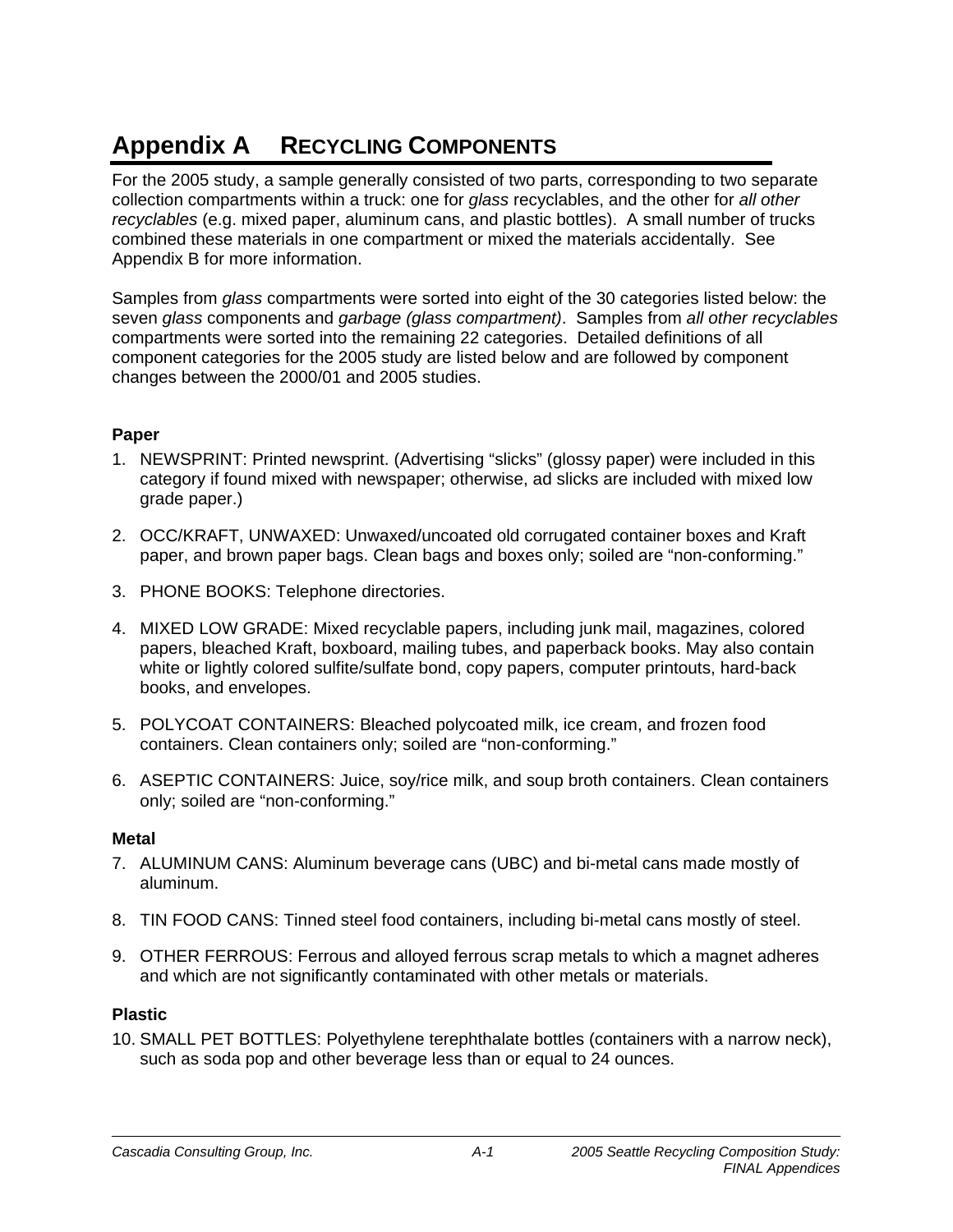# Appendix A RECYCLING COMPONENTS

For the 2005 study, a sample generally consisted of two parts, corresponding to two separate collection compartments within a truck: one for *glass* recyclables, and the other for *all other recyclables* (e.g. mixed paper, aluminum cans, and plastic bottles). A small number of trucks combined these materials in one compartment or mixed the materials accidentally. See Appendix B for more information.

Samples from *glass* compartments were sorted into eight of the 30 categories listed below: the seven *glass* components and *garbage (glass compartment)*. Samples from *all other recyclables* compartments were sorted into the remaining 22 categories. Detailed definitions of all component categories for the 2005 study are listed below and are followed by component changes between the 2000/01 and 2005 studies.

**Paper**

1. NEWSPRINT: Printed newsprint. (Advertising “slicks” (glossy paper) were included in this category if found mixed with newspaper; otherwise, ad slicks are included with mixed low grade paper.)
2. OCC/KRAFT, UNWAXED: Unwaxed/uncoated old corrugated container boxes and Kraft paper, and brown paper bags. Clean bags and boxes only; soiled are “non-conforming.”
3. PHONE BOOKS: Telephone directories.
4. MIXED LOW GRADE: Mixed recyclable papers, including junk mail, magazines, colored papers, bleached Kraft, boxboard, mailing tubes, and paperback books. May also contain white or lightly colored sulfite/sulfate bond, copy papers, computer printouts, hard-back books, and envelopes.
5. POLYCOAT CONTAINERS: Bleached polycoated milk, ice cream, and frozen food containers. Clean containers only; soiled are “non-conforming.”
6. ASEPTIC CONTAINERS: Juice, soy/rice milk, and soup broth containers. Clean containers only; soiled are “non-conforming.”

**Metal**

7. ALUMINUM CANS: Aluminum beverage cans (UBC) and bi-metal cans made mostly of aluminum.
8. TIN FOOD CANS: Tinned steel food containers, including bi-metal cans mostly of steel.
9. OTHER FERROUS: Ferrous and alloyed ferrous scrap metals to which a magnet adheres and which are not significantly contaminated with other metals or materials.

**Plastic**

10. SMALL PET BOTTLES: Polyethylene terephthalate bottles (containers with a narrow neck), such as soda pop and other beverage less than or equal to 24 ounces.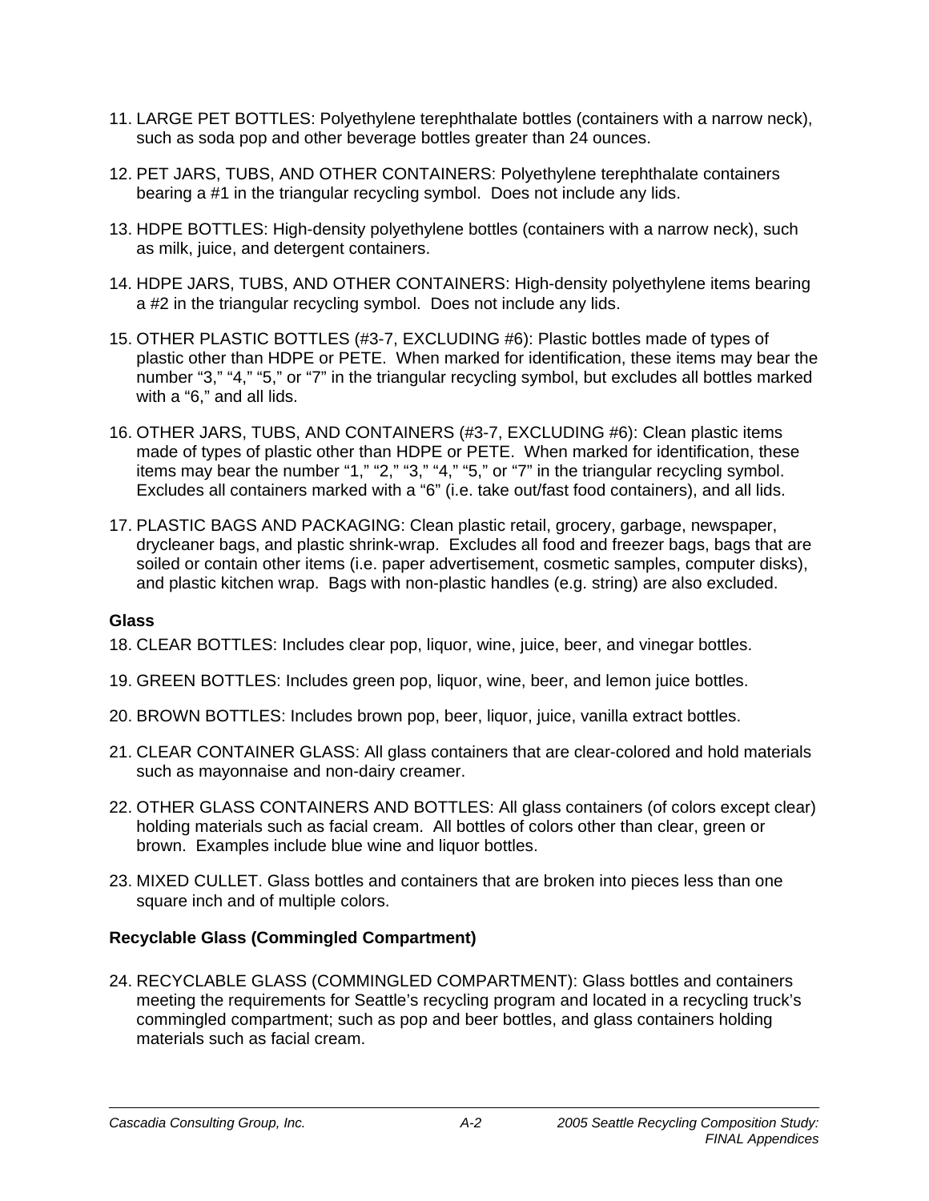11. LARGE PET BOTTLES: Polyethylene terephthalate bottles (containers with a narrow neck), such as soda pop and other beverage bottles greater than 24 ounces.

12. PET JARS, TUBS, AND OTHER CONTAINERS: Polyethylene terephthalate containers bearing a #1 in the triangular recycling symbol. Does not include any lids.

13. HDPE BOTTLES: High-density polyethylene bottles (containers with a narrow neck), such as milk, juice, and detergent containers.

14. HDPE JARS, TUBS, AND OTHER CONTAINERS: High-density polyethylene items bearing a #2 in the triangular recycling symbol. Does not include any lids.

15. OTHER PLASTIC BOTTLES (#3-7, EXCLUDING #6): Plastic bottles made of types of plastic other than HDPE or PETE. When marked for identification, these items may bear the number "3," "4," "5," or "7" in the triangular recycling symbol, but excludes all bottles marked with a "6," and all lids.

16. OTHER JARS, TUBS, AND CONTAINERS (#3-7, EXCLUDING #6): Clean plastic items made of types of plastic other than HDPE or PETE. When marked for identification, these items may bear the number "1," "2," "3," "4," "5," or "7" in the triangular recycling symbol. Excludes all containers marked with a "6" (i.e. take out/fast food containers), and all lids.

17. PLASTIC BAGS AND PACKAGING: Clean plastic retail, grocery, garbage, newspaper, drycleaner bags, and plastic shrink-wrap. Excludes all food and freezer bags, bags that are soiled or contain other items (i.e. paper advertisement, cosmetic samples, computer disks), and plastic kitchen wrap. Bags with non-plastic handles (e.g. string) are also excluded.

**Glass**

18. CLEAR BOTTLES: Includes clear pop, liquor, wine, juice, beer, and vinegar bottles.

19. GREEN BOTTLES: Includes green pop, liquor, wine, beer, and lemon juice bottles.

20. BROWN BOTTLES: Includes brown pop, beer, liquor, juice, vanilla extract bottles.

21. CLEAR CONTAINER GLASS: All glass containers that are clear-colored and hold materials such as mayonnaise and non-dairy creamer.

22. OTHER GLASS CONTAINERS AND BOTTLES: All glass containers (of colors except clear) holding materials such as facial cream. All bottles of colors other than clear, green or brown. Examples include blue wine and liquor bottles.

23. MIXED CULLET. Glass bottles and containers that are broken into pieces less than one square inch and of multiple colors.

**Recyclable Glass (Commingled Compartment)**

24. RECYCLABLE GLASS (COMMINGLED COMPARTMENT): Glass bottles and containers meeting the requirements for Seattle's recycling program and located in a recycling truck's commingled compartment; such as pop and beer bottles, and glass containers holding materials such as facial cream.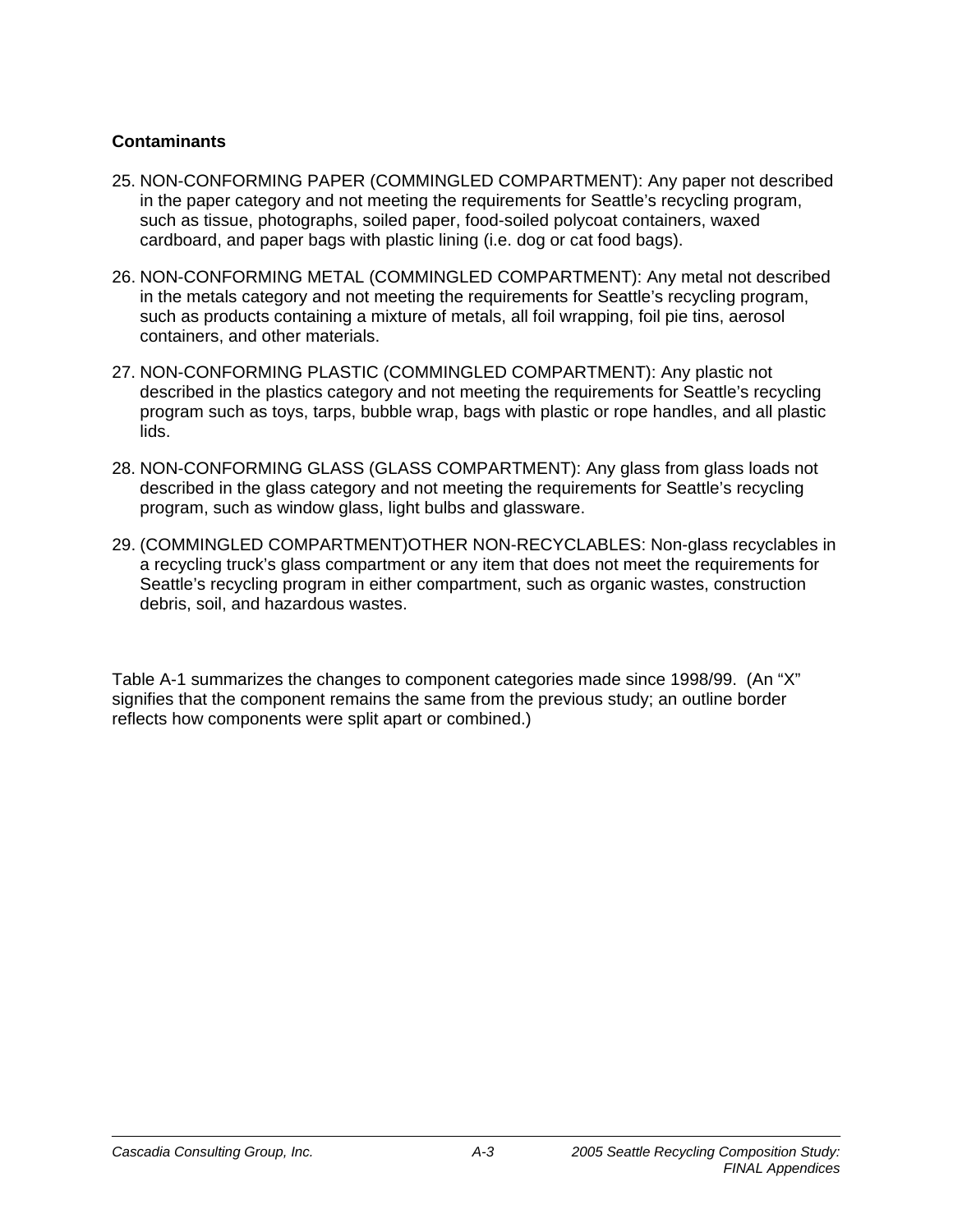**Contaminants**

25. NON-CONFORMING PAPER (COMMINGLED COMPARTMENT): Any paper not described in the paper category and not meeting the requirements for Seattle's recycling program, such as tissue, photographs, soiled paper, food-soiled polycoat containers, waxed cardboard, and paper bags with plastic lining (i.e. dog or cat food bags).

26. NON-CONFORMING METAL (COMMINGLED COMPARTMENT): Any metal not described in the metals category and not meeting the requirements for Seattle's recycling program, such as products containing a mixture of metals, all foil wrapping, foil pie tins, aerosol containers, and other materials.

27. NON-CONFORMING PLASTIC (COMMINGLED COMPARTMENT): Any plastic not described in the plastics category and not meeting the requirements for Seattle's recycling program such as toys, tarps, bubble wrap, bags with plastic or rope handles, and all plastic lids.

28. NON-CONFORMING GLASS (GLASS COMPARTMENT): Any glass from glass loads not described in the glass category and not meeting the requirements for Seattle's recycling program, such as window glass, light bulbs and glassware.

29. (COMMINGLED COMPARTMENT)OTHER NON-RECYCLABLES: Non-glass recyclables in a recycling truck's glass compartment or any item that does not meet the requirements for Seattle's recycling program in either compartment, such as organic wastes, construction debris, soil, and hazardous wastes.

Table A-1 summarizes the changes to component categories made since 1998/99. (An "X" signifies that the component remains the same from the previous study; an outline border reflects how components were split apart or combined.)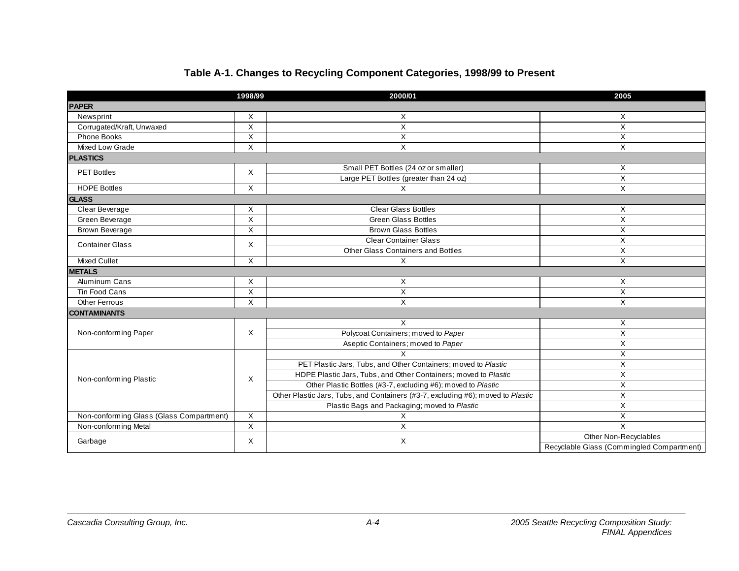## Table A-1. Changes to Recycling Component Categories, 1998/99 to Present

| | 1998/99 | 2000/01 | 2005 |
|---|---|---|---|
| **PAPER** | | | |
| Newsprint | X | X | X |
| Corrugated/Kraft, Unwaxed | X | X | X |
| Phone Books | X | X | X |
| Mixed Low Grade | X | X | X |
| **PLASTICS** | | | |
| PET Bottles | X | Small PET Bottles (24 oz or smaller) | X |
| | | Large PET Bottles (greater than 24 oz) | X |
| HDPE Bottles | X | X | X |
| **GLASS** | | | |
| Clear Beverage | X | Clear Glass Bottles | X |
| Green Beverage | X | Green Glass Bottles | X |
| Brown Beverage | X | Brown Glass Bottles | X |
| Container Glass | X | Clear Container Glass | X |
| | | Other Glass Containers and Bottles | X |
| Mixed Cullet | X | X | X |
| **METALS** | | | |
| Aluminum Cans | X | X | X |
| Tin Food Cans | X | X | X |
| Other Ferrous | X | X | X |
| **CONTAMINANTS** | | | |
| Non-conforming Paper | X | X | X |
| | | Polycoat Containers; moved to *Paper* | X |
| | | Aseptic Containers; moved to *Paper* | X |
| Non-conforming Plastic | X | X | X |
| | | PET Plastic Jars, Tubs, and Other Containers; moved to *Plastic* | X |
| | | HDPE Plastic Jars, Tubs, and Other Containers; moved to *Plastic* | X |
| | | Other Plastic Bottles (#3-7, excluding #6); moved to *Plastic* | X |
| | | Other Plastic Jars, Tubs, and Containers (#3-7, excluding #6); moved to *Plastic* | X |
| | | Plastic Bags and Packaging; moved to *Plastic* | X |
| Non-conforming Glass (Glass Compartment) | X | X | X |
| Non-conforming Metal | X | X | X |
| Garbage | X | X | Other Non-Recyclables |
| | | | Recyclable Glass (Commingled Compartment) |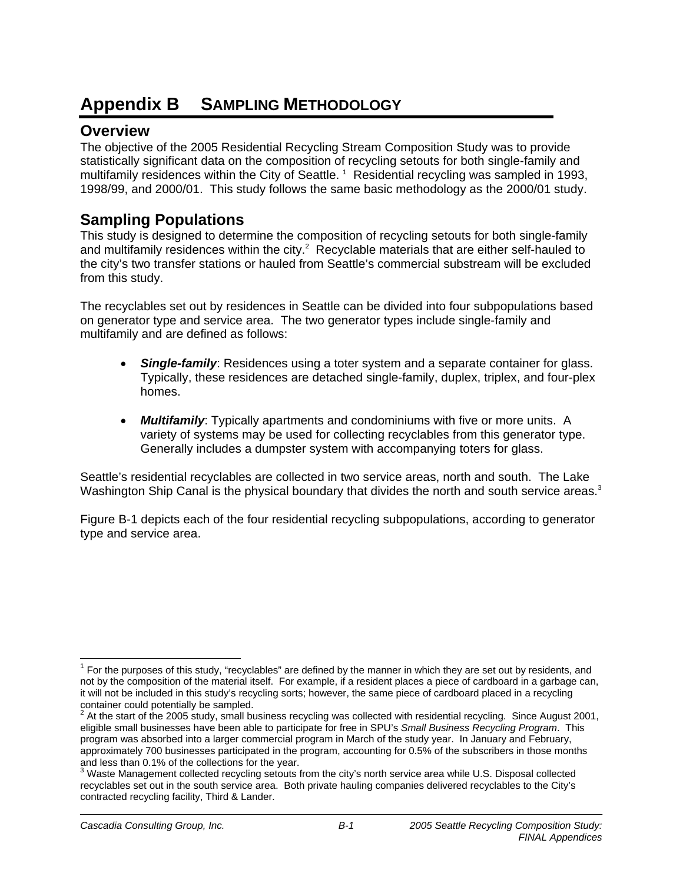# Appendix B SAMPLING METHODOLOGY

## Overview

The objective of the 2005 Residential Recycling Stream Composition Study was to provide statistically significant data on the composition of recycling setouts for both single-family and multifamily residences within the City of Seattle. [1] Residential recycling was sampled in 1993, 1998/99, and 2000/01. This study follows the same basic methodology as the 2000/01 study.

## Sampling Populations

This study is designed to determine the composition of recycling setouts for both single-family and multifamily residences within the city.[2] Recyclable materials that are either self-hauled to the city's two transfer stations or hauled from Seattle's commercial substream will be excluded from this study.

The recyclables set out by residences in Seattle can be divided into four subpopulations based on generator type and service area. The two generator types include single-family and multifamily and are defined as follows:

- ***Single-family***: Residences using a toter system and a separate container for glass. Typically, these residences are detached single-family, duplex, triplex, and four-plex homes.
- ***Multifamily***: Typically apartments and condominiums with five or more units. A variety of systems may be used for collecting recyclables from this generator type. Generally includes a dumpster system with accompanying toters for glass.

Seattle's residential recyclables are collected in two service areas, north and south. The Lake Washington Ship Canal is the physical boundary that divides the north and south service areas.[3]

Figure B-1 depicts each of the four residential recycling subpopulations, according to generator type and service area.

---

[1] For the purposes of this study, "recyclables" are defined by the manner in which they are set out by residents, and not by the composition of the material itself. For example, if a resident places a piece of cardboard in a garbage can, it will not be included in this study's recycling sorts; however, the same piece of cardboard placed in a recycling container could potentially be sampled.

[2] At the start of the 2005 study, small business recycling was collected with residential recycling. Since August 2001, eligible small businesses have been able to participate for free in SPU's *Small Business Recycling Program*. This program was absorbed into a larger commercial program in March of the study year. In January and February, approximately 700 businesses participated in the program, accounting for 0.5% of the subscribers in those months and less than 0.1% of the collections for the year.

[3] Waste Management collected recycling setouts from the city's north service area while U.S. Disposal collected recyclables set out in the south service area. Both private hauling companies delivered recyclables to the City's contracted recycling facility, Third & Lander.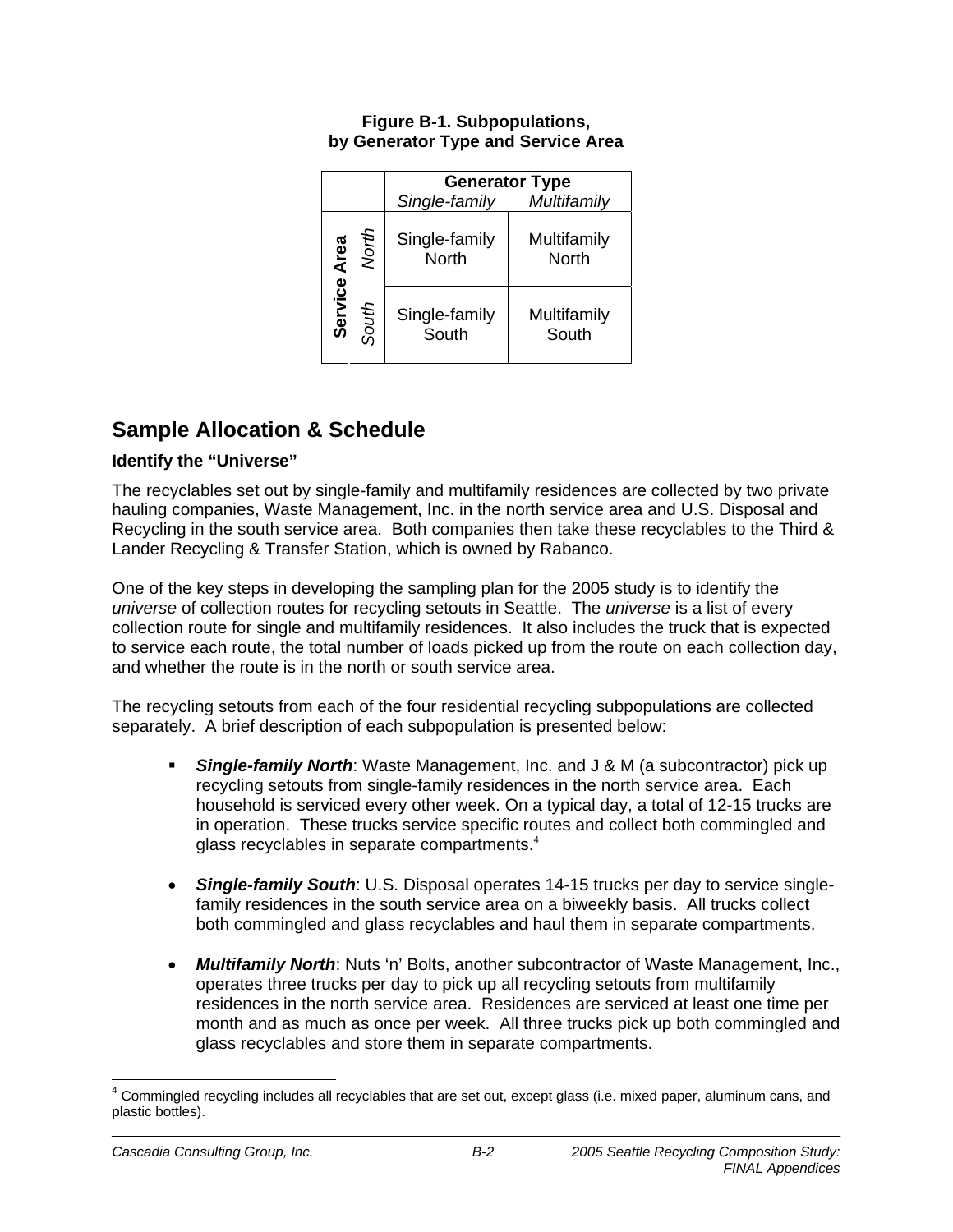**Figure B-1. Subpopulations, by Generator Type and Service Area**

| | | Generator Type | |
|---|---|---|---|
| | | *Single-family* | *Multifamily* |
| **Service Area** | *North* | Single-family North | Multifamily North |
| | *South* | Single-family South | Multifamily South |

## Sample Allocation & Schedule

### Identify the "Universe"

The recyclables set out by single-family and multifamily residences are collected by two private hauling companies, Waste Management, Inc. in the north service area and U.S. Disposal and Recycling in the south service area. Both companies then take these recyclables to the Third & Lander Recycling & Transfer Station, which is owned by Rabanco.

One of the key steps in developing the sampling plan for the 2005 study is to identify the *universe* of collection routes for recycling setouts in Seattle. The *universe* is a list of every collection route for single and multifamily residences. It also includes the truck that is expected to service each route, the total number of loads picked up from the route on each collection day, and whether the route is in the north or south service area.

The recycling setouts from each of the four residential recycling subpopulations are collected separately. A brief description of each subpopulation is presented below:

- ***Single-family North***: Waste Management, Inc. and J & M (a subcontractor) pick up recycling setouts from single-family residences in the north service area. Each household is serviced every other week. On a typical day, a total of 12-15 trucks are in operation. These trucks service specific routes and collect both commingled and glass recyclables in separate compartments.[4]

- ***Single-family South***: U.S. Disposal operates 14-15 trucks per day to service single-family residences in the south service area on a biweekly basis. All trucks collect both commingled and glass recyclables and haul them in separate compartments.

- ***Multifamily North***: Nuts 'n' Bolts, another subcontractor of Waste Management, Inc., operates three trucks per day to pick up all recycling setouts from multifamily residences in the north service area. Residences are serviced at least one time per month and as much as once per week. All three trucks pick up both commingled and glass recyclables and store them in separate compartments.

[4] Commingled recycling includes all recyclables that are set out, except glass (i.e. mixed paper, aluminum cans, and plastic bottles).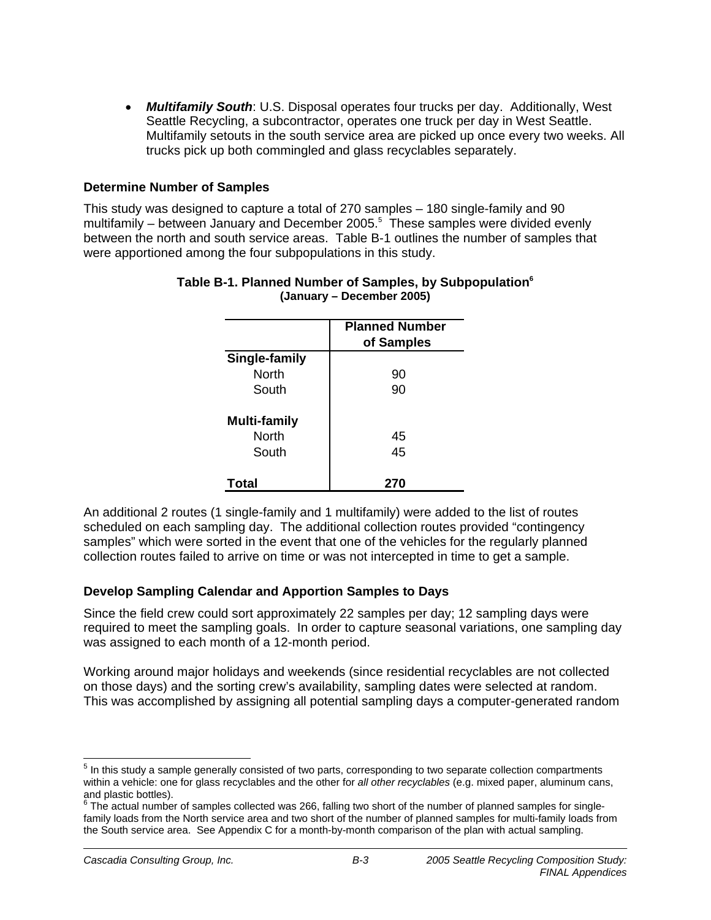- ***Multifamily South***: U.S. Disposal operates four trucks per day. Additionally, West Seattle Recycling, a subcontractor, operates one truck per day in West Seattle. Multifamily setouts in the south service area are picked up once every two weeks. All trucks pick up both commingled and glass recyclables separately.

### Determine Number of Samples

This study was designed to capture a total of 270 samples – 180 single-family and 90 multifamily – between January and December 2005.[5] These samples were divided evenly between the north and south service areas. Table B-1 outlines the number of samples that were apportioned among the four subpopulations in this study.

**Table B-1. Planned Number of Samples, by Subpopulation[6]**
**(January – December 2005)**

| | Planned Number of Samples |
|---|---|
| **Single-family** | |
| North | 90 |
| South | 90 |
| | |
| **Multi-family** | |
| North | 45 |
| South | 45 |
| | |
| **Total** | **270** |

An additional 2 routes (1 single-family and 1 multifamily) were added to the list of routes scheduled on each sampling day. The additional collection routes provided "contingency samples" which were sorted in the event that one of the vehicles for the regularly planned collection routes failed to arrive on time or was not intercepted in time to get a sample.

### Develop Sampling Calendar and Apportion Samples to Days

Since the field crew could sort approximately 22 samples per day; 12 sampling days were required to meet the sampling goals. In order to capture seasonal variations, one sampling day was assigned to each month of a 12-month period.

Working around major holidays and weekends (since residential recyclables are not collected on those days) and the sorting crew's availability, sampling dates were selected at random. This was accomplished by assigning all potential sampling days a computer-generated random

---

[5] In this study a sample generally consisted of two parts, corresponding to two separate collection compartments within a vehicle: one for glass recyclables and the other for *all other recyclables* (e.g. mixed paper, aluminum cans, and plastic bottles).

[6] The actual number of samples collected was 266, falling two short of the number of planned samples for single-family loads from the North service area and two short of the number of planned samples for multi-family loads from the South service area. See Appendix C for a month-by-month comparison of the plan with actual sampling.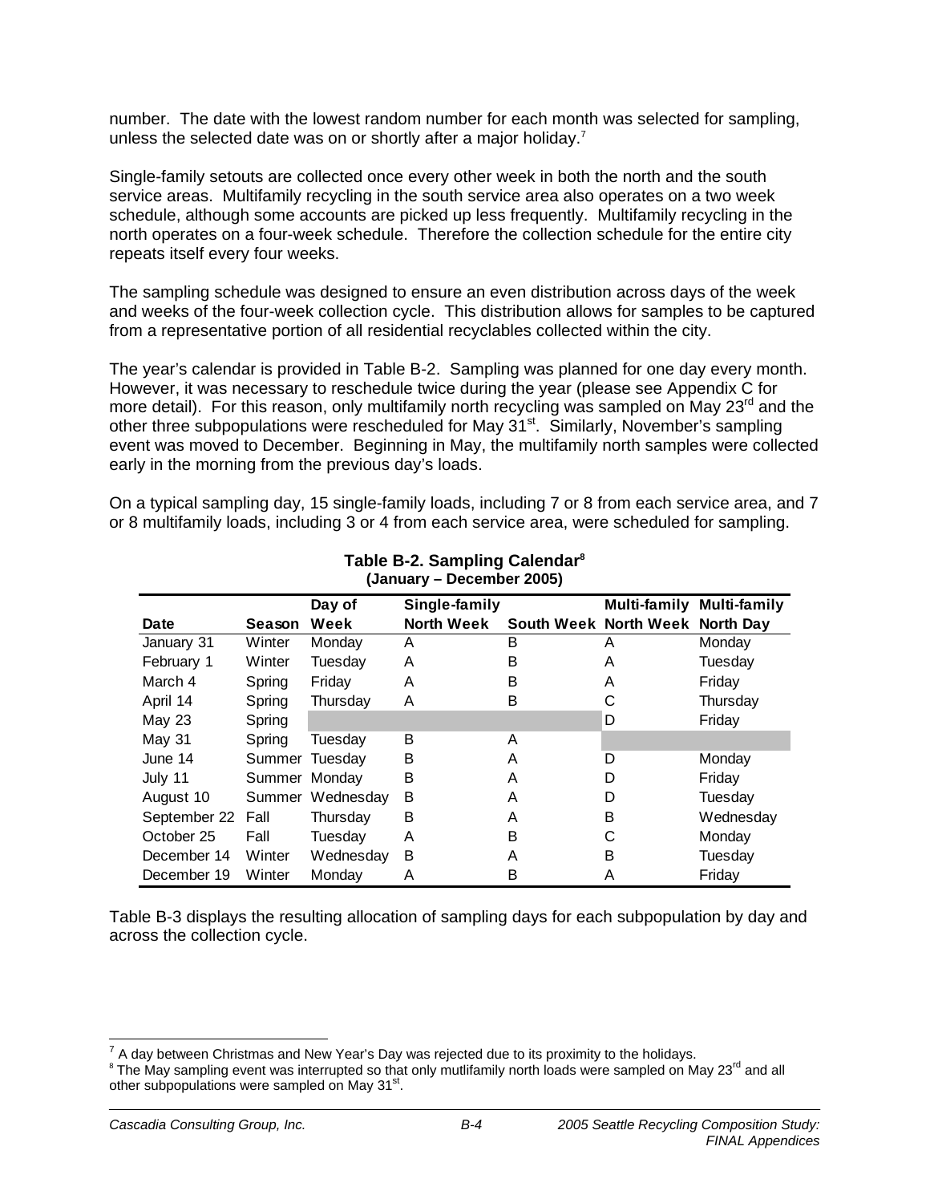number. The date with the lowest random number for each month was selected for sampling, unless the selected date was on or shortly after a major holiday.[7]

Single-family setouts are collected once every other week in both the north and the south service areas. Multifamily recycling in the south service area also operates on a two week schedule, although some accounts are picked up less frequently. Multifamily recycling in the north operates on a four-week schedule. Therefore the collection schedule for the entire city repeats itself every four weeks.

The sampling schedule was designed to ensure an even distribution across days of the week and weeks of the four-week collection cycle. This distribution allows for samples to be captured from a representative portion of all residential recyclables collected within the city.

The year's calendar is provided in Table B-2. Sampling was planned for one day every month. However, it was necessary to reschedule twice during the year (please see Appendix C for more detail). For this reason, only multifamily north recycling was sampled on May 23rd and the other three subpopulations were rescheduled for May 31st. Similarly, November's sampling event was moved to December. Beginning in May, the multifamily north samples were collected early in the morning from the previous day's loads.

On a typical sampling day, 15 single-family loads, including 7 or 8 from each service area, and 7 or 8 multifamily loads, including 3 or 4 from each service area, were scheduled for sampling.

**Table B-2. Sampling Calendar[8]**
**(January – December 2005)**

| Date | Season | Day of Week | Single-family North Week | South Week | Multi-family North Week | Multi-family North Day |
|---|---|---|---|---|---|---|
| January 31 | Winter | Monday | A | B | A | Monday |
| February 1 | Winter | Tuesday | A | B | A | Tuesday |
| March 4 | Spring | Friday | A | B | A | Friday |
| April 14 | Spring | Thursday | A | B | C | Thursday |
| May 23 | Spring | | | | D | Friday |
| May 31 | Spring | Tuesday | B | A | | |
| June 14 | Summer | Tuesday | B | A | D | Monday |
| July 11 | Summer | Monday | B | A | D | Friday |
| August 10 | Summer | Wednesday | B | A | D | Tuesday |
| September 22 | Fall | Thursday | B | A | B | Wednesday |
| October 25 | Fall | Tuesday | A | B | C | Monday |
| December 14 | Winter | Wednesday | B | A | B | Tuesday |
| December 19 | Winter | Monday | A | B | A | Friday |

Table B-3 displays the resulting allocation of sampling days for each subpopulation by day and across the collection cycle.

[7] A day between Christmas and New Year's Day was rejected due to its proximity to the holidays.

[8] The May sampling event was interrupted so that only mutlifamily north loads were sampled on May 23rd and all other subpopulations were sampled on May 31st.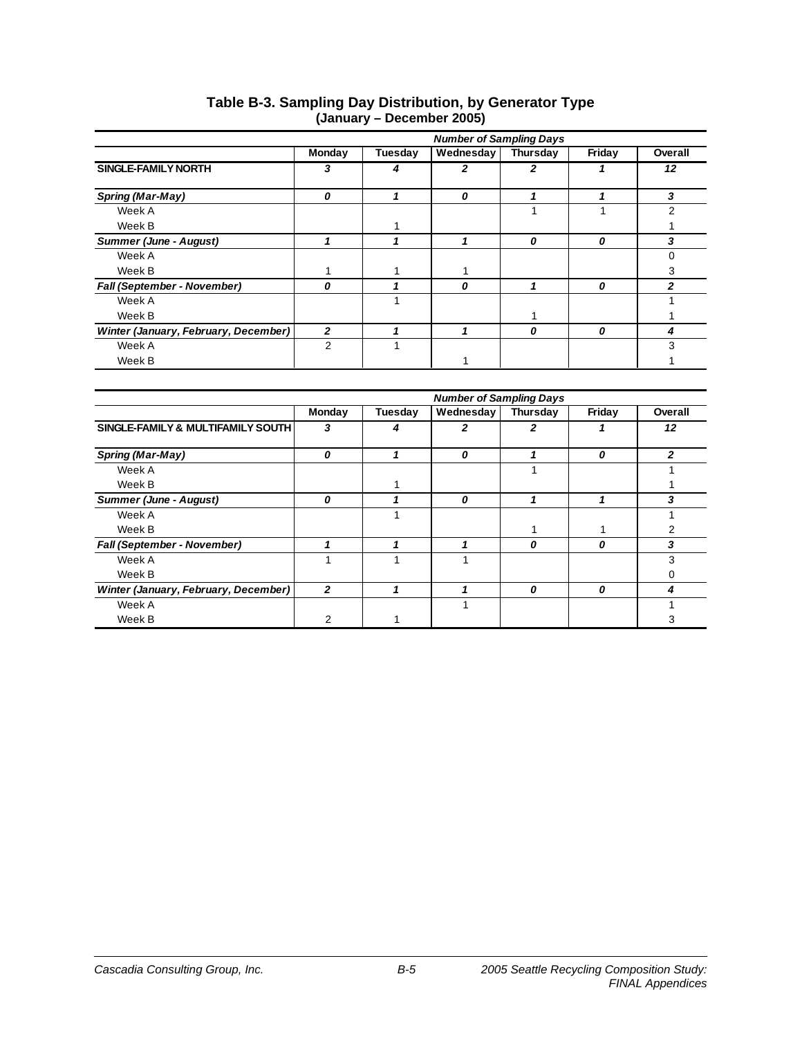# Table B-3. Sampling Day Distribution, by Generator Type (January – December 2005)

| | *Number of Sampling Days* | | | | | |
|---|---|---|---|---|---|---|
| | **Monday** | **Tuesday** | **Wednesday** | **Thursday** | **Friday** | **Overall** |
| **SINGLE-FAMILY NORTH** | ***3*** | ***4*** | ***2*** | ***2*** | ***1*** | ***12*** |
| ***Spring (Mar-May)*** | ***0*** | ***1*** | ***0*** | ***1*** | ***1*** | ***3*** |
| Week A | | | | 1 | 1 | 2 |
| Week B | | 1 | | | | 1 |
| ***Summer (June - August)*** | ***1*** | ***1*** | ***1*** | ***0*** | ***0*** | ***3*** |
| Week A | | | | | | 0 |
| Week B | 1 | 1 | 1 | | | 3 |
| ***Fall (September - November)*** | ***0*** | ***1*** | ***0*** | ***1*** | ***0*** | ***2*** |
| Week A | | 1 | | | | 1 |
| Week B | | | | 1 | | 1 |
| ***Winter (January, February, December)*** | ***2*** | ***1*** | ***1*** | ***0*** | ***0*** | ***4*** |
| Week A | 2 | 1 | | | | 3 |
| Week B | | | 1 | | | 1 |

| | *Number of Sampling Days* | | | | | |
|---|---|---|---|---|---|---|
| | **Monday** | **Tuesday** | **Wednesday** | **Thursday** | **Friday** | **Overall** |
| **SINGLE-FAMILY & MULTIFAMILY SOUTH** | ***3*** | ***4*** | ***2*** | ***2*** | ***1*** | ***12*** |
| ***Spring (Mar-May)*** | ***0*** | ***1*** | ***0*** | ***1*** | ***0*** | ***2*** |
| Week A | | | | 1 | | 1 |
| Week B | | 1 | | | | 1 |
| ***Summer (June - August)*** | ***0*** | ***1*** | ***0*** | ***1*** | ***1*** | ***3*** |
| Week A | | 1 | | | | 1 |
| Week B | | | | 1 | 1 | 2 |
| ***Fall (September - November)*** | ***1*** | ***1*** | ***1*** | ***0*** | ***0*** | ***3*** |
| Week A | 1 | 1 | 1 | | | 3 |
| Week B | | | | | | 0 |
| ***Winter (January, February, December)*** | ***2*** | ***1*** | ***1*** | ***0*** | ***0*** | ***4*** |
| Week A | | | 1 | | | 1 |
| Week B | 2 | 1 | | | | 3 |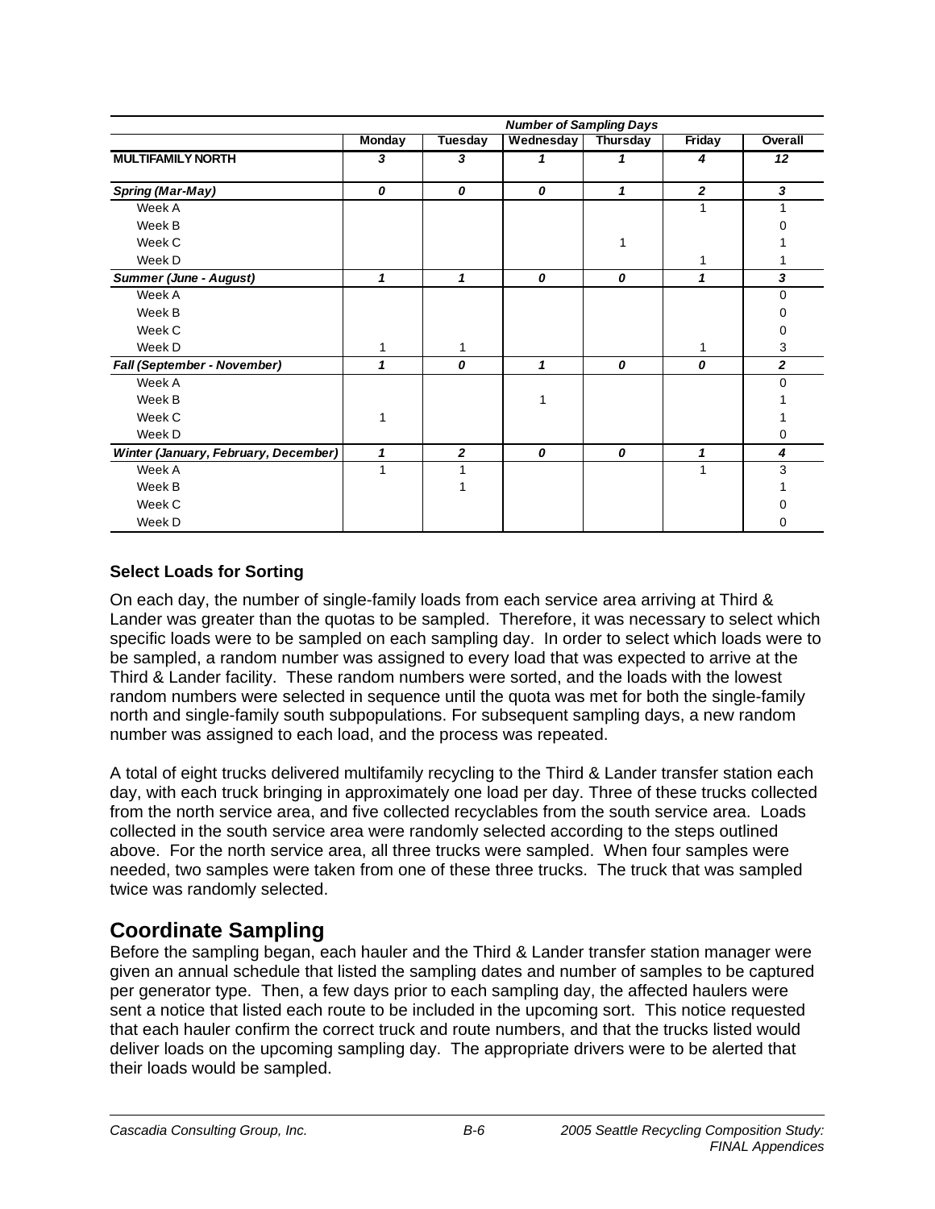| | Number of Sampling Days | | | | | |
|---|---|---|---|---|---|---|
| | **Monday** | **Tuesday** | **Wednesday** | **Thursday** | **Friday** | **Overall** |
| **MULTIFAMILY NORTH** | ***3*** | ***3*** | ***1*** | ***1*** | ***4*** | ***12*** |
| ***Spring (Mar-May)*** | ***0*** | ***0*** | ***0*** | ***1*** | ***2*** | ***3*** |
| Week A | | | | | 1 | 1 |
| Week B | | | | | | 0 |
| Week C | | | | 1 | | 1 |
| Week D | | | | | 1 | 1 |
| ***Summer (June - August)*** | ***1*** | ***1*** | ***0*** | ***0*** | ***1*** | ***3*** |
| Week A | | | | | | 0 |
| Week B | | | | | | 0 |
| Week C | | | | | | 0 |
| Week D | 1 | 1 | | | 1 | 3 |
| ***Fall (September - November)*** | ***1*** | ***0*** | ***1*** | ***0*** | ***0*** | ***2*** |
| Week A | | | | | | 0 |
| Week B | | | 1 | | | 1 |
| Week C | 1 | | | | | 1 |
| Week D | | | | | | 0 |
| ***Winter (January, February, December)*** | ***1*** | ***2*** | ***0*** | ***0*** | ***1*** | ***4*** |
| Week A | 1 | 1 | | | 1 | 3 |
| Week B | | 1 | | | | 1 |
| Week C | | | | | | 0 |
| Week D | | | | | | 0 |

### Select Loads for Sorting

On each day, the number of single-family loads from each service area arriving at Third & Lander was greater than the quotas to be sampled. Therefore, it was necessary to select which specific loads were to be sampled on each sampling day. In order to select which loads were to be sampled, a random number was assigned to every load that was expected to arrive at the Third & Lander facility. These random numbers were sorted, and the loads with the lowest random numbers were selected in sequence until the quota was met for both the single-family north and single-family south subpopulations. For subsequent sampling days, a new random number was assigned to each load, and the process was repeated.

A total of eight trucks delivered multifamily recycling to the Third & Lander transfer station each day, with each truck bringing in approximately one load per day. Three of these trucks collected from the north service area, and five collected recyclables from the south service area. Loads collected in the south service area were randomly selected according to the steps outlined above. For the north service area, all three trucks were sampled. When four samples were needed, two samples were taken from one of these three trucks. The truck that was sampled twice was randomly selected.

## Coordinate Sampling

Before the sampling began, each hauler and the Third & Lander transfer station manager were given an annual schedule that listed the sampling dates and number of samples to be captured per generator type. Then, a few days prior to each sampling day, the affected haulers were sent a notice that listed each route to be included in the upcoming sort. This notice requested that each hauler confirm the correct truck and route numbers, and that the trucks listed would deliver loads on the upcoming sampling day. The appropriate drivers were to be alerted that their loads would be sampled.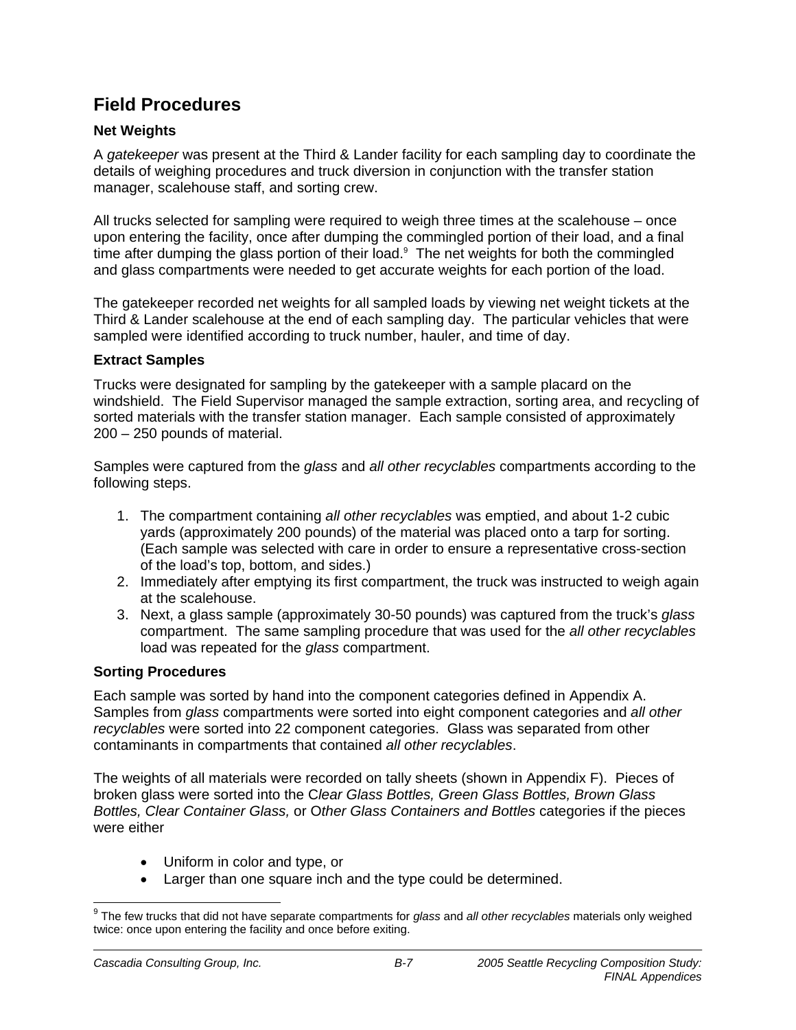## Field Procedures

### Net Weights

A *gatekeeper* was present at the Third & Lander facility for each sampling day to coordinate the details of weighing procedures and truck diversion in conjunction with the transfer station manager, scalehouse staff, and sorting crew.

All trucks selected for sampling were required to weigh three times at the scalehouse – once upon entering the facility, once after dumping the commingled portion of their load, and a final time after dumping the glass portion of their load.[9] The net weights for both the commingled and glass compartments were needed to get accurate weights for each portion of the load.

The gatekeeper recorded net weights for all sampled loads by viewing net weight tickets at the Third & Lander scalehouse at the end of each sampling day. The particular vehicles that were sampled were identified according to truck number, hauler, and time of day.

### Extract Samples

Trucks were designated for sampling by the gatekeeper with a sample placard on the windshield. The Field Supervisor managed the sample extraction, sorting area, and recycling of sorted materials with the transfer station manager. Each sample consisted of approximately 200 – 250 pounds of material.

Samples were captured from the *glass* and *all other recyclables* compartments according to the following steps.

1. The compartment containing *all other recyclables* was emptied, and about 1-2 cubic yards (approximately 200 pounds) of the material was placed onto a tarp for sorting. (Each sample was selected with care in order to ensure a representative cross-section of the load's top, bottom, and sides.)
2. Immediately after emptying its first compartment, the truck was instructed to weigh again at the scalehouse.
3. Next, a glass sample (approximately 30-50 pounds) was captured from the truck's *glass* compartment. The same sampling procedure that was used for the *all other recyclables* load was repeated for the *glass* compartment.

### Sorting Procedures

Each sample was sorted by hand into the component categories defined in Appendix A. Samples from *glass* compartments were sorted into eight component categories and *all other recyclables* were sorted into 22 component categories. Glass was separated from other contaminants in compartments that contained *all other recyclables*.

The weights of all materials were recorded on tally sheets (shown in Appendix F). Pieces of broken glass were sorted into the C*lear Glass Bottles, Green Glass Bottles, Brown Glass Bottles, Clear Container Glass,* or O*ther Glass Containers and Bottles* categories if the pieces were either

- Uniform in color and type, or
- Larger than one square inch and the type could be determined.

[9] The few trucks that did not have separate compartments for *glass* and *all other recyclables* materials only weighed twice: once upon entering the facility and once before exiting.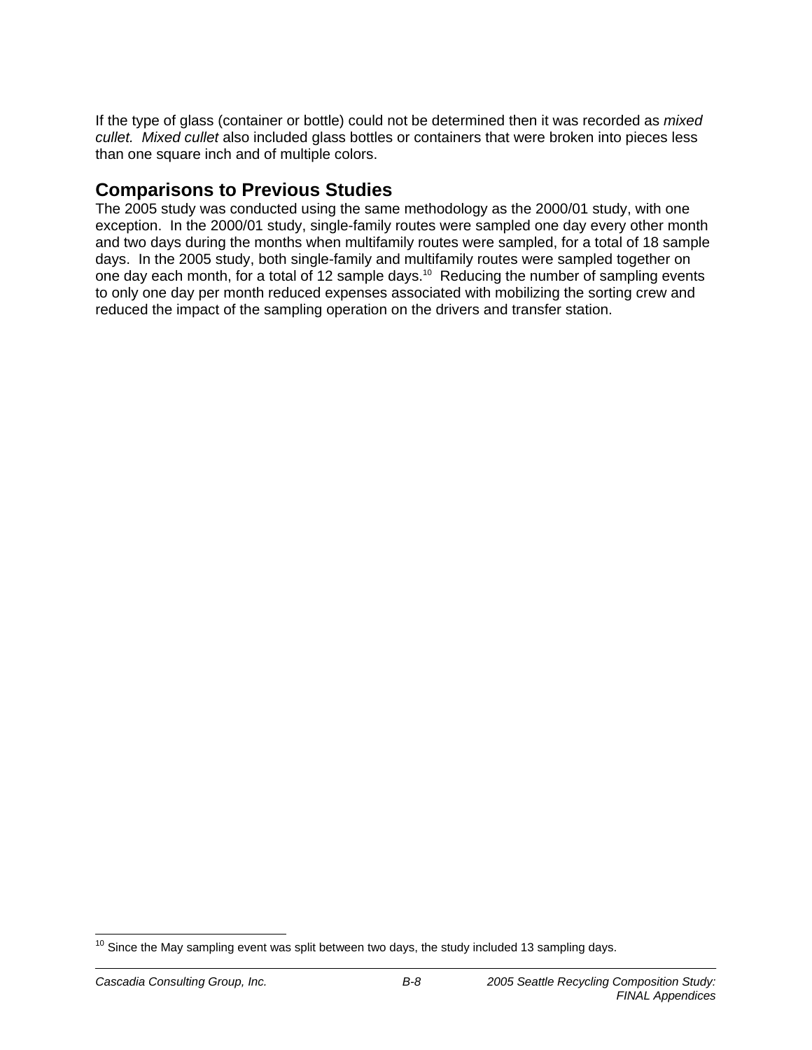If the type of glass (container or bottle) could not be determined then it was recorded as *mixed cullet. Mixed cullet* also included glass bottles or containers that were broken into pieces less than one square inch and of multiple colors.

## Comparisons to Previous Studies

The 2005 study was conducted using the same methodology as the 2000/01 study, with one exception. In the 2000/01 study, single-family routes were sampled one day every other month and two days during the months when multifamily routes were sampled, for a total of 18 sample days. In the 2005 study, both single-family and multifamily routes were sampled together on one day each month, for a total of 12 sample days.[10] Reducing the number of sampling events to only one day per month reduced expenses associated with mobilizing the sorting crew and reduced the impact of the sampling operation on the drivers and transfer station.

---

[10] Since the May sampling event was split between two days, the study included 13 sampling days.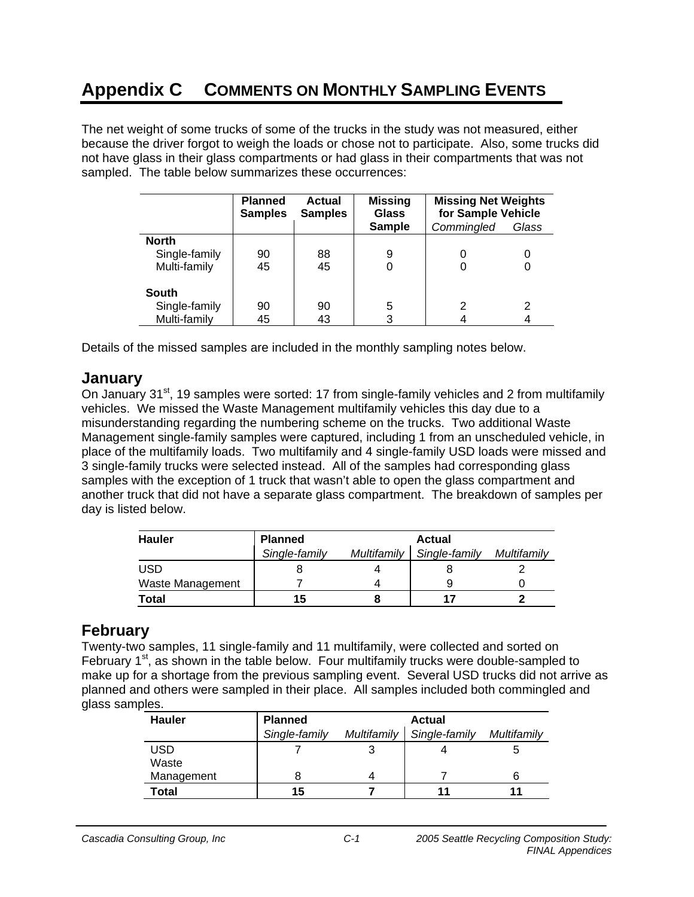# Appendix C COMMENTS ON MONTHLY SAMPLING EVENTS

The net weight of some trucks of some of the trucks in the study was not measured, either because the driver forgot to weigh the loads or chose not to participate. Also, some trucks did not have glass in their glass compartments or had glass in their compartments that was not sampled. The table below summarizes these occurrences:

| | Planned Samples | Actual Samples | Missing Glass Sample | Missing Net Weights for Sample Vehicle | |
|---|---|---|---|---|---|
| | | | | *Commingled* | *Glass* |
| **North** | | | | | |
| Single-family | 90 | 88 | 9 | 0 | 0 |
| Multi-family | 45 | 45 | 0 | 0 | 0 |
| **South** | | | | | |
| Single-family | 90 | 90 | 5 | 2 | 2 |
| Multi-family | 45 | 43 | 3 | 4 | 4 |

Details of the missed samples are included in the monthly sampling notes below.

## January

On January 31st, 19 samples were sorted: 17 from single-family vehicles and 2 from multifamily vehicles. We missed the Waste Management multifamily vehicles this day due to a misunderstanding regarding the numbering scheme on the trucks. Two additional Waste Management single-family samples were captured, including 1 from an unscheduled vehicle, in place of the multifamily loads. Two multifamily and 4 single-family USD loads were missed and 3 single-family trucks were selected instead. All of the samples had corresponding glass samples with the exception of 1 truck that wasn't able to open the glass compartment and another truck that did not have a separate glass compartment. The breakdown of samples per day is listed below.

| Hauler | Planned | | Actual | |
|---|---|---|---|---|
| | *Single-family* | *Multifamily* | *Single-family* | *Multifamily* |
| USD | 8 | 4 | 8 | 2 |
| Waste Management | 7 | 4 | 9 | 0 |
| **Total** | **15** | **8** | **17** | **2** |

## February

Twenty-two samples, 11 single-family and 11 multifamily, were collected and sorted on February 1st, as shown in the table below. Four multifamily trucks were double-sampled to make up for a shortage from the previous sampling event. Several USD trucks did not arrive as planned and others were sampled in their place. All samples included both commingled and glass samples.

| Hauler | Planned | | Actual | |
|---|---|---|---|---|
| | *Single-family* | *Multifamily* | *Single-family* | *Multifamily* |
| USD | 7 | 3 | 4 | 5 |
| Waste Management | 8 | 4 | 7 | 6 |
| **Total** | **15** | **7** | **11** | **11** |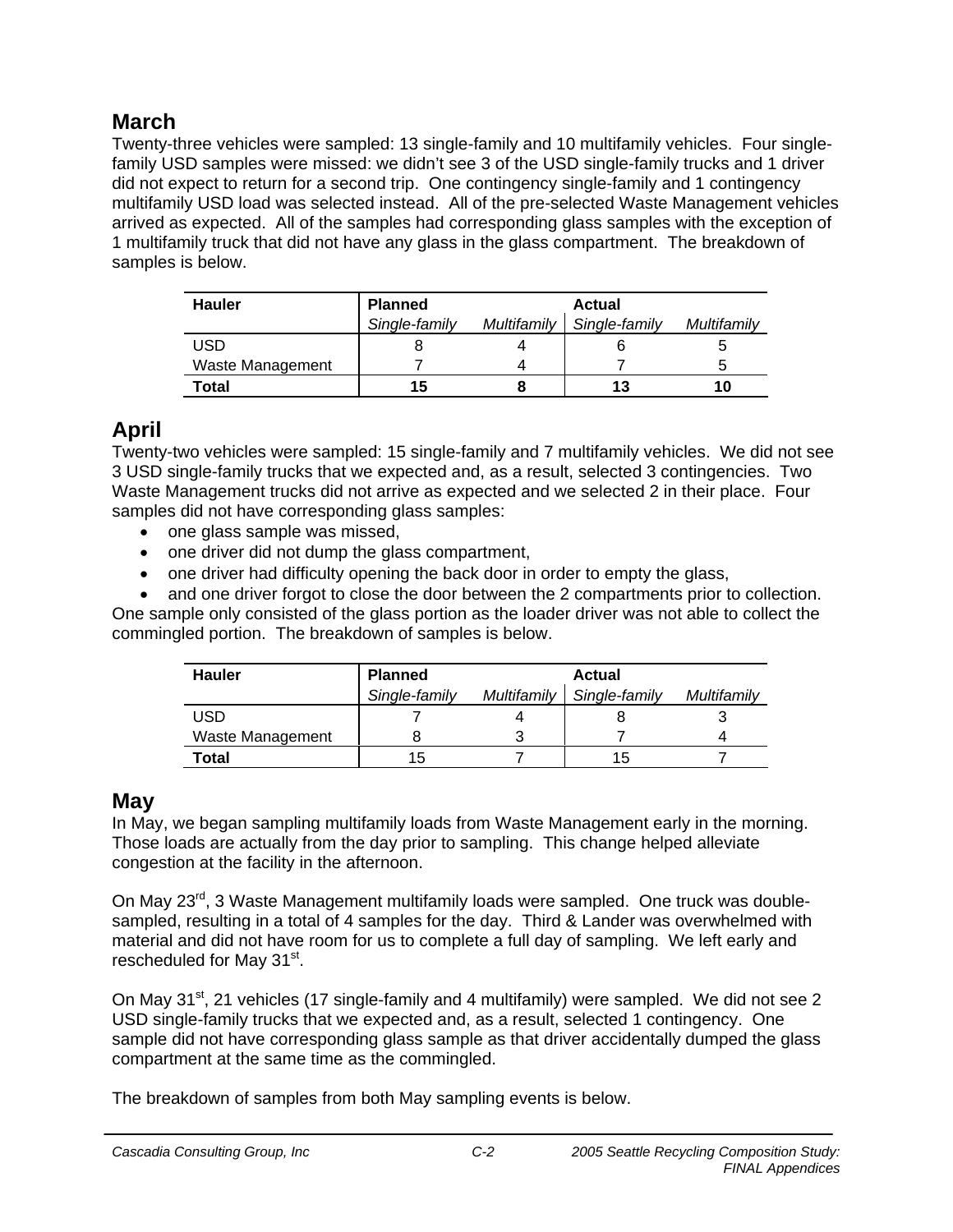## March

Twenty-three vehicles were sampled: 13 single-family and 10 multifamily vehicles. Four single-family USD samples were missed: we didn't see 3 of the USD single-family trucks and 1 driver did not expect to return for a second trip. One contingency single-family and 1 contingency multifamily USD load was selected instead. All of the pre-selected Waste Management vehicles arrived as expected. All of the samples had corresponding glass samples with the exception of 1 multifamily truck that did not have any glass in the glass compartment. The breakdown of samples is below.

| Hauler | Planned | | Actual | |
|---|---|---|---|---|
| | *Single-family* | *Multifamily* | *Single-family* | *Multifamily* |
| USD | 8 | 4 | 6 | 5 |
| Waste Management | 7 | 4 | 7 | 5 |
| **Total** | **15** | **8** | **13** | **10** |

## April

Twenty-two vehicles were sampled: 15 single-family and 7 multifamily vehicles. We did not see 3 USD single-family trucks that we expected and, as a result, selected 3 contingencies. Two Waste Management trucks did not arrive as expected and we selected 2 in their place. Four samples did not have corresponding glass samples:

- one glass sample was missed,
- one driver did not dump the glass compartment,
- one driver had difficulty opening the back door in order to empty the glass,
- and one driver forgot to close the door between the 2 compartments prior to collection.

One sample only consisted of the glass portion as the loader driver was not able to collect the commingled portion. The breakdown of samples is below.

| Hauler | Planned | | Actual | |
|---|---|---|---|---|
| | *Single-family* | *Multifamily* | *Single-family* | *Multifamily* |
| USD | 7 | 4 | 8 | 3 |
| Waste Management | 8 | 3 | 7 | 4 |
| **Total** | 15 | 7 | 15 | 7 |

## May

In May, we began sampling multifamily loads from Waste Management early in the morning. Those loads are actually from the day prior to sampling. This change helped alleviate congestion at the facility in the afternoon.

On May 23rd, 3 Waste Management multifamily loads were sampled. One truck was double-sampled, resulting in a total of 4 samples for the day. Third & Lander was overwhelmed with material and did not have room for us to complete a full day of sampling. We left early and rescheduled for May 31st.

On May 31st, 21 vehicles (17 single-family and 4 multifamily) were sampled. We did not see 2 USD single-family trucks that we expected and, as a result, selected 1 contingency. One sample did not have corresponding glass sample as that driver accidentally dumped the glass compartment at the same time as the commingled.

The breakdown of samples from both May sampling events is below.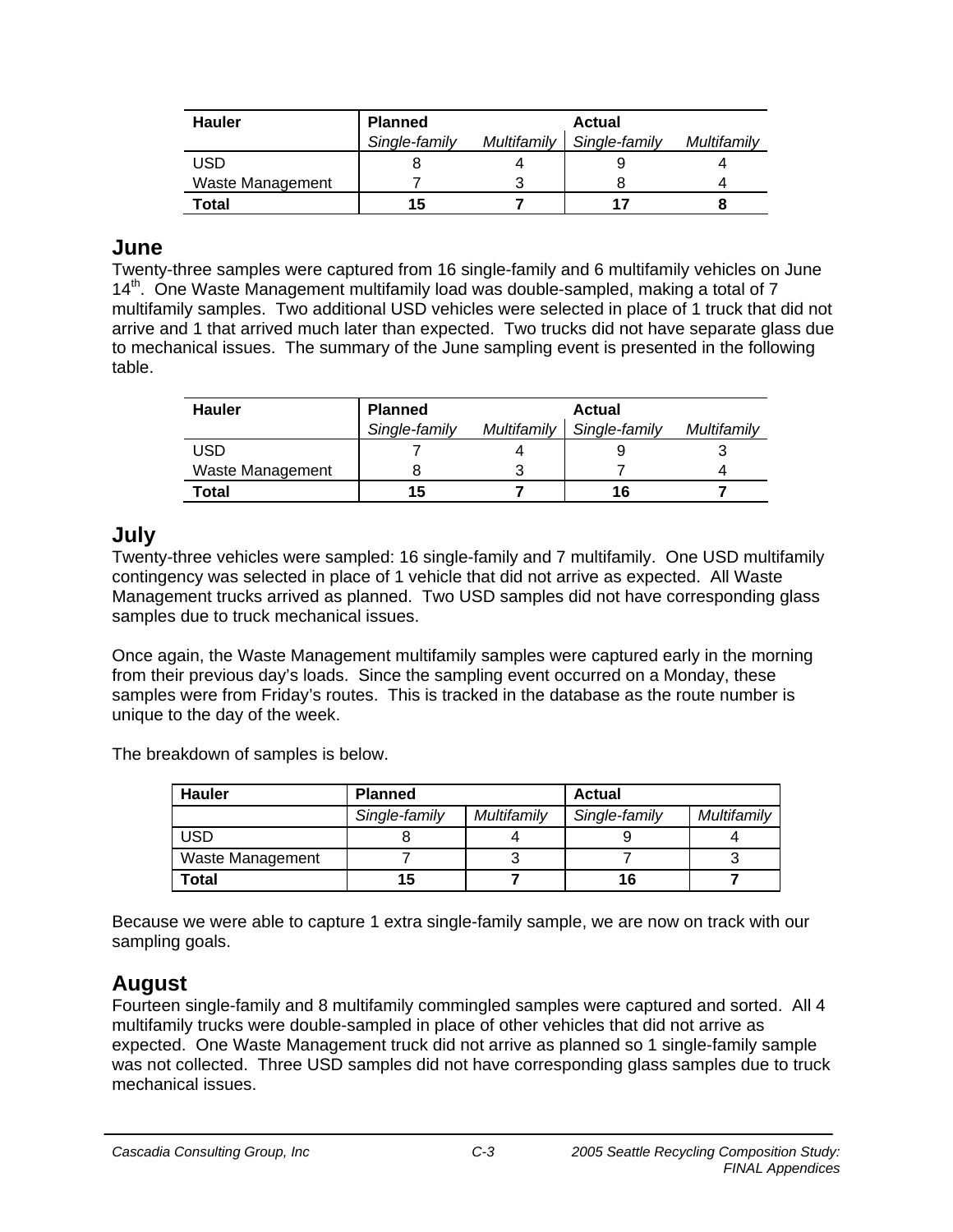| Hauler | Planned | | Actual | |
|---|---|---|---|---|
| | *Single-family* | *Multifamily* | *Single-family* | *Multifamily* |
| USD | 8 | 4 | 9 | 4 |
| Waste Management | 7 | 3 | 8 | 4 |
| **Total** | **15** | **7** | **17** | **8** |

## June

Twenty-three samples were captured from 16 single-family and 6 multifamily vehicles on June 14th. One Waste Management multifamily load was double-sampled, making a total of 7 multifamily samples. Two additional USD vehicles were selected in place of 1 truck that did not arrive and 1 that arrived much later than expected. Two trucks did not have separate glass due to mechanical issues. The summary of the June sampling event is presented in the following table.

| Hauler | Planned | | Actual | |
|---|---|---|---|---|
| | *Single-family* | *Multifamily* | *Single-family* | *Multifamily* |
| USD | 7 | 4 | 9 | 3 |
| Waste Management | 8 | 3 | 7 | 4 |
| **Total** | **15** | **7** | **16** | **7** |

## July

Twenty-three vehicles were sampled: 16 single-family and 7 multifamily. One USD multifamily contingency was selected in place of 1 vehicle that did not arrive as expected. All Waste Management trucks arrived as planned. Two USD samples did not have corresponding glass samples due to truck mechanical issues.

Once again, the Waste Management multifamily samples were captured early in the morning from their previous day's loads. Since the sampling event occurred on a Monday, these samples were from Friday's routes. This is tracked in the database as the route number is unique to the day of the week.

The breakdown of samples is below.

| Hauler | Planned | | Actual | |
|---|---|---|---|---|
| | *Single-family* | *Multifamily* | *Single-family* | *Multifamily* |
| USD | 8 | 4 | 9 | 4 |
| Waste Management | 7 | 3 | 7 | 3 |
| **Total** | **15** | **7** | **16** | **7** |

Because we were able to capture 1 extra single-family sample, we are now on track with our sampling goals.

## August

Fourteen single-family and 8 multifamily commingled samples were captured and sorted. All 4 multifamily trucks were double-sampled in place of other vehicles that did not arrive as expected. One Waste Management truck did not arrive as planned so 1 single-family sample was not collected. Three USD samples did not have corresponding glass samples due to truck mechanical issues.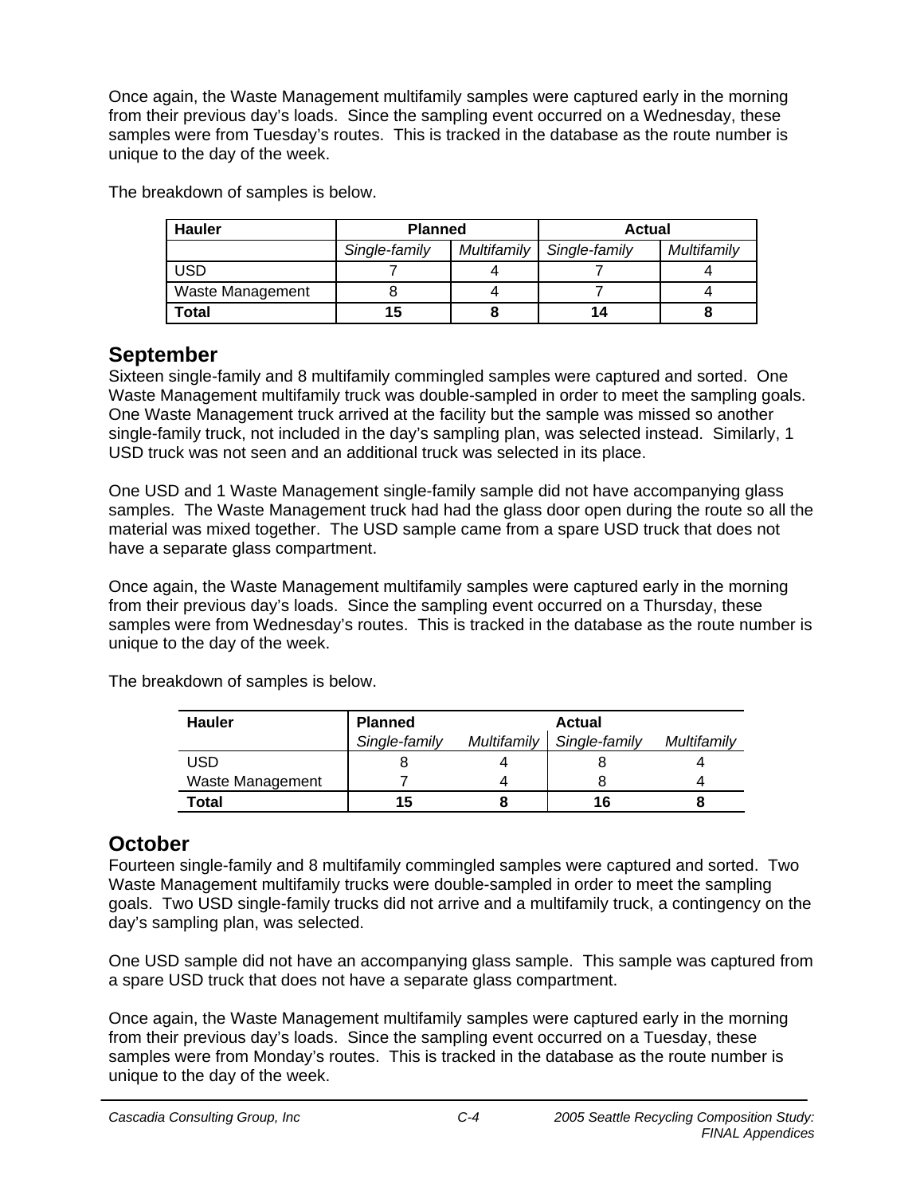Once again, the Waste Management multifamily samples were captured early in the morning from their previous day's loads. Since the sampling event occurred on a Wednesday, these samples were from Tuesday's routes. This is tracked in the database as the route number is unique to the day of the week.

The breakdown of samples is below.

| Hauler | Planned | | Actual | |
|---|---|---|---|---|
| | *Single-family* | *Multifamily* | *Single-family* | *Multifamily* |
| USD | 7 | 4 | 7 | 4 |
| Waste Management | 8 | 4 | 7 | 4 |
| **Total** | **15** | **8** | **14** | **8** |

## September

Sixteen single-family and 8 multifamily commingled samples were captured and sorted. One Waste Management multifamily truck was double-sampled in order to meet the sampling goals. One Waste Management truck arrived at the facility but the sample was missed so another single-family truck, not included in the day's sampling plan, was selected instead. Similarly, 1 USD truck was not seen and an additional truck was selected in its place.

One USD and 1 Waste Management single-family sample did not have accompanying glass samples. The Waste Management truck had had the glass door open during the route so all the material was mixed together. The USD sample came from a spare USD truck that does not have a separate glass compartment.

Once again, the Waste Management multifamily samples were captured early in the morning from their previous day's loads. Since the sampling event occurred on a Thursday, these samples were from Wednesday's routes. This is tracked in the database as the route number is unique to the day of the week.

The breakdown of samples is below.

| Hauler | Planned | | Actual | |
|---|---|---|---|---|
| | *Single-family* | *Multifamily* | *Single-family* | *Multifamily* |
| USD | 8 | 4 | 8 | 4 |
| Waste Management | 7 | 4 | 8 | 4 |
| **Total** | **15** | **8** | **16** | **8** |

## October

Fourteen single-family and 8 multifamily commingled samples were captured and sorted. Two Waste Management multifamily trucks were double-sampled in order to meet the sampling goals. Two USD single-family trucks did not arrive and a multifamily truck, a contingency on the day's sampling plan, was selected.

One USD sample did not have an accompanying glass sample. This sample was captured from a spare USD truck that does not have a separate glass compartment.

Once again, the Waste Management multifamily samples were captured early in the morning from their previous day's loads. Since the sampling event occurred on a Tuesday, these samples were from Monday's routes. This is tracked in the database as the route number is unique to the day of the week.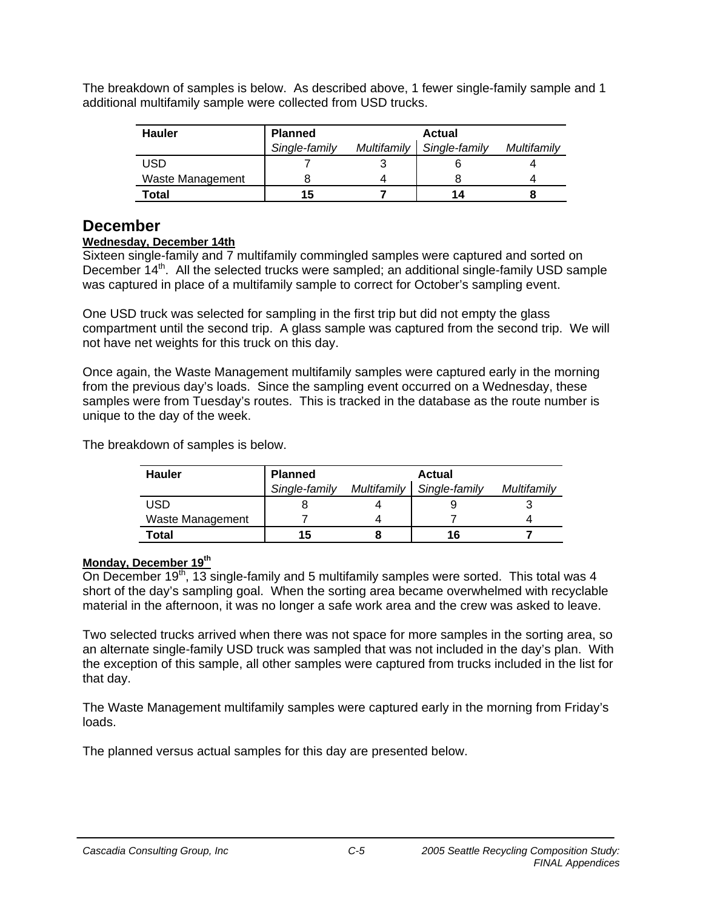The breakdown of samples is below. As described above, 1 fewer single-family sample and 1 additional multifamily sample were collected from USD trucks.

| Hauler | Planned | | Actual | |
|---|---|---|---|---|
| | *Single-family* | *Multifamily* | *Single-family* | *Multifamily* |
| USD | 7 | 3 | 6 | 4 |
| Waste Management | 8 | 4 | 8 | 4 |
| **Total** | **15** | **7** | **14** | **8** |

## December

**Wednesday, December 14th**

Sixteen single-family and 7 multifamily commingled samples were captured and sorted on December 14th. All the selected trucks were sampled; an additional single-family USD sample was captured in place of a multifamily sample to correct for October's sampling event.

One USD truck was selected for sampling in the first trip but did not empty the glass compartment until the second trip. A glass sample was captured from the second trip. We will not have net weights for this truck on this day.

Once again, the Waste Management multifamily samples were captured early in the morning from the previous day's loads. Since the sampling event occurred on a Wednesday, these samples were from Tuesday's routes. This is tracked in the database as the route number is unique to the day of the week.

The breakdown of samples is below.

| Hauler | Planned | | Actual | |
|---|---|---|---|---|
| | *Single-family* | *Multifamily* | *Single-family* | *Multifamily* |
| USD | 8 | 4 | 9 | 3 |
| Waste Management | 7 | 4 | 7 | 4 |
| **Total** | **15** | **8** | **16** | **7** |

**Monday, December 19th**

On December 19th, 13 single-family and 5 multifamily samples were sorted. This total was 4 short of the day's sampling goal. When the sorting area became overwhelmed with recyclable material in the afternoon, it was no longer a safe work area and the crew was asked to leave.

Two selected trucks arrived when there was not space for more samples in the sorting area, so an alternate single-family USD truck was sampled that was not included in the day's plan. With the exception of this sample, all other samples were captured from trucks included in the list for that day.

The Waste Management multifamily samples were captured early in the morning from Friday's loads.

The planned versus actual samples for this day are presented below.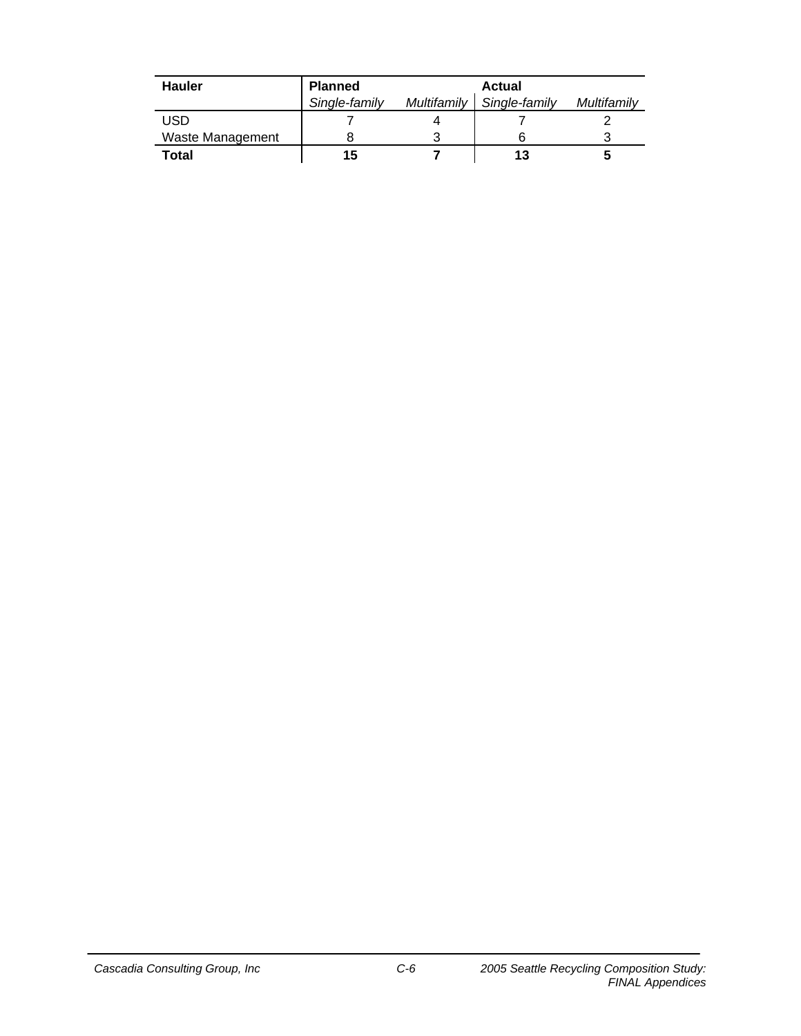| Hauler | Planned | | Actual | |
|---|---|---|---|---|
| | *Single-family* | *Multifamily* | *Single-family* | *Multifamily* |
| USD | 7 | 4 | 7 | 2 |
| Waste Management | 8 | 3 | 6 | 3 |
| **Total** | **15** | **7** | **13** | **5** |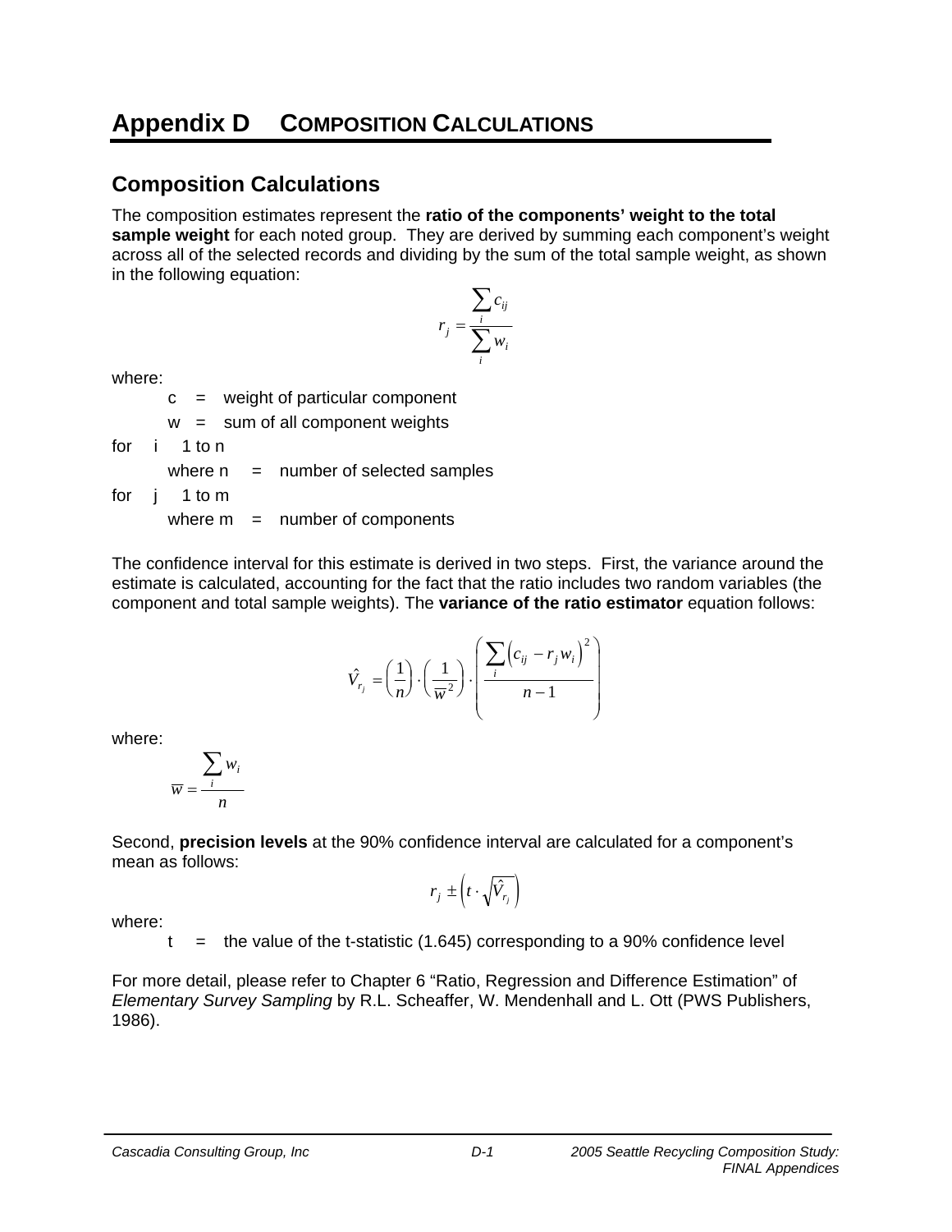# Appendix D COMPOSITION CALCULATIONS

## Composition Calculations

The composition estimates represent the **ratio of the components' weight to the total sample weight** for each noted group. They are derived by summing each component's weight across all of the selected records and dividing by the sum of the total sample weight, as shown in the following equation:

$$r_j = \frac{\sum_i c_{ij}}{\sum_i w_i}$$

where:

- c = weight of particular component
- w = sum of all component weights

for i 1 to n

- where n = number of selected samples

for j 1 to m

- where m = number of components

The confidence interval for this estimate is derived in two steps. First, the variance around the estimate is calculated, accounting for the fact that the ratio includes two random variables (the component and total sample weights). The **variance of the ratio estimator** equation follows:

$$\hat{V}_{r_j} = \left(\frac{1}{n}\right) \cdot \left(\frac{1}{\overline{w}^2}\right) \cdot \left(\frac{\sum_i \left(c_{ij} - r_j w_i\right)^2}{n-1}\right)$$

where:

$$\overline{w} = \frac{\sum_i w_i}{n}$$

Second, **precision levels** at the 90% confidence interval are calculated for a component's mean as follows:

$$r_j \pm \left(t \cdot \sqrt{\hat{V}_{r_j}}\right)$$

where:

- t = the value of the t-statistic (1.645) corresponding to a 90% confidence level

For more detail, please refer to Chapter 6 "Ratio, Regression and Difference Estimation" of *Elementary Survey Sampling* by R.L. Scheaffer, W. Mendenhall and L. Ott (PWS Publishers, 1986).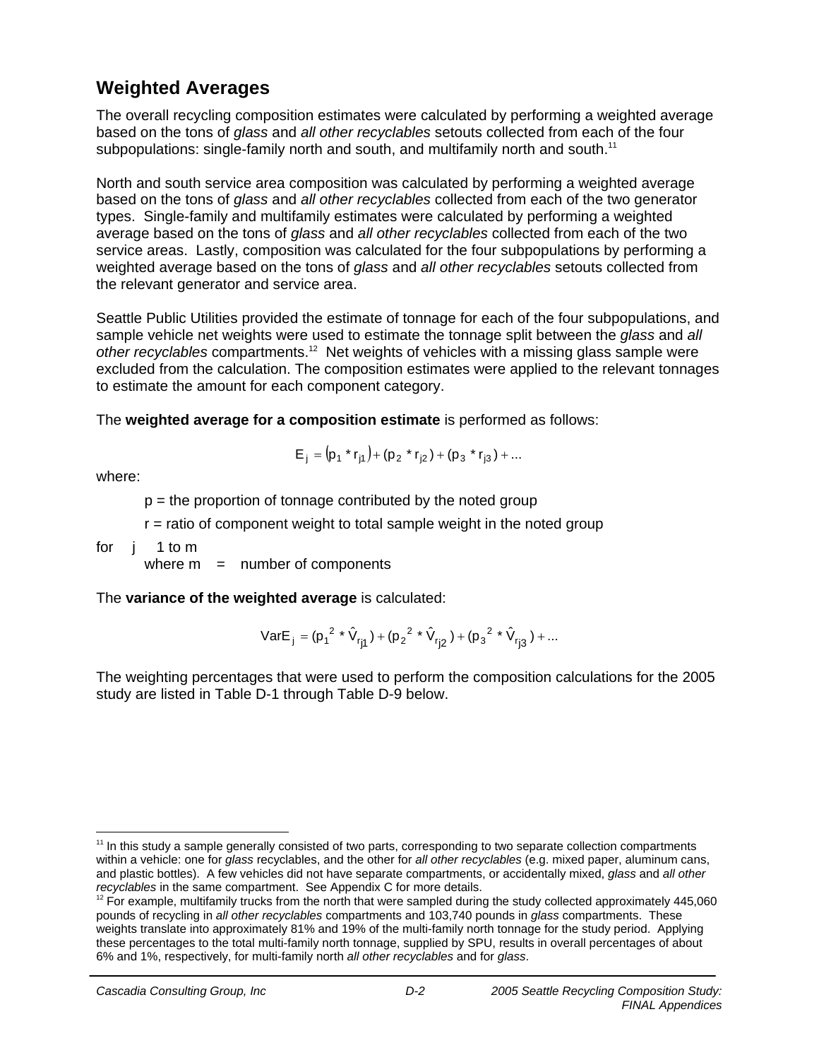## Weighted Averages

The overall recycling composition estimates were calculated by performing a weighted average based on the tons of *glass* and *all other recyclables* setouts collected from each of the four subpopulations: single-family north and south, and multifamily north and south.[11]

North and south service area composition was calculated by performing a weighted average based on the tons of *glass* and *all other recyclables* collected from each of the two generator types. Single-family and multifamily estimates were calculated by performing a weighted average based on the tons of *glass* and *all other recyclables* collected from each of the two service areas. Lastly, composition was calculated for the four subpopulations by performing a weighted average based on the tons of *glass* and *all other recyclables* setouts collected from the relevant generator and service area.

Seattle Public Utilities provided the estimate of tonnage for each of the four subpopulations, and sample vehicle net weights were used to estimate the tonnage split between the *glass* and *all other recyclables* compartments.[12] Net weights of vehicles with a missing glass sample were excluded from the calculation. The composition estimates were applied to the relevant tonnages to estimate the amount for each component category.

The **weighted average for a composition estimate** is performed as follows:

$$E_j = (p_1 * r_{j1}) + (p_2 * r_{j2}) + (p_3 * r_{j3}) + \ldots$$

where:

p = the proportion of tonnage contributed by the noted group

r = ratio of component weight to total sample weight in the noted group

for j 1 to m

where m = number of components

The **variance of the weighted average** is calculated:

$$VarE_j = (p_1^2 * \hat{V}_{r_{j1}}) + (p_2^2 * \hat{V}_{r_{j2}}) + (p_3^2 * \hat{V}_{r_{j3}}) + \ldots$$

The weighting percentages that were used to perform the composition calculations for the 2005 study are listed in Table D-1 through Table D-9 below.

---

[11] In this study a sample generally consisted of two parts, corresponding to two separate collection compartments within a vehicle: one for *glass* recyclables, and the other for *all other recyclables* (e.g. mixed paper, aluminum cans, and plastic bottles). A few vehicles did not have separate compartments, or accidentally mixed, *glass* and *all other recyclables* in the same compartment. See Appendix C for more details.

[12] For example, multifamily trucks from the north that were sampled during the study collected approximately 445,060 pounds of recycling in *all other recyclables* compartments and 103,740 pounds in *glass* compartments. These weights translate into approximately 81% and 19% of the multi-family north tonnage for the study period. Applying these percentages to the total multi-family north tonnage, supplied by SPU, results in overall percentages of about 6% and 1%, respectively, for multi-family north *all other recyclables* and for *glass*.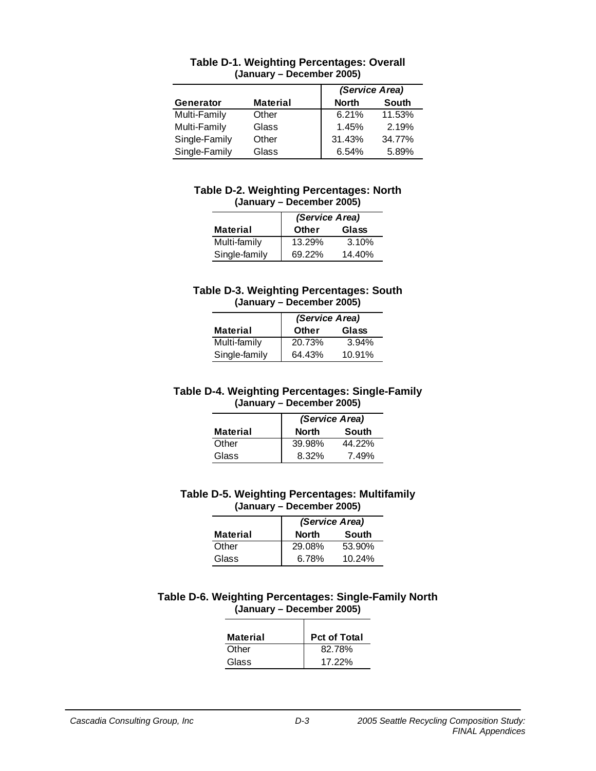**Table D-1. Weighting Percentages: Overall**
**(January – December 2005)**

| | | (Service Area) | |
|---|---|---|---|
| **Generator** | **Material** | **North** | **South** |
| Multi-Family | Other | 6.21% | 11.53% |
| Multi-Family | Glass | 1.45% | 2.19% |
| Single-Family | Other | 31.43% | 34.77% |
| Single-Family | Glass | 6.54% | 5.89% |

**Table D-2. Weighting Percentages: North**
**(January – December 2005)**

| | (Service Area) | |
|---|---|---|
| **Material** | **Other** | **Glass** |
| Multi-family | 13.29% | 3.10% |
| Single-family | 69.22% | 14.40% |

**Table D-3. Weighting Percentages: South**
**(January – December 2005)**

| | (Service Area) | |
|---|---|---|
| **Material** | **Other** | **Glass** |
| Multi-family | 20.73% | 3.94% |
| Single-family | 64.43% | 10.91% |

**Table D-4. Weighting Percentages: Single-Family**
**(January – December 2005)**

| | (Service Area) | |
|---|---|---|
| **Material** | **North** | **South** |
| Other | 39.98% | 44.22% |
| Glass | 8.32% | 7.49% |

**Table D-5. Weighting Percentages: Multifamily**
**(January – December 2005)**

| | (Service Area) | |
|---|---|---|
| **Material** | **North** | **South** |
| Other | 29.08% | 53.90% |
| Glass | 6.78% | 10.24% |

**Table D-6. Weighting Percentages: Single-Family North**
**(January – December 2005)**

| **Material** | **Pct of Total** |
|---|---|
| Other | 82.78% |
| Glass | 17.22% |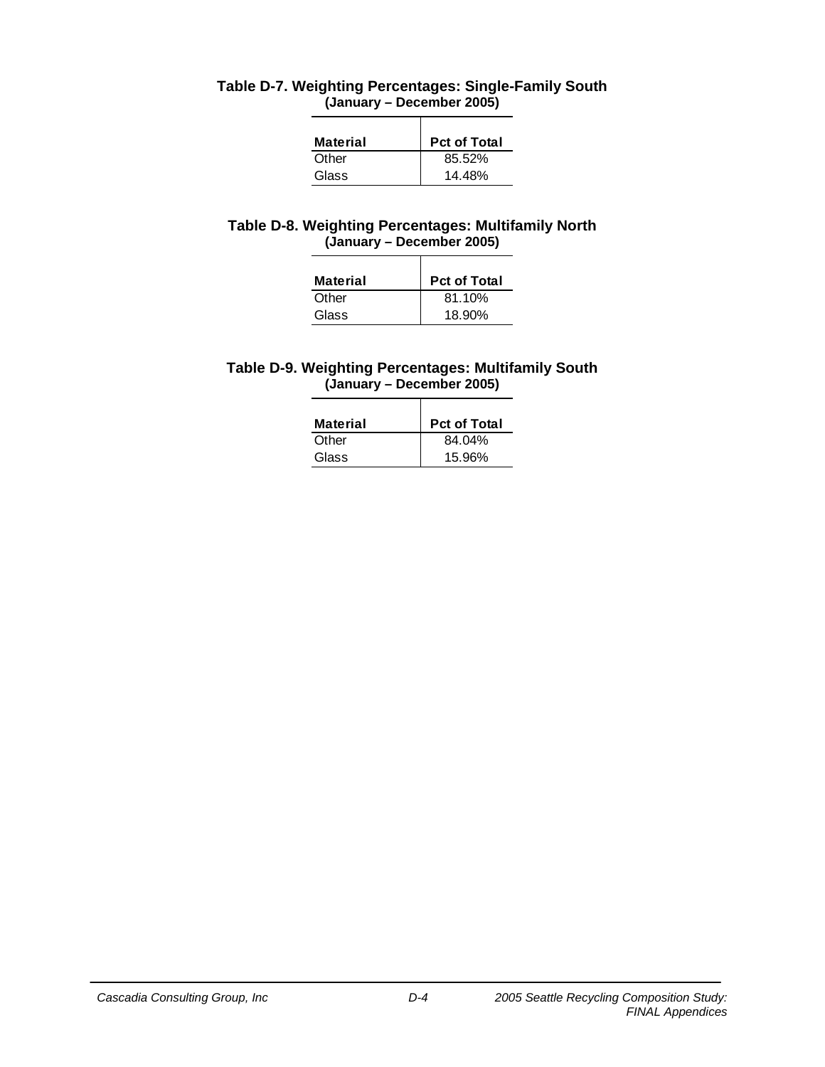**Table D-7. Weighting Percentages: Single-Family South**
**(January – December 2005)**

| Material | Pct of Total |
|---|---|
| Other | 85.52% |
| Glass | 14.48% |

**Table D-8. Weighting Percentages: Multifamily North**
**(January – December 2005)**

| Material | Pct of Total |
|---|---|
| Other | 81.10% |
| Glass | 18.90% |

**Table D-9. Weighting Percentages: Multifamily South**
**(January – December 2005)**

| Material | Pct of Total |
|---|---|
| Other | 84.04% |
| Glass | 15.96% |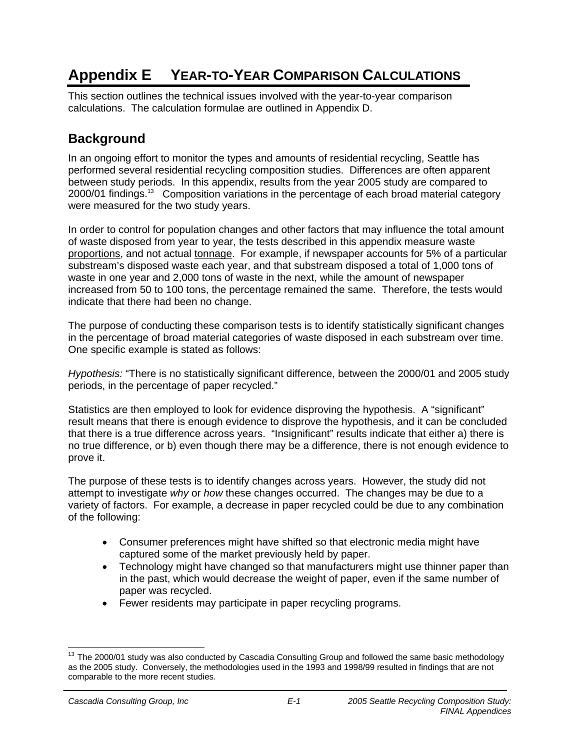# Appendix E YEAR-TO-YEAR COMPARISON CALCULATIONS

This section outlines the technical issues involved with the year-to-year comparison calculations. The calculation formulae are outlined in Appendix D.

## Background

In an ongoing effort to monitor the types and amounts of residential recycling, Seattle has performed several residential recycling composition studies. Differences are often apparent between study periods. In this appendix, results from the year 2005 study are compared to 2000/01 findings.[13] Composition variations in the percentage of each broad material category were measured for the two study years.

In order to control for population changes and other factors that may influence the total amount of waste disposed from year to year, the tests described in this appendix measure waste proportions, and not actual tonnage. For example, if newspaper accounts for 5% of a particular substream's disposed waste each year, and that substream disposed a total of 1,000 tons of waste in one year and 2,000 tons of waste in the next, while the amount of newspaper increased from 50 to 100 tons, the percentage remained the same. Therefore, the tests would indicate that there had been no change.

The purpose of conducting these comparison tests is to identify statistically significant changes in the percentage of broad material categories of waste disposed in each substream over time. One specific example is stated as follows:

*Hypothesis:* "There is no statistically significant difference, between the 2000/01 and 2005 study periods, in the percentage of paper recycled."

Statistics are then employed to look for evidence disproving the hypothesis. A "significant" result means that there is enough evidence to disprove the hypothesis, and it can be concluded that there is a true difference across years. "Insignificant" results indicate that either a) there is no true difference, or b) even though there may be a difference, there is not enough evidence to prove it.

The purpose of these tests is to identify changes across years. However, the study did not attempt to investigate *why* or *how* these changes occurred. The changes may be due to a variety of factors. For example, a decrease in paper recycled could be due to any combination of the following:

- Consumer preferences might have shifted so that electronic media might have captured some of the market previously held by paper.
- Technology might have changed so that manufacturers might use thinner paper than in the past, which would decrease the weight of paper, even if the same number of paper was recycled.
- Fewer residents may participate in paper recycling programs.

[13] The 2000/01 study was also conducted by Cascadia Consulting Group and followed the same basic methodology as the 2005 study. Conversely, the methodologies used in the 1993 and 1998/99 resulted in findings that are not comparable to the more recent studies.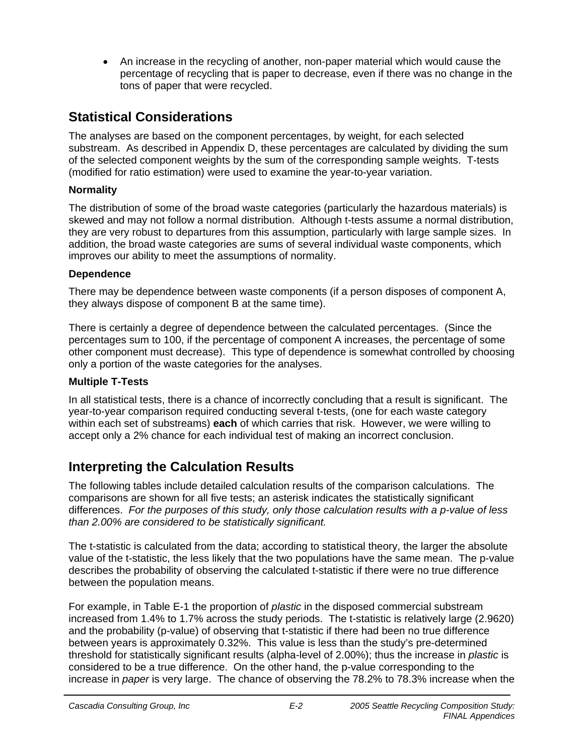- An increase in the recycling of another, non-paper material which would cause the percentage of recycling that is paper to decrease, even if there was no change in the tons of paper that were recycled.

## Statistical Considerations

The analyses are based on the component percentages, by weight, for each selected substream. As described in Appendix D, these percentages are calculated by dividing the sum of the selected component weights by the sum of the corresponding sample weights. T-tests (modified for ratio estimation) were used to examine the year-to-year variation.

### Normality

The distribution of some of the broad waste categories (particularly the hazardous materials) is skewed and may not follow a normal distribution. Although t-tests assume a normal distribution, they are very robust to departures from this assumption, particularly with large sample sizes. In addition, the broad waste categories are sums of several individual waste components, which improves our ability to meet the assumptions of normality.

### Dependence

There may be dependence between waste components (if a person disposes of component A, they always dispose of component B at the same time).

There is certainly a degree of dependence between the calculated percentages. (Since the percentages sum to 100, if the percentage of component A increases, the percentage of some other component must decrease). This type of dependence is somewhat controlled by choosing only a portion of the waste categories for the analyses.

### Multiple T-Tests

In all statistical tests, there is a chance of incorrectly concluding that a result is significant. The year-to-year comparison required conducting several t-tests, (one for each waste category within each set of substreams) **each** of which carries that risk. However, we were willing to accept only a 2% chance for each individual test of making an incorrect conclusion.

## Interpreting the Calculation Results

The following tables include detailed calculation results of the comparison calculations. The comparisons are shown for all five tests; an asterisk indicates the statistically significant differences. *For the purposes of this study, only those calculation results with a p-value of less than 2.00% are considered to be statistically significant.*

The t-statistic is calculated from the data; according to statistical theory, the larger the absolute value of the t-statistic, the less likely that the two populations have the same mean. The p-value describes the probability of observing the calculated t-statistic if there were no true difference between the population means.

For example, in Table E-1 the proportion of *plastic* in the disposed commercial substream increased from 1.4% to 1.7% across the study periods. The t-statistic is relatively large (2.9620) and the probability (p-value) of observing that t-statistic if there had been no true difference between years is approximately 0.32%. This value is less than the study's pre-determined threshold for statistically significant results (alpha-level of 2.00%); thus the increase in *plastic* is considered to be a true difference. On the other hand, the p-value corresponding to the increase in *paper* is very large. The chance of observing the 78.2% to 78.3% increase when the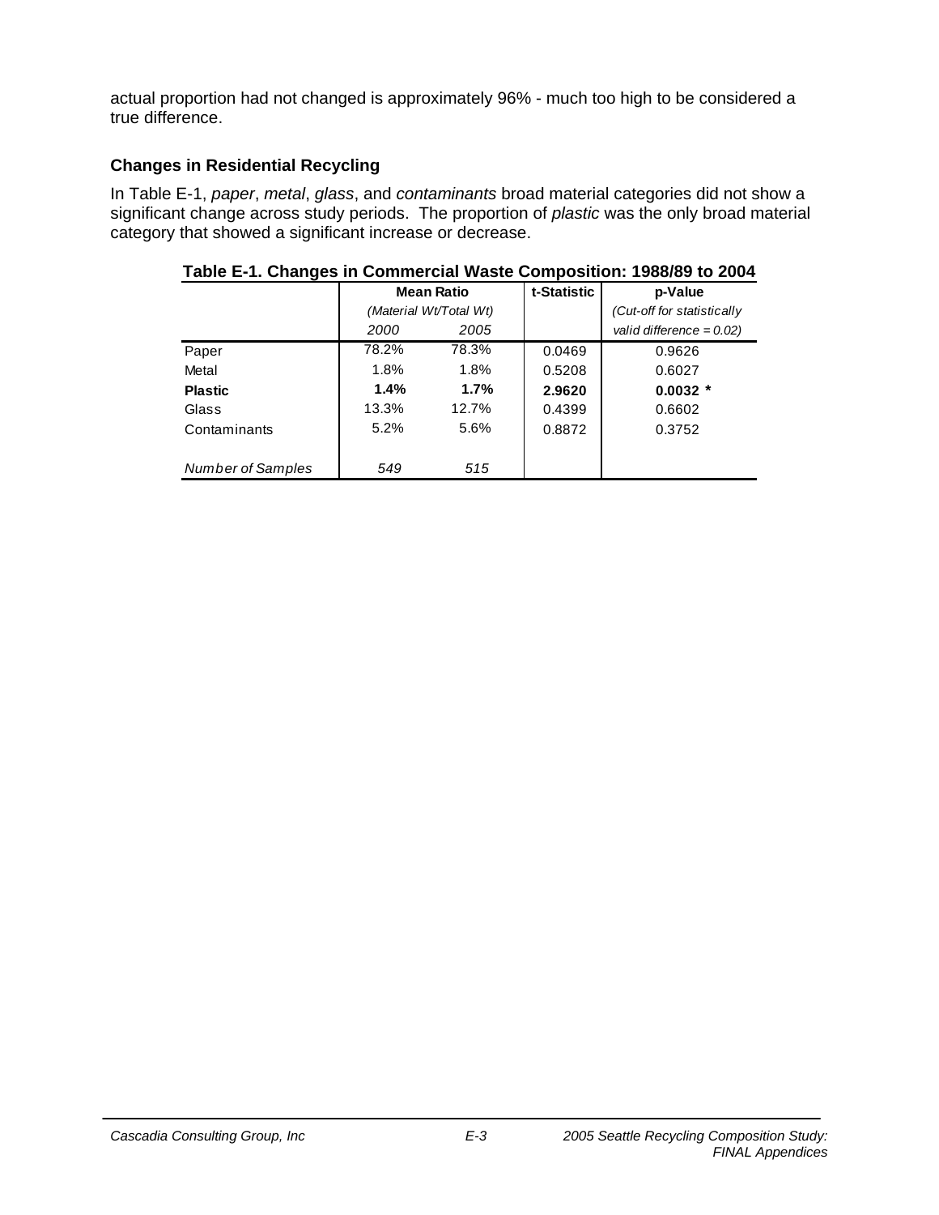actual proportion had not changed is approximately 96% - much too high to be considered a true difference.

### Changes in Residential Recycling

In Table E-1, *paper*, *metal*, *glass*, and *contaminants* broad material categories did not show a significant change across study periods. The proportion of *plastic* was the only broad material category that showed a significant increase or decrease.

**Table E-1. Changes in Commercial Waste Composition: 1988/89 to 2004**

| | **Mean Ratio** *(Material Wt/Total Wt)* | | **t-Statistic** | **p-Value** *(Cut-off for statistically valid difference = 0.02)* |
|---|---|---|---|---|
| | *2000* | *2005* | | |
| Paper | 78.2% | 78.3% | 0.0469 | 0.9626 |
| Metal | 1.8% | 1.8% | 0.5208 | 0.6027 |
| **Plastic** | **1.4%** | **1.7%** | **2.9620** | **0.0032 \*** |
| Glass | 13.3% | 12.7% | 0.4399 | 0.6602 |
| Contaminants | 5.2% | 5.6% | 0.8872 | 0.3752 |
| *Number of Samples* | *549* | *515* | | |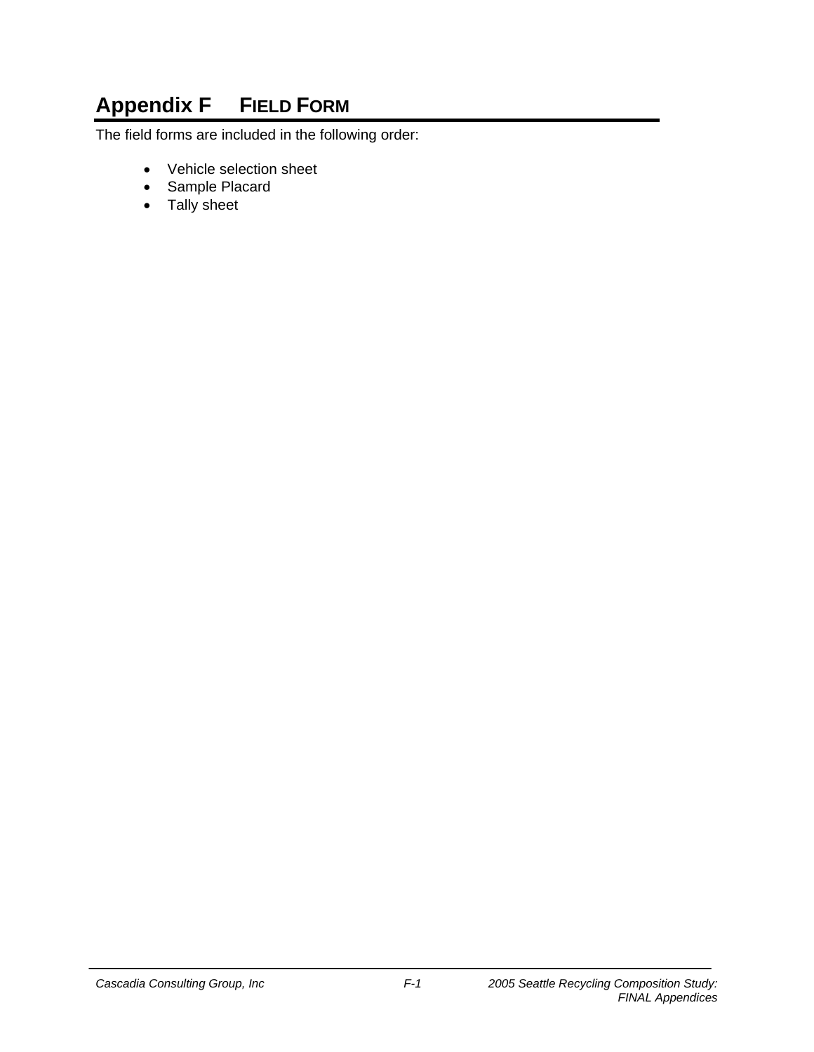# Appendix F FIELD FORM

The field forms are included in the following order:

- Vehicle selection sheet
- Sample Placard
- Tally sheet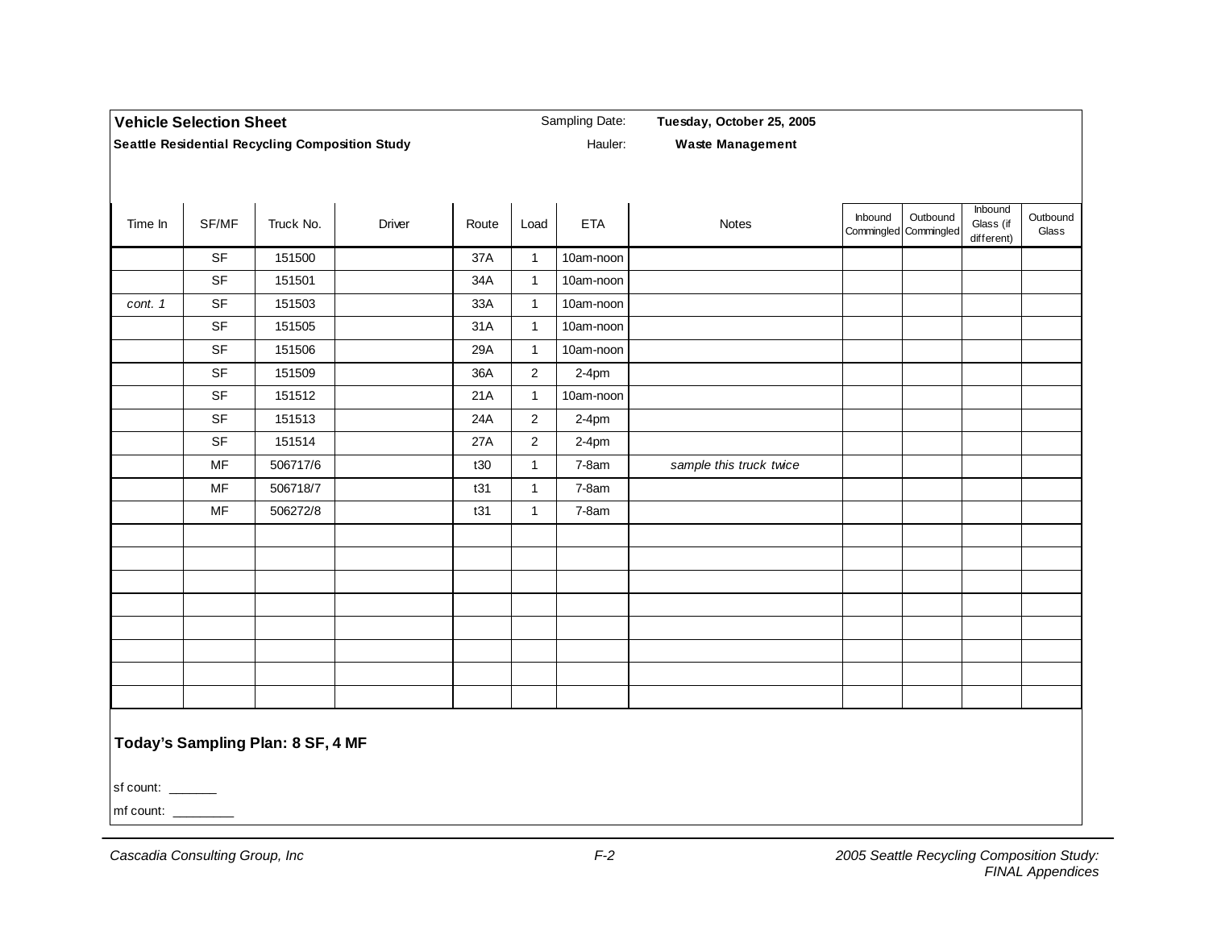**Vehicle Selection Sheet**

**Seattle Residential Recycling Composition Study**

Sampling Date: **Tuesday, October 25, 2005**

Hauler: **Waste Management**

| Time In | SF/MF | Truck No. | Driver | Route | Load | ETA | Notes | Inbound Commingled | Outbound Commingled | Inbound Glass (if different) | Outbound Glass |
|---|---|---|---|---|---|---|---|---|---|---|---|
| | SF | 151500 | | 37A | 1 | 10am-noon | | | | | |
| | SF | 151501 | | 34A | 1 | 10am-noon | | | | | |
| *cont. 1* | SF | 151503 | | 33A | 1 | 10am-noon | | | | | |
| | SF | 151505 | | 31A | 1 | 10am-noon | | | | | |
| | SF | 151506 | | 29A | 1 | 10am-noon | | | | | |
| | SF | 151509 | | 36A | 2 | 2-4pm | | | | | |
| | SF | 151512 | | 21A | 1 | 10am-noon | | | | | |
| | SF | 151513 | | 24A | 2 | 2-4pm | | | | | |
| | SF | 151514 | | 27A | 2 | 2-4pm | | | | | |
| | MF | 506717/6 | | t30 | 1 | 7-8am | *sample this truck twice* | | | | |
| | MF | 506718/7 | | t31 | 1 | 7-8am | | | | | |
| | MF | 506272/8 | | t31 | 1 | 7-8am | | | | | |
| | | | | | | | | | | | |
| | | | | | | | | | | | |
| | | | | | | | | | | | |
| | | | | | | | | | | | |
| | | | | | | | | | | | |
| | | | | | | | | | | | |
| | | | | | | | | | | | |
| | | | | | | | | | | | |

**Today's Sampling Plan: 8 SF, 4 MF**

sf count: _______

mf count: _________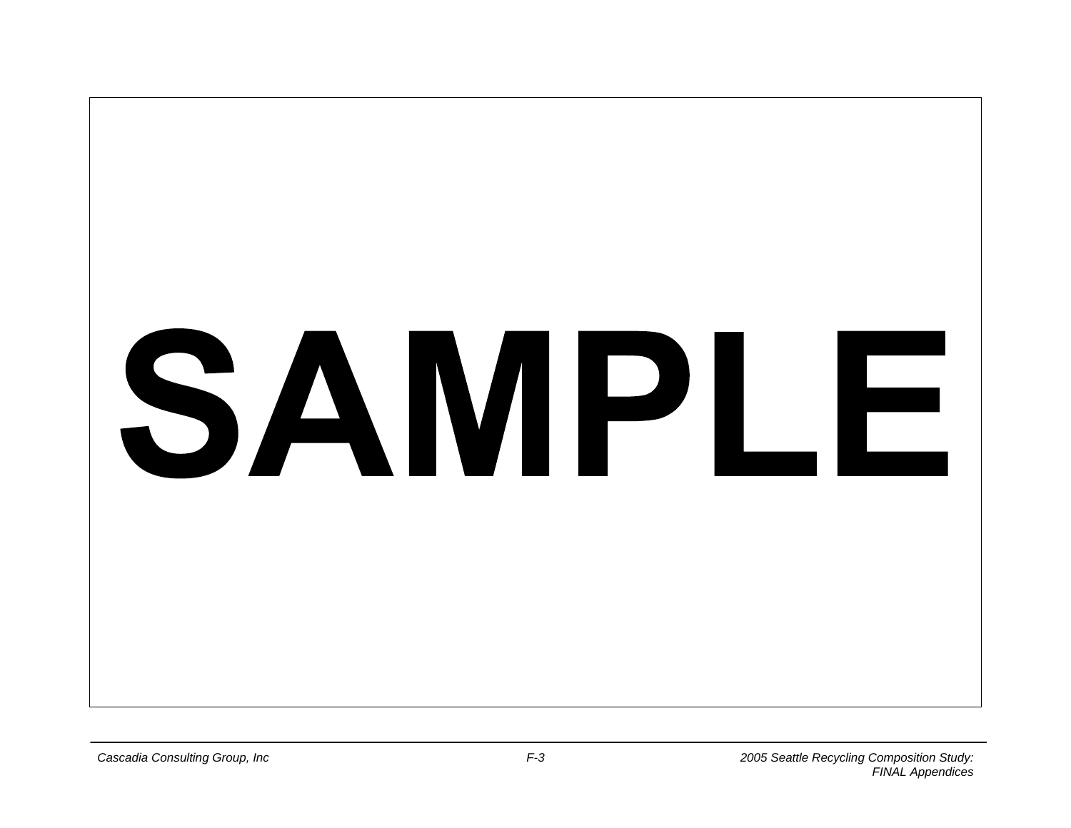SAMPLE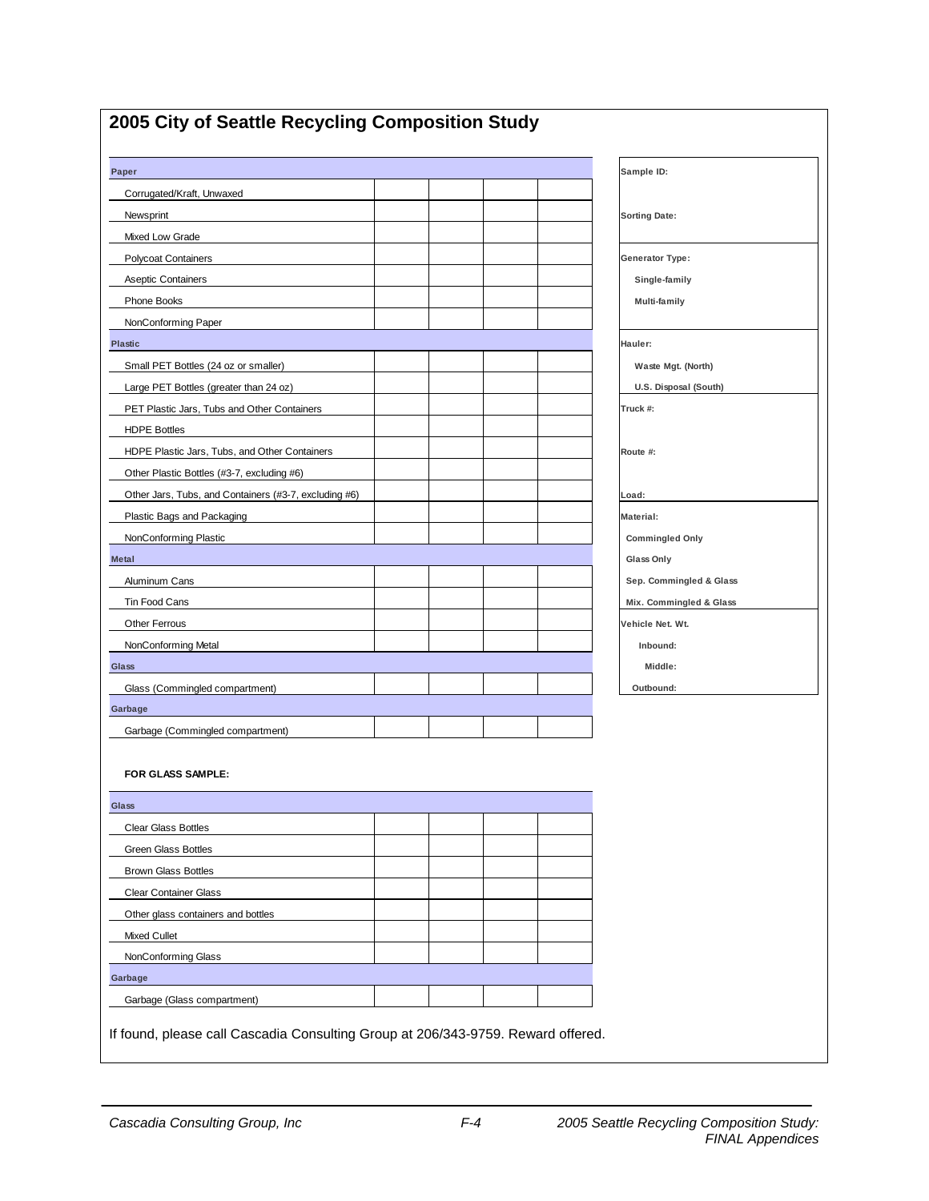## 2005 City of Seattle Recycling Composition Study

| | | | | |
|---|---|---|---|---|
| **Paper** | | | | |
| Corrugated/Kraft, Unwaxed | | | | |
| Newsprint | | | | |
| Mixed Low Grade | | | | |
| Polycoat Containers | | | | |
| Aseptic Containers | | | | |
| Phone Books | | | | |
| NonConforming Paper | | | | |
| **Plastic** | | | | |
| Small PET Bottles (24 oz or smaller) | | | | |
| Large PET Bottles (greater than 24 oz) | | | | |
| PET Plastic Jars, Tubs and Other Containers | | | | |
| HDPE Bottles | | | | |
| HDPE Plastic Jars, Tubs, and Other Containers | | | | |
| Other Plastic Bottles (#3-7, excluding #6) | | | | |
| Other Jars, Tubs, and Containers (#3-7, excluding #6) | | | | |
| Plastic Bags and Packaging | | | | |
| NonConforming Plastic | | | | |
| **Metal** | | | | |
| Aluminum Cans | | | | |
| Tin Food Cans | | | | |
| Other Ferrous | | | | |
| NonConforming Metal | | | | |
| **Glass** | | | | |
| Glass (Commingled compartment) | | | | |
| **Garbage** | | | | |
| Garbage (Commingled compartment) | | | | |

| |
|---|
| **Sample ID:** |
| **Sorting Date:** |
| **Generator Type:** Single-family / Multi-family |
| **Hauler:** Waste Mgt. (North) / U.S. Disposal (South) |
| **Truck #:** |
| **Route #:** |
| **Load:** |
| **Material:** Commingled Only / Glass Only / Sep. Commingled & Glass / Mix. Commingled & Glass |
| **Vehicle Net. Wt.** Inbound: / Middle: / Outbound: |

**FOR GLASS SAMPLE:**

| | | | | |
|---|---|---|---|---|
| **Glass** | | | | |
| Clear Glass Bottles | | | | |
| Green Glass Bottles | | | | |
| Brown Glass Bottles | | | | |
| Clear Container Glass | | | | |
| Other glass containers and bottles | | | | |
| Mixed Cullet | | | | |
| NonConforming Glass | | | | |
| **Garbage** | | | | |
| Garbage (Glass compartment) | | | | |

If found, please call Cascadia Consulting Group at 206/343-9759. Reward offered.